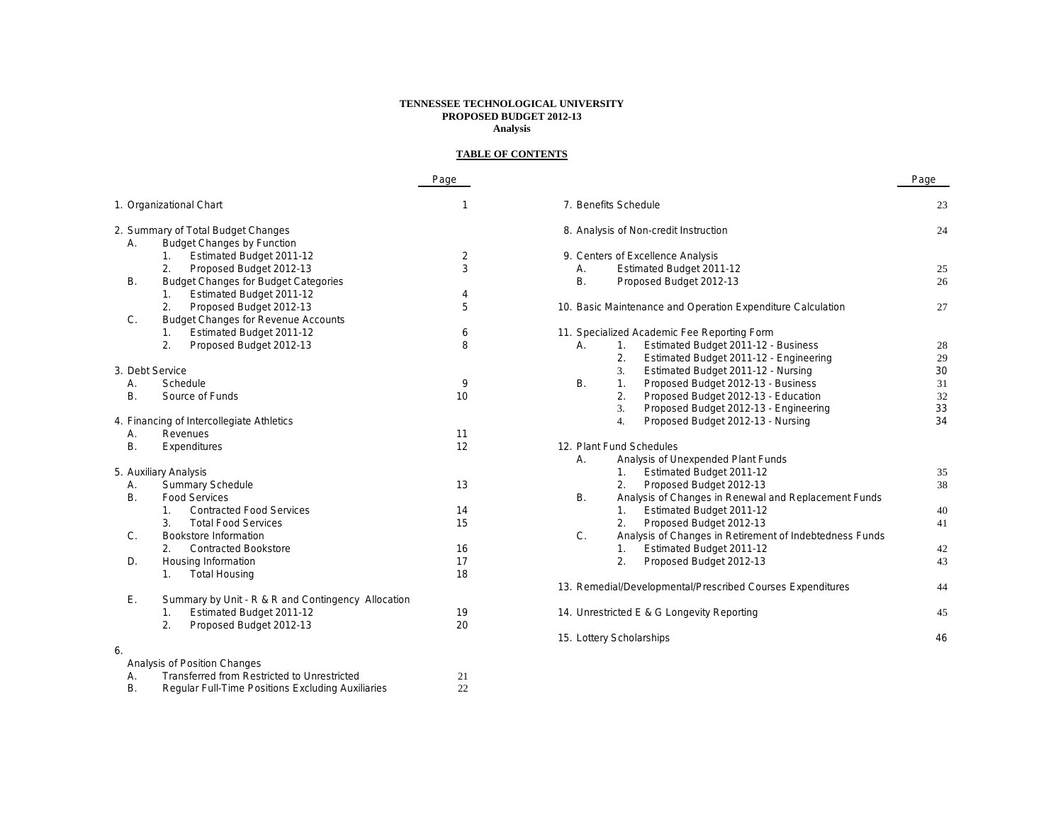**TENNESSEE TECHNOLOGICAL UNIVERSITY**
**PROPOSED BUDGET 2012-13**
**Analysis**

**TABLE OF CONTENTS**

| | Page |
|---|---|
| 1. Organizational Chart | 1 |
| 2. Summary of Total Budget Changes | |
| A. Budget Changes by Function | |
| 1. Estimated Budget 2011-12 | 2 |
| 2. Proposed Budget 2012-13 | 3 |
| B. Budget Changes for Budget Categories | |
| 1. Estimated Budget 2011-12 | 4 |
| 2. Proposed Budget 2012-13 | 5 |
| C. Budget Changes for Revenue Accounts | |
| 1. Estimated Budget 2011-12 | 6 |
| 2. Proposed Budget 2012-13 | 8 |
| 3. Debt Service | |
| A. Schedule | 9 |
| B. Source of Funds | 10 |
| 4. Financing of Intercollegiate Athletics | |
| A. Revenues | 11 |
| B. Expenditures | 12 |
| 5. Auxiliary Analysis | |
| A. Summary Schedule | 13 |
| B. Food Services | |
| 1. Contracted Food Services | 14 |
| 3. Total Food Services | 15 |
| C. Bookstore Information | |
| 2. Contracted Bookstore | 16 |
| D. Housing Information | 17 |
| 1. Total Housing | 18 |
| E. Summary by Unit - R & R and Contingency Allocation | |
| 1. Estimated Budget 2011-12 | 19 |
| 2. Proposed Budget 2012-13 | 20 |
| 6. Analysis of Position Changes | |
| A. Transferred from Restricted to Unrestricted | 21 |
| B. Regular Full-Time Positions Excluding Auxiliaries | 22 |
| 7. Benefits Schedule | 23 |
| 8. Analysis of Non-credit Instruction | 24 |
| 9. Centers of Excellence Analysis | |
| A. Estimated Budget 2011-12 | 25 |
| B. Proposed Budget 2012-13 | 26 |
| 10. Basic Maintenance and Operation Expenditure Calculation | 27 |
| 11. Specialized Academic Fee Reporting Form | |
| A. 1. Estimated Budget 2011-12 - Business | 28 |
| 2. Estimated Budget 2011-12 - Engineering | 29 |
| 3. Estimated Budget 2011-12 - Nursing | 30 |
| B. 1. Proposed Budget 2012-13 - Business | 31 |
| 2. Proposed Budget 2012-13 - Education | 32 |
| 3. Proposed Budget 2012-13 - Engineering | 33 |
| 4. Proposed Budget 2012-13 - Nursing | 34 |
| 12. Plant Fund Schedules | |
| A. Analysis of Unexpended Plant Funds | |
| 1. Estimated Budget 2011-12 | 35 |
| 2. Proposed Budget 2012-13 | 38 |
| B. Analysis of Changes in Renewal and Replacement Funds | |
| 1. Estimated Budget 2011-12 | 40 |
| 2. Proposed Budget 2012-13 | 41 |
| C. Analysis of Changes in Retirement of Indebtedness Funds | |
| 1. Estimated Budget 2011-12 | 42 |
| 2. Proposed Budget 2012-13 | 43 |
| 13. Remedial/Developmental/Prescribed Courses Expenditures | 44 |
| 14. Unrestricted E & G Longevity Reporting | 45 |
| 15. Lottery Scholarships | 46 |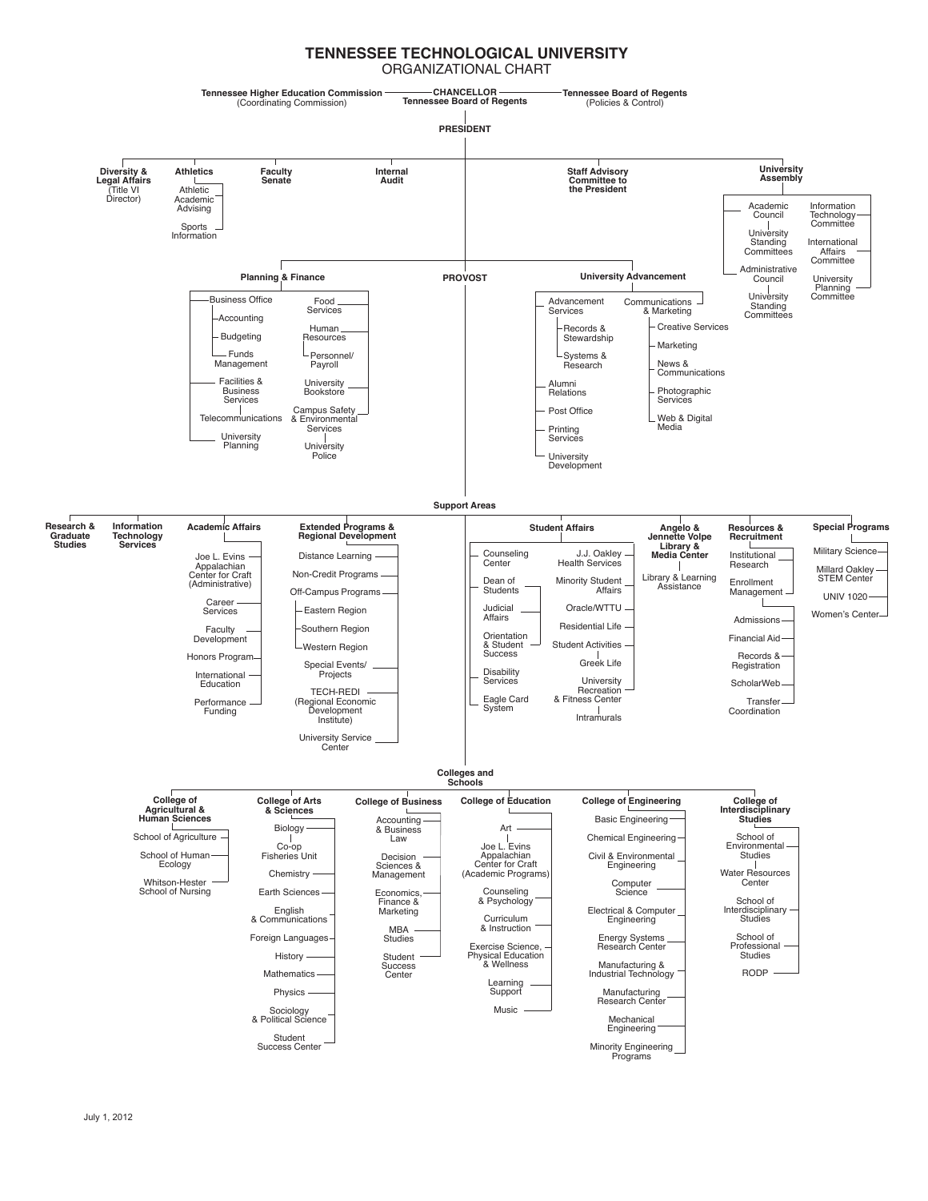# TENNESSEE TECHNOLOGICAL UNIVERSITY

## ORGANIZATIONAL CHART

**Tennessee Higher Education Commission** (Coordinating Commission) — **CHANCELLOR Tennessee Board of Regents** — **Tennessee Board of Regents** (Policies & Control)

**PRESIDENT**

- **Diversity & Legal Affairs** (Title VI Director)
- **Athletics**
  - Athletic Academic Advising
  - Sports Information
- **Faculty Senate**
- **Internal Audit**
- **Staff Advisory Committee to the President**
- **University Assembly**
  - Academic Council
    - University Standing Committees
  - Administrative Council
    - University Standing Committees
  - Information Technology Committee
  - International Affairs Committee
  - University Planning Committee

**Planning & Finance**

- Business Office
  - Accounting
  - Budgeting
  - Funds Management
- Facilities & Business Services
  - Telecommunications
- University Planning
- Food Services
- Human Resources
  - Personnel/ Payroll
- University Bookstore
- Campus Safety & Environmental Services
  - University Police

**PROVOST**

**University Advancement**

- Advancement Services
  - Records & Stewardship
  - Systems & Research
- Alumni Relations
- Post Office
- Printing Services
- University Development
- Communications & Marketing
  - Creative Services
  - Marketing
  - News & Communications
  - Photographic Services
  - Web & Digital Media

**Support Areas**

- **Research & Graduate Studies**
- **Information Technology Services**
- **Academic Affairs**
  - Joe L. Evins Appalachian Center for Craft (Administrative)
  - Career Services
  - Faculty Development
  - Honors Program
  - International Education
  - Performance Funding
- **Extended Programs & Regional Development**
  - Distance Learning
  - Non-Credit Programs
  - Off-Campus Programs
    - Eastern Region
    - Southern Region
    - Western Region
  - Special Events/ Projects
  - TECH-REDI (Regional Economic Development Institute)
  - University Service Center
- **Student Affairs**
  - Counseling Center
  - Dean of Students
    - Judicial Affairs
    - Orientation & Student Success
  - Disability Services
  - Eagle Card System
  - J.J. Oakley Health Services
  - Minority Student Affairs
  - Oracle/WTTU
  - Residential Life
  - Student Activities
    - Greek Life
  - University Recreation & Fitness Center
    - Intramurals
- **Angelo & Jennette Volpe Library & Media Center**
  - Library & Learning Assistance
- **Resources & Recruitment**
  - Institutional Research
  - Enrollment Management
    - Admissions
    - Financial Aid
    - Records & Registration
    - ScholarWeb
    - Transfer Coordination
- **Special Programs**
  - Military Science
  - Millard Oakley STEM Center
  - UNIV 1020
  - Women's Center

**Colleges and Schools**

- **College of Agricultural & Human Sciences**
  - School of Agriculture
  - School of Human Ecology
  - Whitson-Hester School of Nursing
- **College of Arts & Sciences**
  - Biology
    - Co-op Fisheries Unit
  - Chemistry
  - Earth Sciences
  - English & Communications
  - Foreign Languages
  - History
  - Mathematics
  - Physics
  - Sociology & Political Science
  - Student Success Center
- **College of Business**
  - Accounting & Business Law
  - Decision Sciences & Management
  - Economics, Finance & Marketing
  - MBA Studies
  - Student Success Center
- **College of Education**
  - Art
    - Joe L. Evins Appalachian Center for Craft (Academic Programs)
  - Counseling & Psychology
  - Curriculum & Instruction
  - Exercise Science, Physical Education & Wellness
  - Learning Support
  - Music
- **College of Engineering**
  - Basic Engineering
  - Chemical Engineering
  - Civil & Environmental Engineering
  - Computer Science
  - Electrical & Computer Engineering
  - Energy Systems Research Center
  - Manufacturing & Industrial Technology
  - Manufacturing Research Center
  - Mechanical Engineering
  - Minority Engineering Programs
- **College of Interdisciplinary Studies**
  - School of Environmental Studies
    - Water Resources Center
  - School of Interdisciplinary Studies
  - School of Professional Studies
  - RODP

July 1, 2012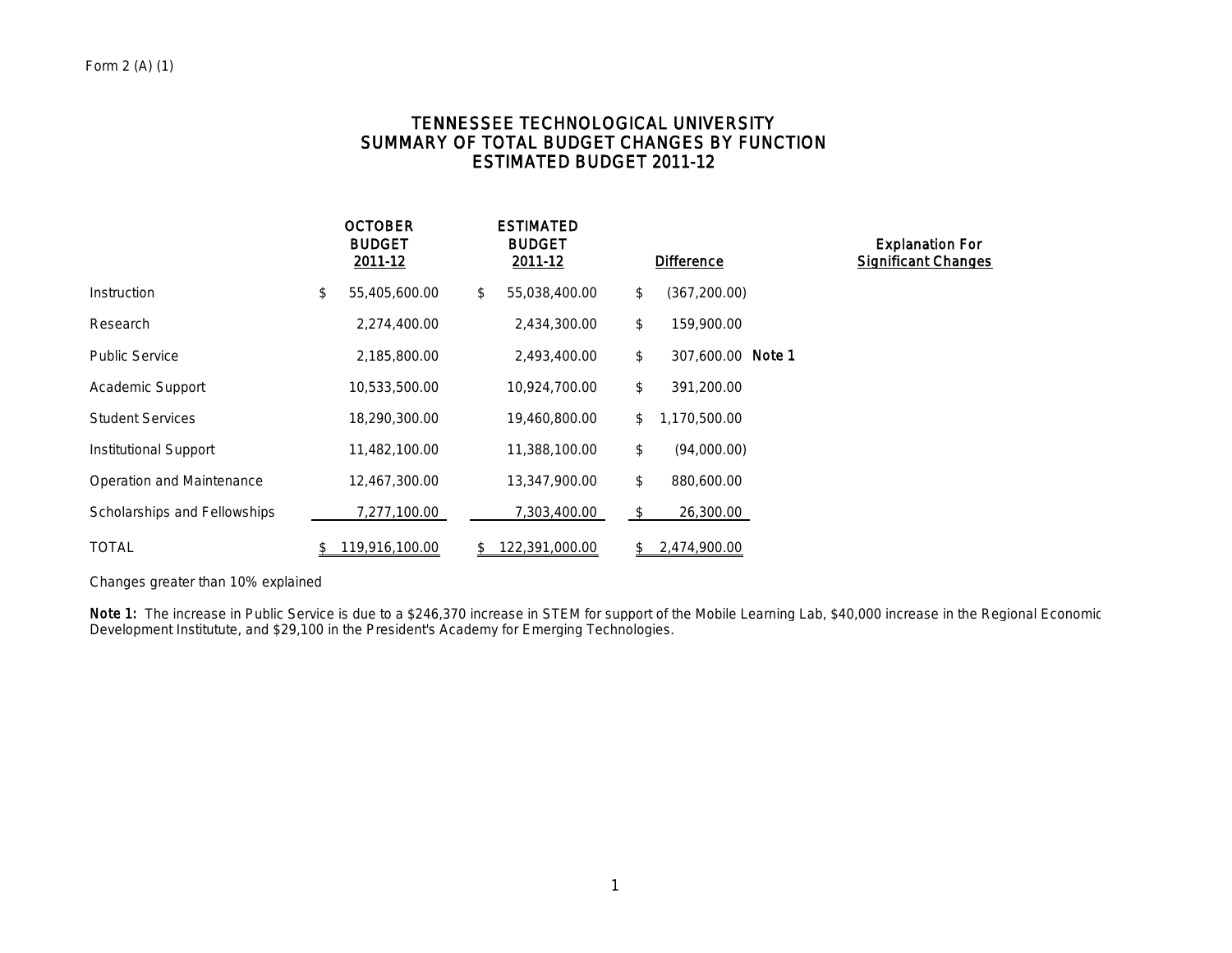Form 2 (A) (1)

# TENNESSEE TECHNOLOGICAL UNIVERSITY
## SUMMARY OF TOTAL BUDGET CHANGES BY FUNCTION
## ESTIMATED BUDGET 2011-12

| | OCTOBER BUDGET 2011-12 | ESTIMATED BUDGET 2011-12 | Difference | | Explanation For Significant Changes |
|---|---|---|---|---|---|
| Instruction | $ 55,405,600.00 | $ 55,038,400.00 | $ (367,200.00) | | |
| Research | 2,274,400.00 | 2,434,300.00 | $ 159,900.00 | | |
| Public Service | 2,185,800.00 | 2,493,400.00 | $ 307,600.00 | Note 1 | |
| Academic Support | 10,533,500.00 | 10,924,700.00 | $ 391,200.00 | | |
| Student Services | 18,290,300.00 | 19,460,800.00 | $ 1,170,500.00 | | |
| Institutional Support | 11,482,100.00 | 11,388,100.00 | $ (94,000.00) | | |
| Operation and Maintenance | 12,467,300.00 | 13,347,900.00 | $ 880,600.00 | | |
| Scholarships and Fellowships | 7,277,100.00 | 7,303,400.00 | $ 26,300.00 | | |
| TOTAL | $ 119,916,100.00 | $ 122,391,000.00 | $ 2,474,900.00 | | |

Changes greater than 10% explained

**Note 1:** The increase in Public Service is due to a $246,370 increase in STEM for support of the Mobile Learning Lab, $40,000 increase in the Regional Economic Development Institutute, and $29,100 in the President's Academy for Emerging Technologies.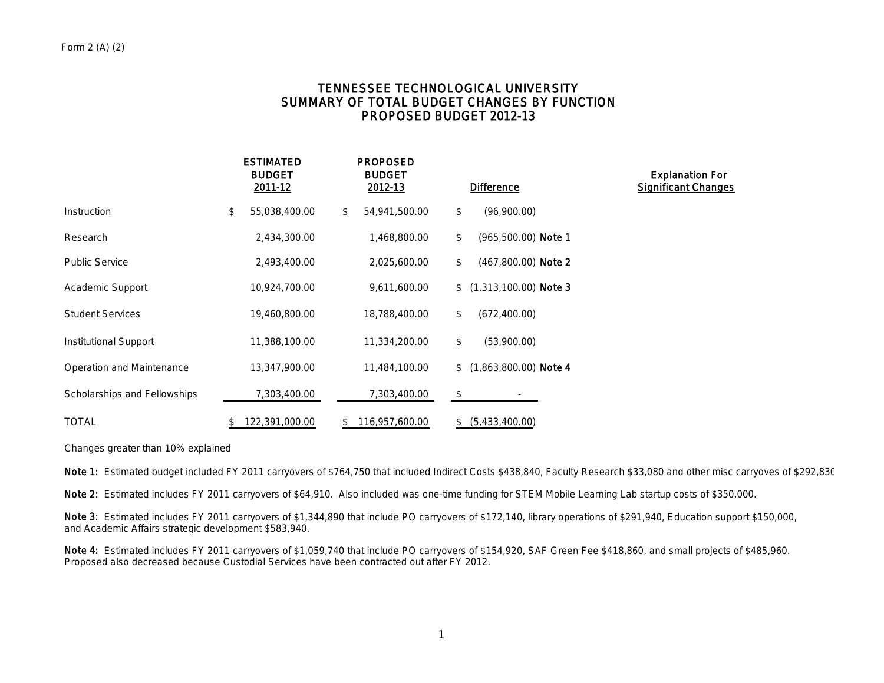Form 2 (A) (2)

# TENNESSEE TECHNOLOGICAL UNIVERSITY
## SUMMARY OF TOTAL BUDGET CHANGES BY FUNCTION
## PROPOSED BUDGET 2012-13

| | ESTIMATED BUDGET 2011-12 | PROPOSED BUDGET 2012-13 | Difference | | Explanation For Significant Changes |
|---|---|---|---|---|---|
| Instruction | $ 55,038,400.00 | $ 54,941,500.00 | $ (96,900.00) | | |
| Research | 2,434,300.00 | 1,468,800.00 | $ (965,500.00) | Note 1 | |
| Public Service | 2,493,400.00 | 2,025,600.00 | $ (467,800.00) | Note 2 | |
| Academic Support | 10,924,700.00 | 9,611,600.00 | $ (1,313,100.00) | Note 3 | |
| Student Services | 19,460,800.00 | 18,788,400.00 | $ (672,400.00) | | |
| Institutional Support | 11,388,100.00 | 11,334,200.00 | $ (53,900.00) | | |
| Operation and Maintenance | 13,347,900.00 | 11,484,100.00 | $ (1,863,800.00) | Note 4 | |
| Scholarships and Fellowships | 7,303,400.00 | 7,303,400.00 | $ - | | |
| TOTAL | $ 122,391,000.00 | $ 116,957,600.00 | $ (5,433,400.00) | | |

Changes greater than 10% explained

Note 1: Estimated budget included FY 2011 carryovers of $764,750 that included Indirect Costs $438,840, Faculty Research $33,080 and other misc carryoves of $292,830

Note 2: Estimated includes FY 2011 carryovers of $64,910. Also included was one-time funding for STEM Mobile Learning Lab startup costs of $350,000.

Note 3: Estimated includes FY 2011 carryovers of $1,344,890 that include PO carryovers of $172,140, library operations of $291,940, Education support $150,000, and Academic Affairs strategic development $583,940.

Note 4: Estimated includes FY 2011 carryovers of $1,059,740 that include PO carryovers of $154,920, SAF Green Fee $418,860, and small projects of $485,960. Proposed also decreased because Custodial Services have been contracted out after FY 2012.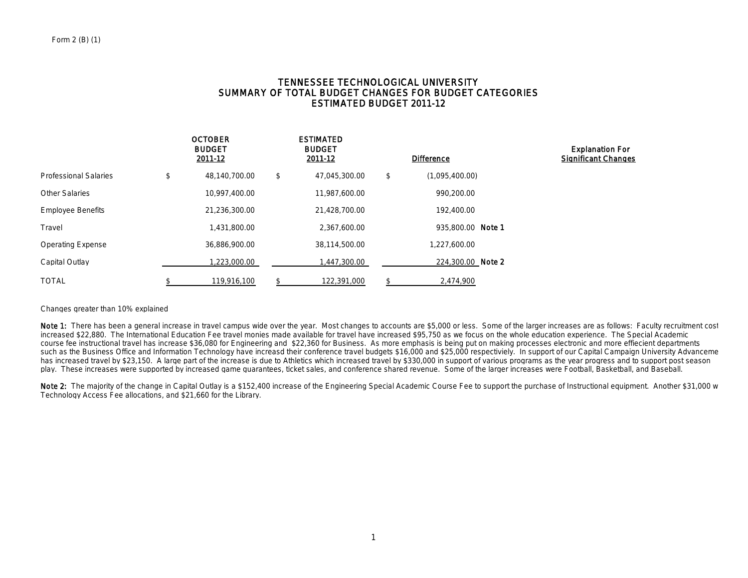Form 2 (B) (1)

# TENNESSEE TECHNOLOGICAL UNIVERSITY
## SUMMARY OF TOTAL BUDGET CHANGES FOR BUDGET CATEGORIES
## ESTIMATED BUDGET 2011-12

| | OCTOBER BUDGET 2011-12 | ESTIMATED BUDGET 2011-12 | Difference | | Explanation For Significant Changes |
|---|---|---|---|---|---|
| Professional Salaries | $ 48,140,700.00 | $ 47,045,300.00 | $ (1,095,400.00) | | |
| Other Salaries | 10,997,400.00 | 11,987,600.00 | 990,200.00 | | |
| Employee Benefits | 21,236,300.00 | 21,428,700.00 | 192,400.00 | | |
| Travel | 1,431,800.00 | 2,367,600.00 | 935,800.00 | Note 1 | |
| Operating Expense | 36,886,900.00 | 38,114,500.00 | 1,227,600.00 | | |
| Capital Outlay | 1,223,000.00 | 1,447,300.00 | 224,300.00 | Note 2 | |
| TOTAL | $ 119,916,100 | $ 122,391,000 | $ 2,474,900 | | |

Changes greater than 10% explained

**Note 1:** There has been a general increase in travel campus wide over the year. Most changes to accounts are $5,000 or less. Some of the larger increases are as follows: Faculty recruitment cost increased $22,880. The International Education Fee travel monies made available for travel have increased $95,750 as we focus on the whole education experience. The Special Academic course fee instructional travel has increase $36,080 for Engineering and $22,360 for Business. As more emphasis is being put on making processes electronic and more effiecient departments such as the Business Office and Information Technology have increasd their conference travel budgets $16,000 and $25,000 respectivielly. In support of our Capital Campaign University Advanceme has increased travel by $23,150. A large part of the increase is due to Athletics which increased travel by $330,000 in support of various programs as the year progress and to support post season play. These increases were supported by increased game guarantees, ticket sales, and conference shared revenue. Some of the larger increases were Football, Basketball, and Baseball.

**Note 2:** The majority of the change in Capital Outlay is a $152,400 increase of the Engineering Special Academic Course Fee to support the purchase of Instructional equipment. Another $31,000 w Technology Access Fee allocations, and $21,660 for the Library.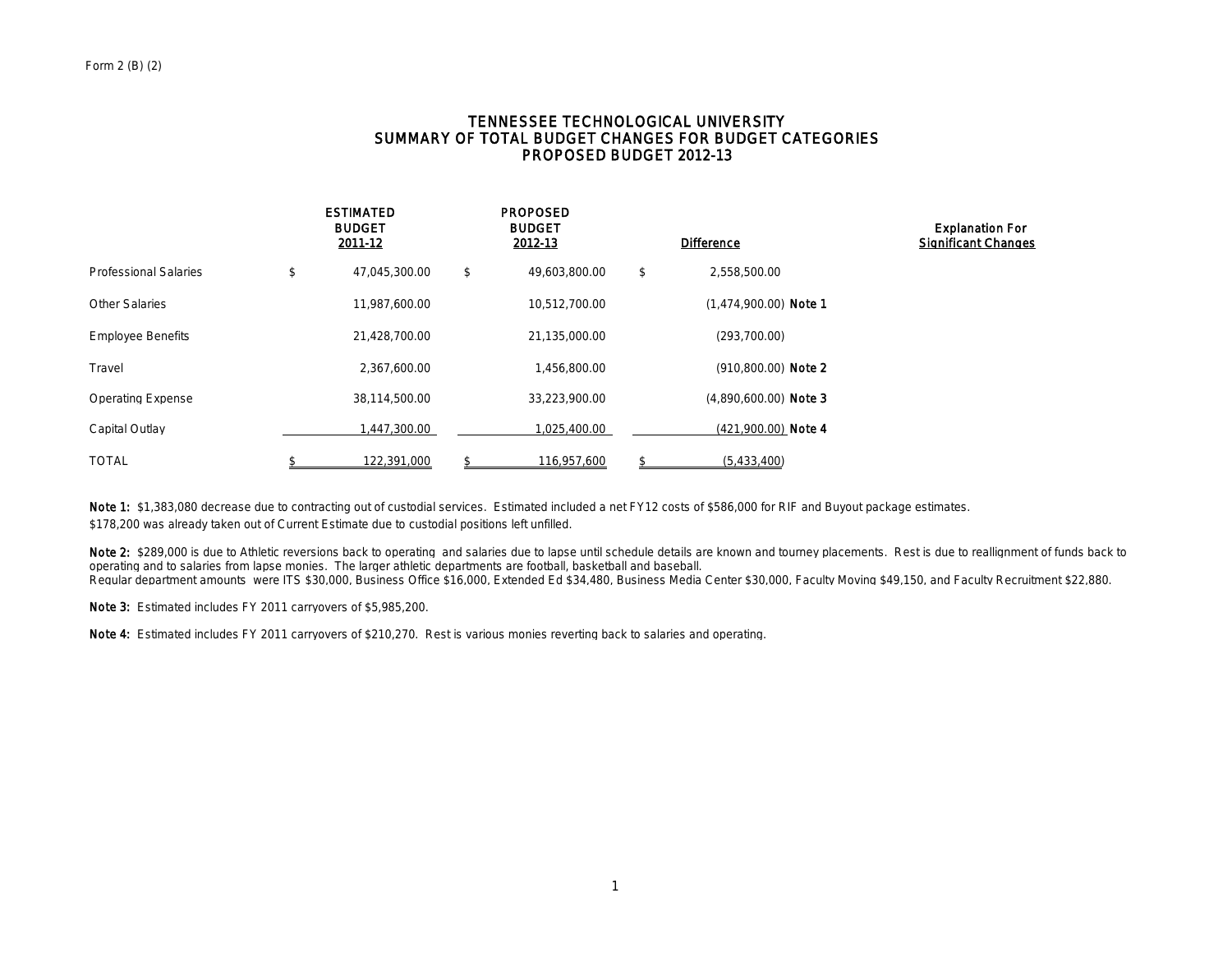Form 2 (B) (2)

# TENNESSEE TECHNOLOGICAL UNIVERSITY
## SUMMARY OF TOTAL BUDGET CHANGES FOR BUDGET CATEGORIES
## PROPOSED BUDGET 2012-13

| | ESTIMATED BUDGET 2011-12 | PROPOSED BUDGET 2012-13 | Difference | Explanation For Significant Changes |
|---|---|---|---|---|
| Professional Salaries | $ 47,045,300.00 | $ 49,603,800.00 | $ 2,558,500.00 | |
| Other Salaries | 11,987,600.00 | 10,512,700.00 | (1,474,900.00) **Note 1** | |
| Employee Benefits | 21,428,700.00 | 21,135,000.00 | (293,700.00) | |
| Travel | 2,367,600.00 | 1,456,800.00 | (910,800.00) **Note 2** | |
| Operating Expense | 38,114,500.00 | 33,223,900.00 | (4,890,600.00) **Note 3** | |
| Capital Outlay | 1,447,300.00 | 1,025,400.00 | (421,900.00) **Note 4** | |
| TOTAL | $ 122,391,000 | $ 116,957,600 | $ (5,433,400) | |

**Note 1:** $1,383,080 decrease due to contracting out of custodial services. Estimated included a net FY12 costs of $586,000 for RIF and Buyout package estimates.
$178,200 was already taken out of Current Estimate due to custodial positions left unfilled.

**Note 2:** $289,000 is due to Athletic reversions back to operating and salaries due to lapse until schedule details are known and tourney placements. Rest is due to reallignment of funds back to operating and to salaries from lapse monies. The larger athletic departments are football, basketball and baseball.
Regular department amounts were ITS $30,000, Business Office $16,000, Extended Ed $34,480, Business Media Center $30,000, Faculty Moving $49,150, and Faculty Recruitment $22,880.

**Note 3:** Estimated includes FY 2011 carryovers of $5,985,200.

**Note 4:** Estimated includes FY 2011 carryovers of $210,270. Rest is various monies reverting back to salaries and operating.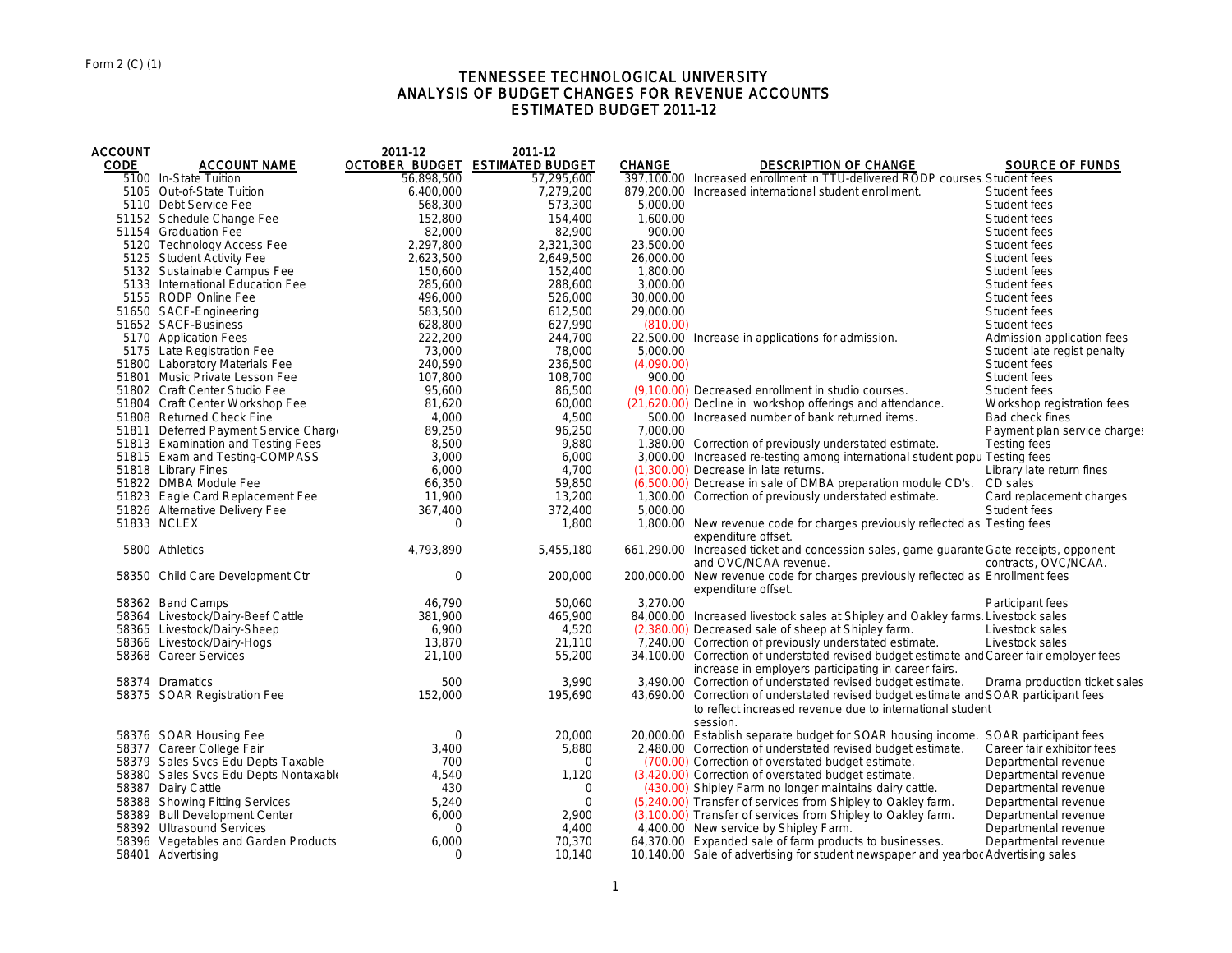Form 2 (C) (1)

# TENNESSEE TECHNOLOGICAL UNIVERSITY
## ANALYSIS OF BUDGET CHANGES FOR REVENUE ACCOUNTS
## ESTIMATED BUDGET 2011-12

| ACCOUNT CODE | ACCOUNT NAME | 2011-12 OCTOBER BUDGET | 2011-12 ESTIMATED BUDGET | CHANGE | DESCRIPTION OF CHANGE | SOURCE OF FUNDS |
|---|---|---|---|---|---|---|
| 5100 | In-State Tuition | 56,898,500 | 57,295,600 | 397,100.00 | Increased enrollment in TTU-delivered RODP courses | Student fees |
| 5105 | Out-of-State Tuition | 6,400,000 | 7,279,200 | 879,200.00 | Increased international student enrollment. | Student fees |
| 5110 | Debt Service Fee | 568,300 | 573,300 | 5,000.00 | | Student fees |
| 51152 | Schedule Change Fee | 152,800 | 154,400 | 1,600.00 | | Student fees |
| 51154 | Graduation Fee | 82,000 | 82,900 | 900.00 | | Student fees |
| 5120 | Technology Access Fee | 2,297,800 | 2,321,300 | 23,500.00 | | Student fees |
| 5125 | Student Activity Fee | 2,623,500 | 2,649,500 | 26,000.00 | | Student fees |
| 5132 | Sustainable Campus Fee | 150,600 | 152,400 | 1,800.00 | | Student fees |
| 5133 | International Education Fee | 285,600 | 288,600 | 3,000.00 | | Student fees |
| 5155 | RODP Online Fee | 496,000 | 526,000 | 30,000.00 | | Student fees |
| 51650 | SACF-Engineering | 583,500 | 612,500 | 29,000.00 | | Student fees |
| 51652 | SACF-Business | 628,800 | 627,990 | (810.00) | | Student fees |
| 5170 | Application Fees | 222,200 | 244,700 | 22,500.00 | Increase in applications for admission. | Admission application fees |
| 5175 | Late Registration Fee | 73,000 | 78,000 | 5,000.00 | | Student late regist penalty |
| 51800 | Laboratory Materials Fee | 240,590 | 236,500 | (4,090.00) | | Student fees |
| 51801 | Music Private Lesson Fee | 107,800 | 108,700 | 900.00 | | Student fees |
| 51802 | Craft Center Studio Fee | 95,600 | 86,500 | (9,100.00) | Decreased enrollment in studio courses. | Student fees |
| 51804 | Craft Center Workshop Fee | 81,620 | 60,000 | (21,620.00) | Decline in workshop offerings and attendance. | Workshop registration fees |
| 51808 | Returned Check Fine | 4,000 | 4,500 | 500.00 | Increased number of bank returned items. | Bad check fines |
| 51811 | Deferred Payment Service Charg | 89,250 | 96,250 | 7,000.00 | | Payment plan service charges |
| 51813 | Examination and Testing Fees | 8,500 | 9,880 | 1,380.00 | Correction of previously understated estimate. | Testing fees |
| 51815 | Exam and Testing-COMPASS | 3,000 | 6,000 | 3,000.00 | Increased re-testing among international student popu | Testing fees |
| 51818 | Library Fines | 6,000 | 4,700 | (1,300.00) | Decrease in late returns. | Library late return fines |
| 51822 | DMBA Module Fee | 66,350 | 59,850 | (6,500.00) | Decrease in sale of DMBA preparation module CD's. | CD sales |
| 51823 | Eagle Card Replacement Fee | 11,900 | 13,200 | 1,300.00 | Correction of previously understated estimate. | Card replacement charges |
| 51826 | Alternative Delivery Fee | 367,400 | 372,400 | 5,000.00 | | Student fees |
| 51833 | NCLEX | 0 | 1,800 | 1,800.00 | New revenue code for charges previously reflected as expenditure offset. | Testing fees |
| 5800 | Athletics | 4,793,890 | 5,455,180 | 661,290.00 | Increased ticket and concession sales, game guarante and OVC/NCAA revenue. | Gate receipts, opponent contracts, OVC/NCAA. |
| 58350 | Child Care Development Ctr | 0 | 200,000 | 200,000.00 | New revenue code for charges previously reflected as expenditure offset. | Enrollment fees |
| 58362 | Band Camps | 46,790 | 50,060 | 3,270.00 | | Participant fees |
| 58364 | Livestock/Dairy-Beef Cattle | 381,900 | 465,900 | 84,000.00 | Increased livestock sales at Shipley and Oakley farms. | Livestock sales |
| 58365 | Livestock/Dairy-Sheep | 6,900 | 4,520 | (2,380.00) | Decreased sale of sheep at Shipley farm. | Livestock sales |
| 58366 | Livestock/Dairy-Hogs | 13,870 | 21,110 | 7,240.00 | Correction of previously understated estimate. | Livestock sales |
| 58368 | Career Services | 21,100 | 55,200 | 34,100.00 | Correction of understated revised budget estimate and increase in employers participating in career fairs. | Career fair employer fees |
| 58374 | Dramatics | 500 | 3,990 | 3,490.00 | Correction of understated revised budget estimate. | Drama production ticket sales |
| 58375 | SOAR Registration Fee | 152,000 | 195,690 | 43,690.00 | Correction of understated revised budget estimate and to reflect increased revenue due to international student session. | SOAR participant fees |
| 58376 | SOAR Housing Fee | 0 | 20,000 | 20,000.00 | Establish separate budget for SOAR housing income. | SOAR participant fees |
| 58377 | Career College Fair | 3,400 | 5,880 | 2,480.00 | Correction of understated revised budget estimate. | Career fair exhibitor fees |
| 58379 | Sales Svcs Edu Depts Taxable | 700 | 0 | (700.00) | Correction of overstated budget estimate. | Departmental revenue |
| 58380 | Sales Svcs Edu Depts Nontaxabl | 4,540 | 1,120 | (3,420.00) | Correction of overstated budget estimate. | Departmental revenue |
| 58387 | Dairy Cattle | 430 | 0 | (430.00) | Shipley Farm no longer maintains dairy cattle. | Departmental revenue |
| 58388 | Showing Fitting Services | 5,240 | 0 | (5,240.00) | Transfer of services from Shipley to Oakley farm. | Departmental revenue |
| 58389 | Bull Development Center | 6,000 | 2,900 | (3,100.00) | Transfer of services from Shipley to Oakley farm. | Departmental revenue |
| 58392 | Ultrasound Services | 0 | 4,400 | 4,400.00 | New service by Shipley Farm. | Departmental revenue |
| 58396 | Vegetables and Garden Products | 6,000 | 70,370 | 64,370.00 | Expanded sale of farm products to businesses. | Departmental revenue |
| 58401 | Advertising | 0 | 10,140 | 10,140.00 | Sale of advertising for student newspaper and yearboc | Advertising sales |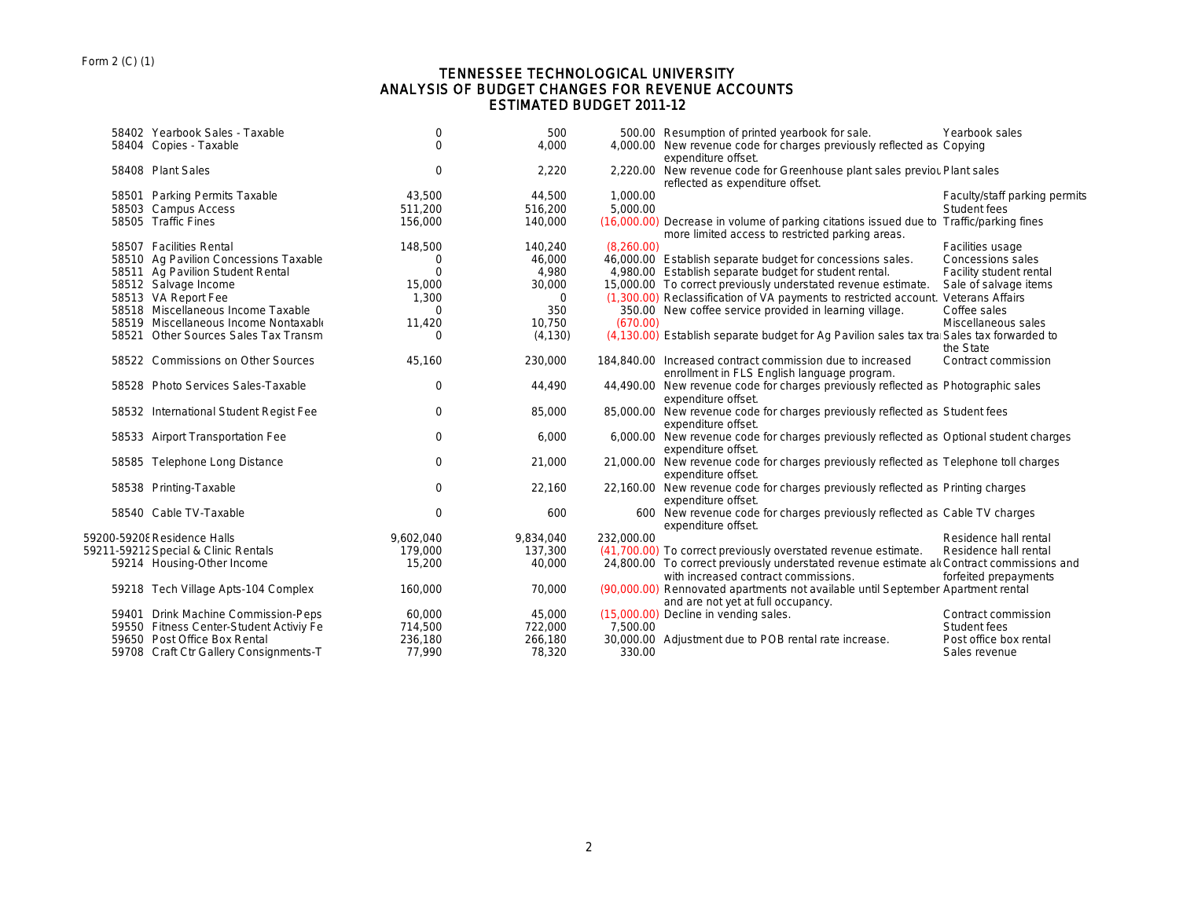Form 2 (C) (1)

# TENNESSEE TECHNOLOGICAL UNIVERSITY
## ANALYSIS OF BUDGET CHANGES FOR REVENUE ACCOUNTS
## ESTIMATED BUDGET 2011-12

| Account | Description | | | Change | Explanation | Source |
|---|---|---|---|---|---|---|
| 58402 | Yearbook Sales - Taxable | 0 | 500 | 500.00 | Resumption of printed yearbook for sale. | Yearbook sales |
| 58404 | Copies - Taxable | 0 | 4,000 | 4,000.00 | New revenue code for charges previously reflected as expenditure offset. | Copying |
| 58408 | Plant Sales | 0 | 2,220 | 2,220.00 | New revenue code for Greenhouse plant sales previou reflected as expenditure offset. | Plant sales |
| 58501 | Parking Permits Taxable | 43,500 | 44,500 | 1,000.00 | | Faculty/staff parking permits |
| 58503 | Campus Access | 511,200 | 516,200 | 5,000.00 | | Student fees |
| 58505 | Traffic Fines | 156,000 | 140,000 | (16,000.00) | Decrease in volume of parking citations issued due to more limited access to restricted parking areas. | Traffic/parking fines |
| 58507 | Facilities Rental | 148,500 | 140,240 | (8,260.00) | | Facilities usage |
| 58510 | Ag Pavilion Concessions Taxable | 0 | 46,000 | 46,000.00 | Establish separate budget for concessions sales. | Concessions sales |
| 58511 | Ag Pavilion Student Rental | 0 | 4,980 | 4,980.00 | Establish separate budget for student rental. | Facility student rental |
| 58512 | Salvage Income | 15,000 | 30,000 | 15,000.00 | To correct previously understated revenue estimate. | Sale of salvage items |
| 58513 | VA Report Fee | 1,300 | 0 | (1,300.00) | Reclassification of VA payments to restricted account. | Veterans Affairs |
| 58518 | Miscellaneous Income Taxable | 0 | 350 | 350.00 | New coffee service provided in learning village. | Coffee sales |
| 58519 | Miscellaneous Income Nontaxabl | 11,420 | 10,750 | (670.00) | | Miscellaneous sales |
| 58521 | Other Sources Sales Tax Transm | 0 | (4,130) | (4,130.00) | Establish separate budget for Ag Pavilion sales tax tra | Sales tax forwarded to the State |
| 58522 | Commissions on Other Sources | 45,160 | 230,000 | 184,840.00 | Increased contract commission due to increased enrollment in FLS English language program. | Contract commission |
| 58528 | Photo Services Sales-Taxable | 0 | 44,490 | 44,490.00 | New revenue code for charges previously reflected as expenditure offset. | Photographic sales |
| 58532 | International Student Regist Fee | 0 | 85,000 | 85,000.00 | New revenue code for charges previously reflected as expenditure offset. | Student fees |
| 58533 | Airport Transportation Fee | 0 | 6,000 | 6,000.00 | New revenue code for charges previously reflected as expenditure offset. | Optional student charges |
| 58585 | Telephone Long Distance | 0 | 21,000 | 21,000.00 | New revenue code for charges previously reflected as expenditure offset. | Telephone toll charges |
| 58538 | Printing-Taxable | 0 | 22,160 | 22,160.00 | New revenue code for charges previously reflected as expenditure offset. | Printing charges |
| 58540 | Cable TV-Taxable | 0 | 600 | 600 | New revenue code for charges previously reflected as expenditure offset. | Cable TV charges |
| 59200-59208 | Residence Halls | 9,602,040 | 9,834,040 | 232,000.00 | | Residence hall rental |
| 59211-59212 | Special & Clinic Rentals | 179,000 | 137,300 | (41,700.00) | To correct previously overstated revenue estimate. | Residence hall rental |
| 59214 | Housing-Other Income | 15,200 | 40,000 | 24,800.00 | To correct previously understated revenue estimate al with increased contract commissions. | Contract commissions and forfeited prepayments |
| 59218 | Tech Village Apts-104 Complex | 160,000 | 70,000 | (90,000.00) | Rennovated apartments not available until September and are not yet at full occupancy. | Apartment rental |
| 59401 | Drink Machine Commission-Peps | 60,000 | 45,000 | (15,000.00) | Decline in vending sales. | Contract commission |
| 59550 | Fitness Center-Student Activiy Fe | 714,500 | 722,000 | 7,500.00 | | Student fees |
| 59650 | Post Office Box Rental | 236,180 | 266,180 | 30,000.00 | Adjustment due to POB rental rate increase. | Post office box rental |
| 59708 | Craft Ctr Gallery Consignments-T | 77,990 | 78,320 | 330.00 | | Sales revenue |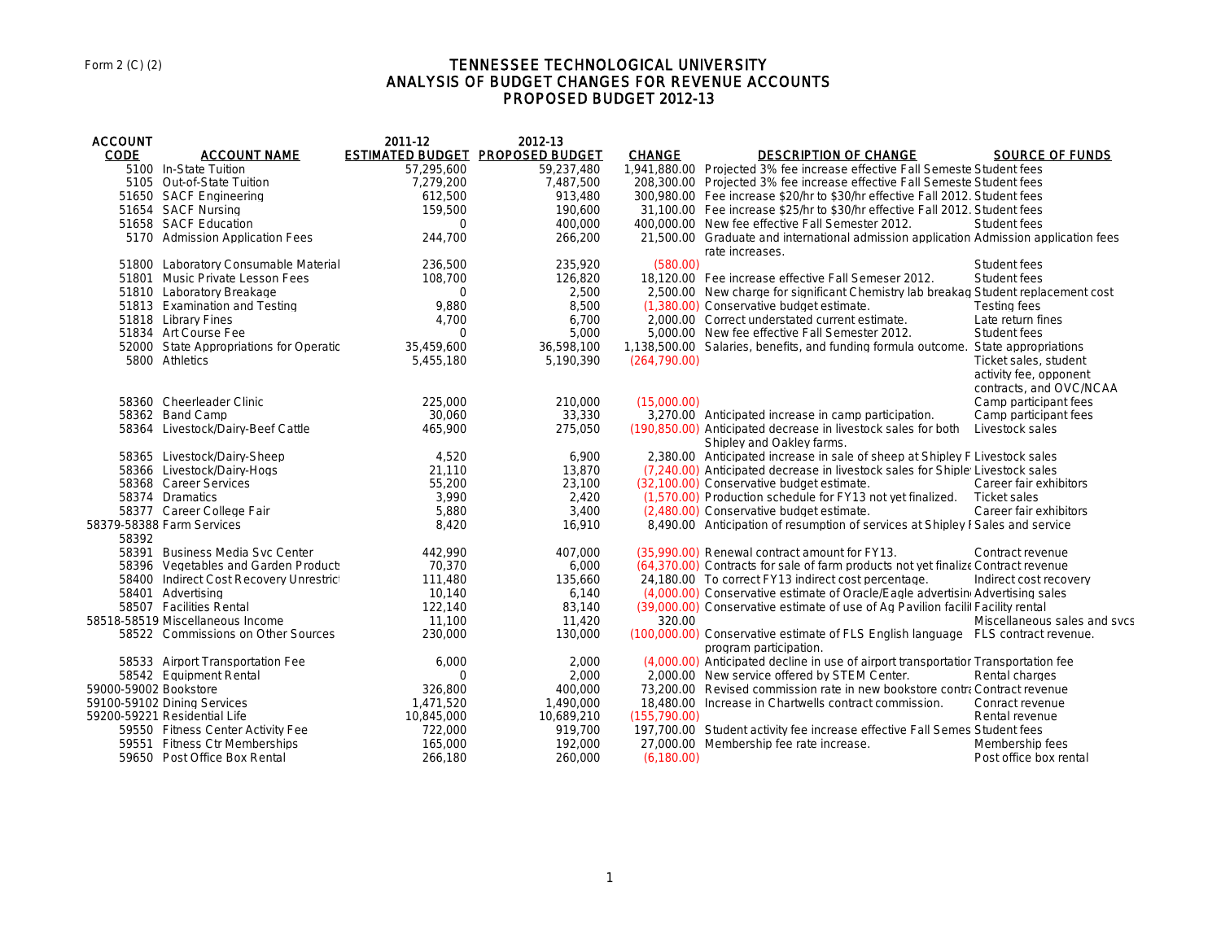Form 2 (C) (2)

# TENNESSEE TECHNOLOGICAL UNIVERSITY
## ANALYSIS OF BUDGET CHANGES FOR REVENUE ACCOUNTS
## PROPOSED BUDGET 2012-13

| ACCOUNT CODE | ACCOUNT NAME | 2011-12 ESTIMATED BUDGET | 2012-13 PROPOSED BUDGET | CHANGE | DESCRIPTION OF CHANGE | SOURCE OF FUNDS |
|---|---|---|---|---|---|---|
| 5100 | In-State Tuition | 57,295,600 | 59,237,480 | 1,941,880.00 | Projected 3% fee increase effective Fall Semeste | Student fees |
| 5105 | Out-of-State Tuition | 7,279,200 | 7,487,500 | 208,300.00 | Projected 3% fee increase effective Fall Semeste | Student fees |
| 51650 | SACF Engineering | 612,500 | 913,480 | 300,980.00 | Fee increase $20/hr to $30/hr effective Fall 2012. | Student fees |
| 51654 | SACF Nursing | 159,500 | 190,600 | 31,100.00 | Fee increase $25/hr to $30/hr effective Fall 2012. | Student fees |
| 51658 | SACF Education | 0 | 400,000 | 400,000.00 | New fee effective Fall Semester 2012. | Student fees |
| 5170 | Admission Application Fees | 244,700 | 266,200 | 21,500.00 | Graduate and international admission application rate increases. | Admission application fees |
| 51800 | Laboratory Consumable Material | 236,500 | 235,920 | (580.00) | | Student fees |
| 51801 | Music Private Lesson Fees | 108,700 | 126,820 | 18,120.00 | Fee increase effective Fall Semeser 2012. | Student fees |
| 51810 | Laboratory Breakage | 0 | 2,500 | 2,500.00 | New charge for significant Chemistry lab breakag | Student replacement cost |
| 51813 | Examination and Testing | 9,880 | 8,500 | (1,380.00) | Conservative budget estimate. | Testing fees |
| 51818 | Library Fines | 4,700 | 6,700 | 2,000.00 | Correct understated current estimate. | Late return fines |
| 51834 | Art Course Fee | 0 | 5,000 | 5,000.00 | New fee effective Fall Semester 2012. | Student fees |
| 52000 | State Appropriations for Operatio | 35,459,600 | 36,598,100 | 1,138,500.00 | Salaries, benefits, and funding formula outcome. | State appropriations |
| 5800 | Athletics | 5,455,180 | 5,190,390 | (264,790.00) | | Ticket sales, student activity fee, opponent contracts, and OVC/NCAA |
| 58360 | Cheerleader Clinic | 225,000 | 210,000 | (15,000.00) | | Camp participant fees |
| 58362 | Band Camp | 30,060 | 33,330 | 3,270.00 | Anticipated increase in camp participation. | Camp participant fees |
| 58364 | Livestock/Dairy-Beef Cattle | 465,900 | 275,050 | (190,850.00) | Anticipated decrease in livestock sales for both Shipley and Oakley farms. | Livestock sales |
| 58365 | Livestock/Dairy-Sheep | 4,520 | 6,900 | 2,380.00 | Anticipated increase in sale of sheep at Shipley F | Livestock sales |
| 58366 | Livestock/Dairy-Hogs | 21,110 | 13,870 | (7,240.00) | Anticipated decrease in livestock sales for Shiple | Livestock sales |
| 58368 | Career Services | 55,200 | 23,100 | (32,100.00) | Conservative budget estimate. | Career fair exhibitors |
| 58374 | Dramatics | 3,990 | 2,420 | (1,570.00) | Production schedule for FY13 not yet finalized. | Ticket sales |
| 58377 | Career College Fair | 5,880 | 3,400 | (2,480.00) | Conservative budget estimate. | Career fair exhibitors |
| 58379-58388 58392 | Farm Services | 8,420 | 16,910 | 8,490.00 | Anticipation of resumption of services at Shipley F | Sales and service |
| 58391 | Business Media Svc Center | 442,990 | 407,000 | (35,990.00) | Renewal contract amount for FY13. | Contract revenue |
| 58396 | Vegetables and Garden Products | 70,370 | 6,000 | (64,370.00) | Contracts for sale of farm products not yet finalize | Contract revenue |
| 58400 | Indirect Cost Recovery Unrestrict | 111,480 | 135,660 | 24,180.00 | To correct FY13 indirect cost percentage. | Indirect cost recovery |
| 58401 | Advertising | 10,140 | 6,140 | (4,000.00) | Conservative estimate of Oracle/Eagle advertisin | Advertising sales |
| 58507 | Facilities Rental | 122,140 | 83,140 | (39,000.00) | Conservative estimate of use of Ag Pavilion facili | Facility rental |
| 58518-58519 | Miscellaneous Income | 11,100 | 11,420 | 320.00 | | Miscellaneous sales and svcs |
| 58522 | Commissions on Other Sources | 230,000 | 130,000 | (100,000.00) | Conservative estimate of FLS English language program participation. | FLS contract revenue. |
| 58533 | Airport Transportation Fee | 6,000 | 2,000 | (4,000.00) | Anticipated decline in use of airport transportatior | Transportation fee |
| 58542 | Equipment Rental | 0 | 2,000 | 2,000.00 | New service offered by STEM Center. | Rental charges |
| 59000-59002 | Bookstore | 326,800 | 400,000 | 73,200.00 | Revised commission rate in new bookstore contra | Contract revenue |
| 59100-59102 | Dining Services | 1,471,520 | 1,490,000 | 18,480.00 | Increase in Chartwells contract commission. | Conract revenue |
| 59200-59221 | Residential Life | 10,845,000 | 10,689,210 | (155,790.00) | | Rental revenue |
| 59550 | Fitness Center Activity Fee | 722,000 | 919,700 | 197,700.00 | Student activity fee increase effective Fall Semes | Student fees |
| 59551 | Fitness Ctr Memberships | 165,000 | 192,000 | 27,000.00 | Membership fee rate increase. | Membership fees |
| 59650 | Post Office Box Rental | 266,180 | 260,000 | (6,180.00) | | Post office box rental |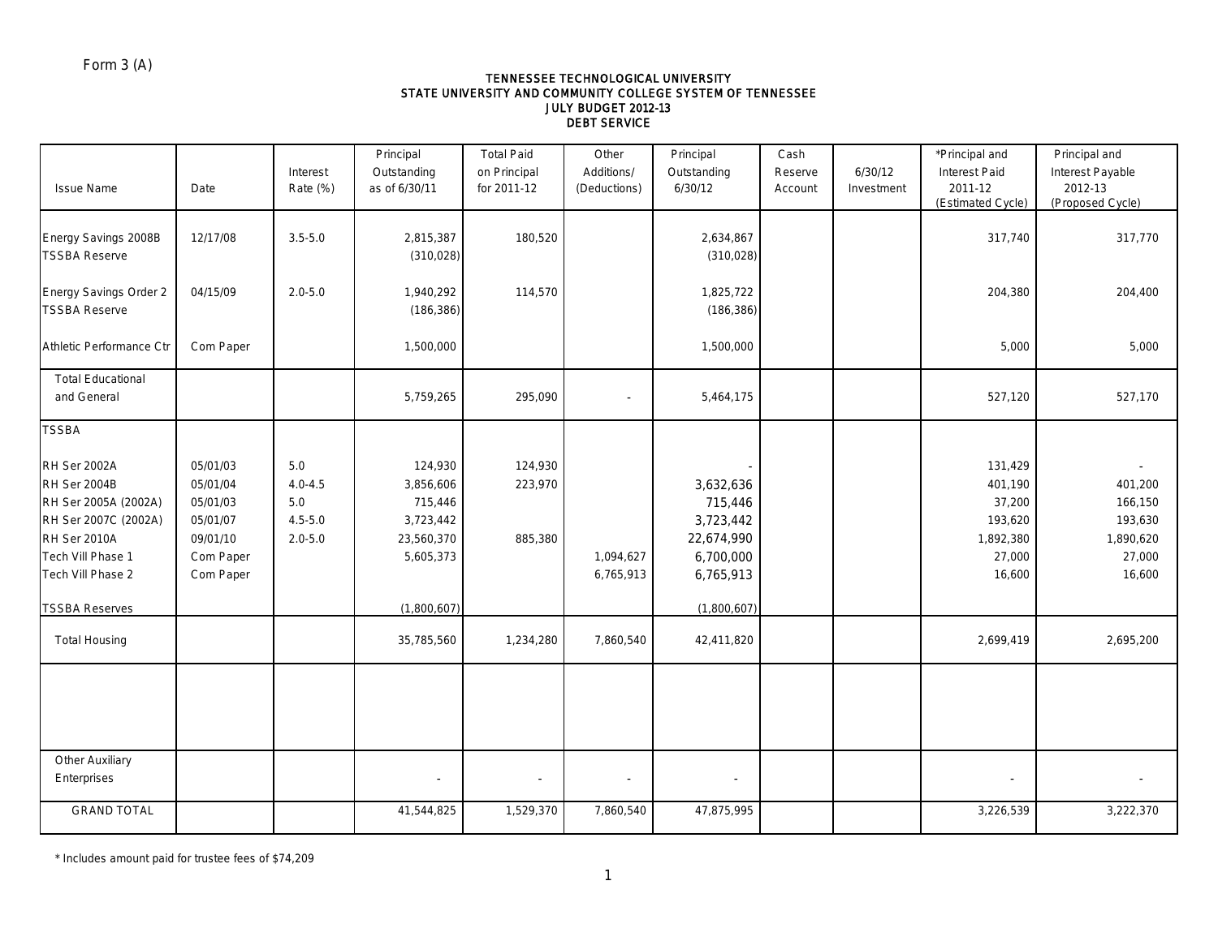Form 3 (A)

**TENNESSEE TECHNOLOGICAL UNIVERSITY**
**STATE UNIVERSITY AND COMMUNITY COLLEGE SYSTEM OF TENNESSEE**
**JULY BUDGET 2012-13**
**DEBT SERVICE**

| Issue Name | Date | Interest Rate (%) | Principal Outstanding as of 6/30/11 | Total Paid on Principal for 2011-12 | Other Additions/ (Deductions) | Principal Outstanding 6/30/12 | Cash Reserve Account | 6/30/12 Investment | *Principal and Interest Paid 2011-12 (Estimated Cycle) | Principal and Interest Payable 2012-13 (Proposed Cycle) |
|---|---|---|---|---|---|---|---|---|---|---|
| Energy Savings 2008B | 12/17/08 | 3.5-5.0 | 2,815,387 | 180,520 | | 2,634,867 | | | 317,740 | 317,770 |
| TSSBA Reserve | | | (310,028) | | | (310,028) | | | | |
| Energy Savings Order 2 | 04/15/09 | 2.0-5.0 | 1,940,292 | 114,570 | | 1,825,722 | | | 204,380 | 204,400 |
| TSSBA Reserve | | | (186,386) | | | (186,386) | | | | |
| Athletic Performance Ctr | Com Paper | | 1,500,000 | | | 1,500,000 | | | 5,000 | 5,000 |
| Total Educational and General | | | 5,759,265 | 295,090 | - | 5,464,175 | | | 527,120 | 527,170 |
| TSSBA | | | | | | | | | | |
| RH Ser 2002A | 05/01/03 | 5.0 | 124,930 | 124,930 | | - | | | 131,429 | - |
| RH Ser 2004B | 05/01/04 | 4.0-4.5 | 3,856,606 | 223,970 | | 3,632,636 | | | 401,190 | 401,200 |
| RH Ser 2005A (2002A) | 05/01/03 | 5.0 | 715,446 | | | 715,446 | | | 37,200 | 166,150 |
| RH Ser 2007C (2002A) | 05/01/07 | 4.5-5.0 | 3,723,442 | | | 3,723,442 | | | 193,620 | 193,630 |
| RH Ser 2010A | 09/01/10 | 2.0-5.0 | 23,560,370 | 885,380 | | 22,674,990 | | | 1,892,380 | 1,890,620 |
| Tech Vill Phase 1 | Com Paper | | 5,605,373 | | 1,094,627 | 6,700,000 | | | 27,000 | 27,000 |
| Tech Vill Phase 2 | Com Paper | | | | 6,765,913 | 6,765,913 | | | 16,600 | 16,600 |
| TSSBA Reserves | | | (1,800,607) | | | (1,800,607) | | | | |
| Total Housing | | | 35,785,560 | 1,234,280 | 7,860,540 | 42,411,820 | | | 2,699,419 | 2,695,200 |
| Other Auxiliary Enterprises | | | - | - | - | - | | | - | - |
| GRAND TOTAL | | | 41,544,825 | 1,529,370 | 7,860,540 | 47,875,995 | | | 3,226,539 | 3,222,370 |

\* Includes amount paid for trustee fees of $74,209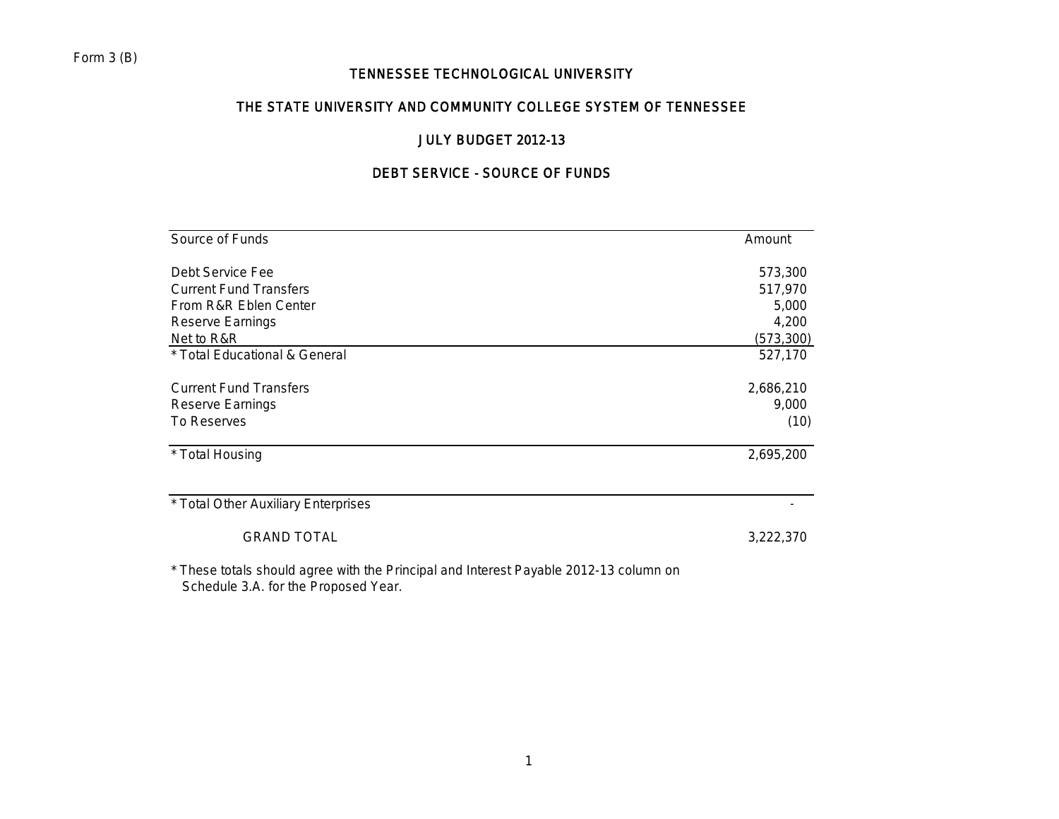Form 3 (B)

# TENNESSEE TECHNOLOGICAL UNIVERSITY

## THE STATE UNIVERSITY AND COMMUNITY COLLEGE SYSTEM OF TENNESSEE

## JULY BUDGET 2012-13

## DEBT SERVICE - SOURCE OF FUNDS

| Source of Funds | Amount |
|---|---|
| Debt Service Fee | 573,300 |
| Current Fund Transfers | 517,970 |
| From R&R Eblen Center | 5,000 |
| Reserve Earnings | 4,200 |
| Net to R&R | (573,300) |
| * Total Educational & General | 527,170 |
| | |
| Current Fund Transfers | 2,686,210 |
| Reserve Earnings | 9,000 |
| To Reserves | (10) |
| | |
| * Total Housing | 2,695,200 |
| | |
| * Total Other Auxiliary Enterprises | - |
| | |
| GRAND TOTAL | 3,222,370 |

* These totals should agree with the Principal and Interest Payable 2012-13 column on Schedule 3.A. for the Proposed Year.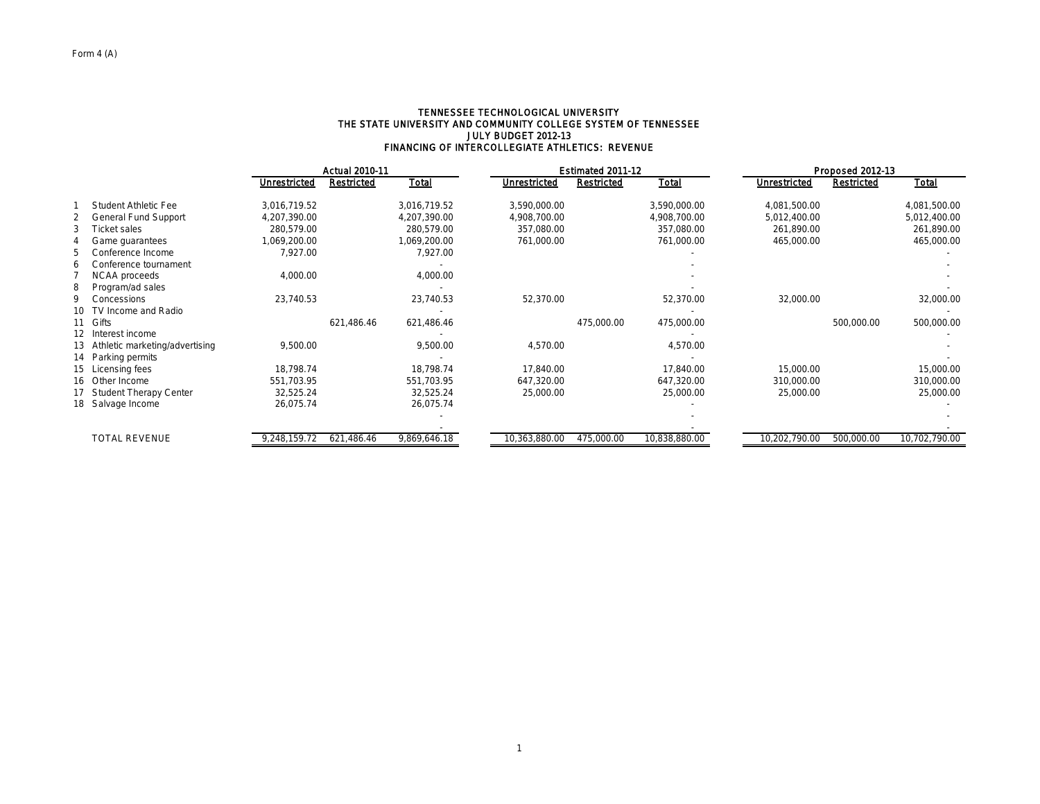Form 4 (A)

# TENNESSEE TECHNOLOGICAL UNIVERSITY
## THE STATE UNIVERSITY AND COMMUNITY COLLEGE SYSTEM OF TENNESSEE
## JULY BUDGET 2012-13
## FINANCING OF INTERCOLLEGIATE ATHLETICS: REVENUE

| | | Actual 2010-11 | | | Estimated 2011-12 | | | Proposed 2012-13 | | |
|---|---|---|---|---|---|---|---|---|---|---|
| | | Unrestricted | Restricted | Total | Unrestricted | Restricted | Total | Unrestricted | Restricted | Total |
| 1 | Student Athletic Fee | 3,016,719.52 | | 3,016,719.52 | 3,590,000.00 | | 3,590,000.00 | 4,081,500.00 | | 4,081,500.00 |
| 2 | General Fund Support | 4,207,390.00 | | 4,207,390.00 | 4,908,700.00 | | 4,908,700.00 | 5,012,400.00 | | 5,012,400.00 |
| 3 | Ticket sales | 280,579.00 | | 280,579.00 | 357,080.00 | | 357,080.00 | 261,890.00 | | 261,890.00 |
| 4 | Game guarantees | 1,069,200.00 | | 1,069,200.00 | 761,000.00 | | 761,000.00 | 465,000.00 | | 465,000.00 |
| 5 | Conference Income | 7,927.00 | | 7,927.00 | | | - | | | - |
| 6 | Conference tournament | | | - | | | - | | | - |
| 7 | NCAA proceeds | 4,000.00 | | 4,000.00 | | | - | | | - |
| 8 | Program/ad sales | | | - | | | - | | | - |
| 9 | Concessions | 23,740.53 | | 23,740.53 | 52,370.00 | | 52,370.00 | 32,000.00 | | 32,000.00 |
| 10 | TV Income and Radio | | | - | | | - | | | - |
| 11 | Gifts | | 621,486.46 | 621,486.46 | | 475,000.00 | 475,000.00 | | 500,000.00 | 500,000.00 |
| 12 | Interest income | | | - | | | - | | | - |
| 13 | Athletic marketing/advertising | 9,500.00 | | 9,500.00 | 4,570.00 | | 4,570.00 | | | - |
| 14 | Parking permits | | | - | | | - | | | - |
| 15 | Licensing fees | 18,798.74 | | 18,798.74 | 17,840.00 | | 17,840.00 | 15,000.00 | | 15,000.00 |
| 16 | Other Income | 551,703.95 | | 551,703.95 | 647,320.00 | | 647,320.00 | 310,000.00 | | 310,000.00 |
| 17 | Student Therapy Center | 32,525.24 | | 32,525.24 | 25,000.00 | | 25,000.00 | 25,000.00 | | 25,000.00 |
| 18 | Salvage Income | 26,075.74 | | 26,075.74 | | | - | | | - |
| | | | | - | | | - | | | - |
| | | | | - | | | - | | | - |
| | TOTAL REVENUE | 9,248,159.72 | 621,486.46 | 9,869,646.18 | 10,363,880.00 | 475,000.00 | 10,838,880.00 | 10,202,790.00 | 500,000.00 | 10,702,790.00 |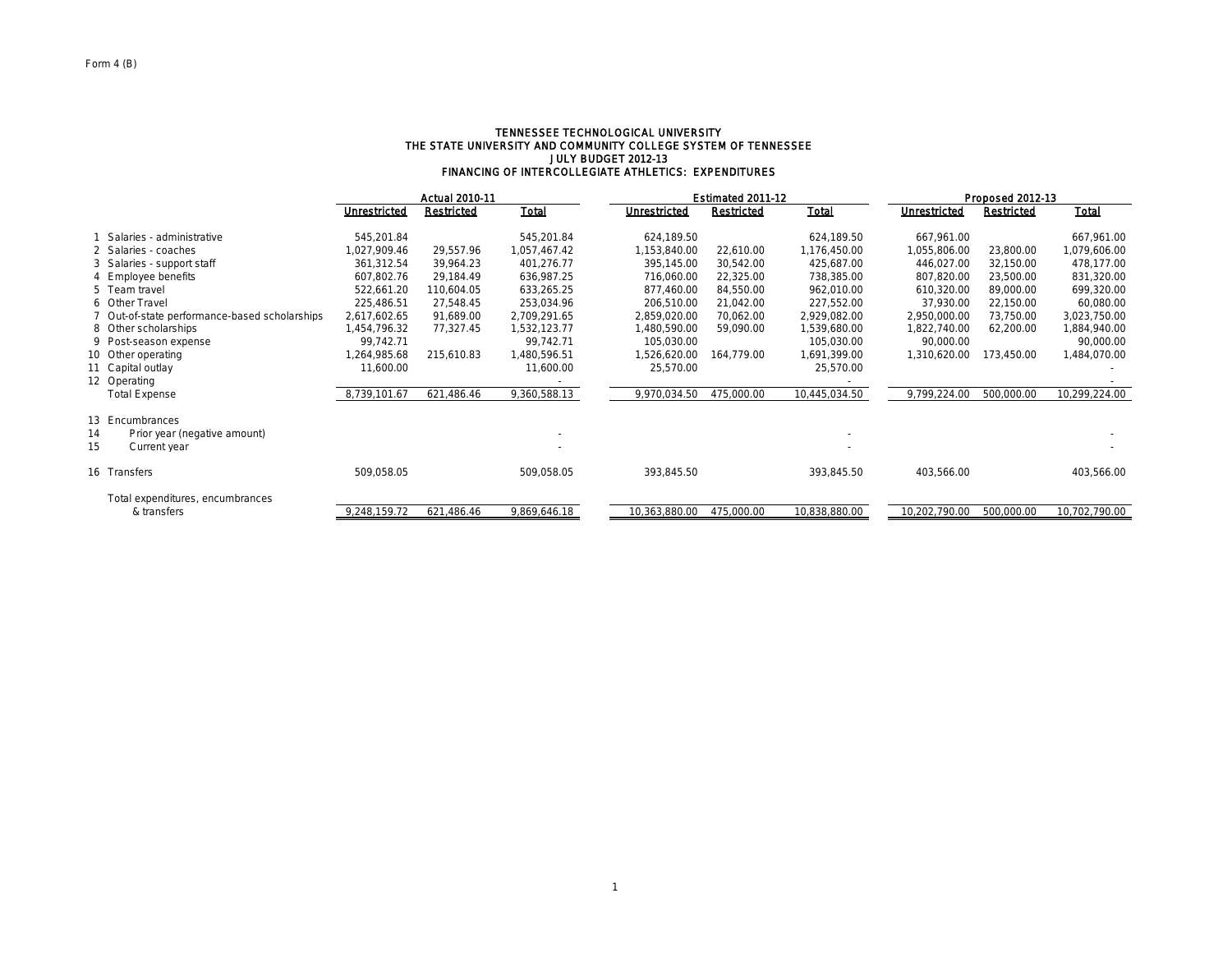Form 4 (B)

# TENNESSEE TECHNOLOGICAL UNIVERSITY
## THE STATE UNIVERSITY AND COMMUNITY COLLEGE SYSTEM OF TENNESSEE
### JULY BUDGET 2012-13
### FINANCING OF INTERCOLLEGIATE ATHLETICS: EXPENDITURES

| | | Actual 2010-11 | | | Estimated 2011-12 | | | Proposed 2012-13 | | |
|---|---|---|---|---|---|---|---|---|---|---|
| | | Unrestricted | Restricted | Total | Unrestricted | Restricted | Total | Unrestricted | Restricted | Total |
| 1 | Salaries - administrative | 545,201.84 | | 545,201.84 | 624,189.50 | | 624,189.50 | 667,961.00 | | 667,961.00 |
| 2 | Salaries - coaches | 1,027,909.46 | 29,557.96 | 1,057,467.42 | 1,153,840.00 | 22,610.00 | 1,176,450.00 | 1,055,806.00 | 23,800.00 | 1,079,606.00 |
| 3 | Salaries - support staff | 361,312.54 | 39,964.23 | 401,276.77 | 395,145.00 | 30,542.00 | 425,687.00 | 446,027.00 | 32,150.00 | 478,177.00 |
| 4 | Employee benefits | 607,802.76 | 29,184.49 | 636,987.25 | 716,060.00 | 22,325.00 | 738,385.00 | 807,820.00 | 23,500.00 | 831,320.00 |
| 5 | Team travel | 522,661.20 | 110,604.05 | 633,265.25 | 877,460.00 | 84,550.00 | 962,010.00 | 610,320.00 | 89,000.00 | 699,320.00 |
| 6 | Other Travel | 225,486.51 | 27,548.45 | 253,034.96 | 206,510.00 | 21,042.00 | 227,552.00 | 37,930.00 | 22,150.00 | 60,080.00 |
| 7 | Out-of-state performance-based scholarships | 2,617,602.65 | 91,689.00 | 2,709,291.65 | 2,859,020.00 | 70,062.00 | 2,929,082.00 | 2,950,000.00 | 73,750.00 | 3,023,750.00 |
| 8 | Other scholarships | 1,454,796.32 | 77,327.45 | 1,532,123.77 | 1,480,590.00 | 59,090.00 | 1,539,680.00 | 1,822,740.00 | 62,200.00 | 1,884,940.00 |
| 9 | Post-season expense | 99,742.71 | | 99,742.71 | 105,030.00 | | 105,030.00 | 90,000.00 | | 90,000.00 |
| 10 | Other operating | 1,264,985.68 | 215,610.83 | 1,480,596.51 | 1,526,620.00 | 164,779.00 | 1,691,399.00 | 1,310,620.00 | 173,450.00 | 1,484,070.00 |
| 11 | Capital outlay | 11,600.00 | | 11,600.00 | 25,570.00 | | 25,570.00 | | | - |
| 12 | Operating | | | - | | | - | | | - |
| | Total Expense | 8,739,101.67 | 621,486.46 | 9,360,588.13 | 9,970,034.50 | 475,000.00 | 10,445,034.50 | 9,799,224.00 | 500,000.00 | 10,299,224.00 |
| 13 | Encumbrances | | | | | | | | | |
| 14 | Prior year (negative amount) | | | - | | | - | | | - |
| 15 | Current year | | | - | | | - | | | - |
| 16 | Transfers | 509,058.05 | | 509,058.05 | 393,845.50 | | 393,845.50 | 403,566.00 | | 403,566.00 |
| | Total expenditures, encumbrances & transfers | 9,248,159.72 | 621,486.46 | 9,869,646.18 | 10,363,880.00 | 475,000.00 | 10,838,880.00 | 10,202,790.00 | 500,000.00 | 10,702,790.00 |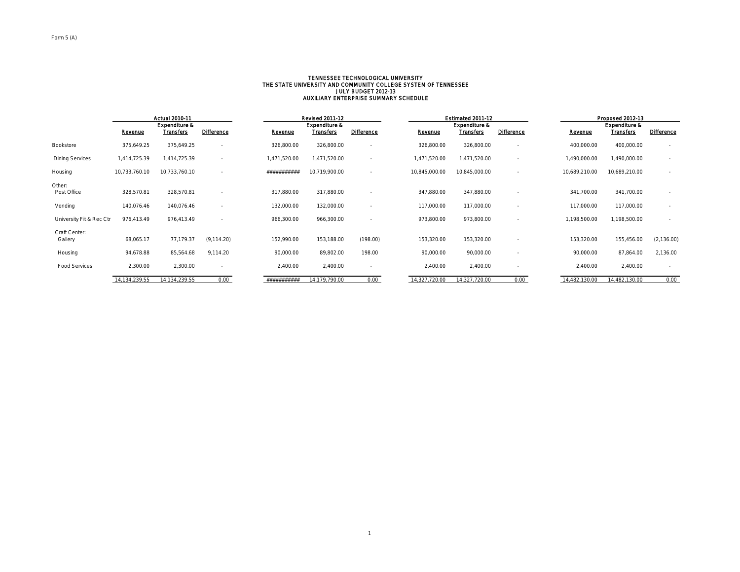Form 5 (A)

**TENNESSEE TECHNOLOGICAL UNIVERSITY**
**THE STATE UNIVERSITY AND COMMUNITY COLLEGE SYSTEM OF TENNESSEE**
**JULY BUDGET 2012-13**
**AUXILIARY ENTERPRISE SUMMARY SCHEDULE**

| | Actual 2010-11 | | | Revised 2011-12 | | | Estimated 2011-12 | | | Proposed 2012-13 | | |
|---|---|---|---|---|---|---|---|---|---|---|---|---|
| | Revenue | Expenditure & Transfers | Difference | Revenue | Expenditure & Transfers | Difference | Revenue | Expenditure & Transfers | Difference | Revenue | Expenditure & Transfers | Difference |
| Bookstore | 375,649.25 | 375,649.25 | - | 326,800.00 | 326,800.00 | - | 326,800.00 | 326,800.00 | - | 400,000.00 | 400,000.00 | - |
| Dining Services | 1,414,725.39 | 1,414,725.39 | - | 1,471,520.00 | 1,471,520.00 | - | 1,471,520.00 | 1,471,520.00 | - | 1,490,000.00 | 1,490,000.00 | - |
| Housing | 10,733,760.10 | 10,733,760.10 | - | ########### | 10,719,900.00 | - | 10,845,000.00 | 10,845,000.00 | - | 10,689,210.00 | 10,689,210.00 | - |
| Other: | | | | | | | | | | | | |
| Post Office | 328,570.81 | 328,570.81 | - | 317,880.00 | 317,880.00 | - | 347,880.00 | 347,880.00 | - | 341,700.00 | 341,700.00 | - |
| Vending | 140,076.46 | 140,076.46 | - | 132,000.00 | 132,000.00 | - | 117,000.00 | 117,000.00 | - | 117,000.00 | 117,000.00 | - |
| University Fit & Rec Ctr | 976,413.49 | 976,413.49 | - | 966,300.00 | 966,300.00 | - | 973,800.00 | 973,800.00 | - | 1,198,500.00 | 1,198,500.00 | - |
| Craft Center: | | | | | | | | | | | | |
| Gallery | 68,065.17 | 77,179.37 | (9,114.20) | 152,990.00 | 153,188.00 | (198.00) | 153,320.00 | 153,320.00 | - | 153,320.00 | 155,456.00 | (2,136.00) |
| Housing | 94,678.88 | 85,564.68 | 9,114.20 | 90,000.00 | 89,802.00 | 198.00 | 90,000.00 | 90,000.00 | - | 90,000.00 | 87,864.00 | 2,136.00 |
| Food Services | 2,300.00 | 2,300.00 | - | 2,400.00 | 2,400.00 | - | 2,400.00 | 2,400.00 | - | 2,400.00 | 2,400.00 | - |
| | 14,134,239.55 | 14,134,239.55 | 0.00 | ########### | 14,179,790.00 | 0.00 | 14,327,720.00 | 14,327,720.00 | 0.00 | 14,482,130.00 | 14,482,130.00 | 0.00 |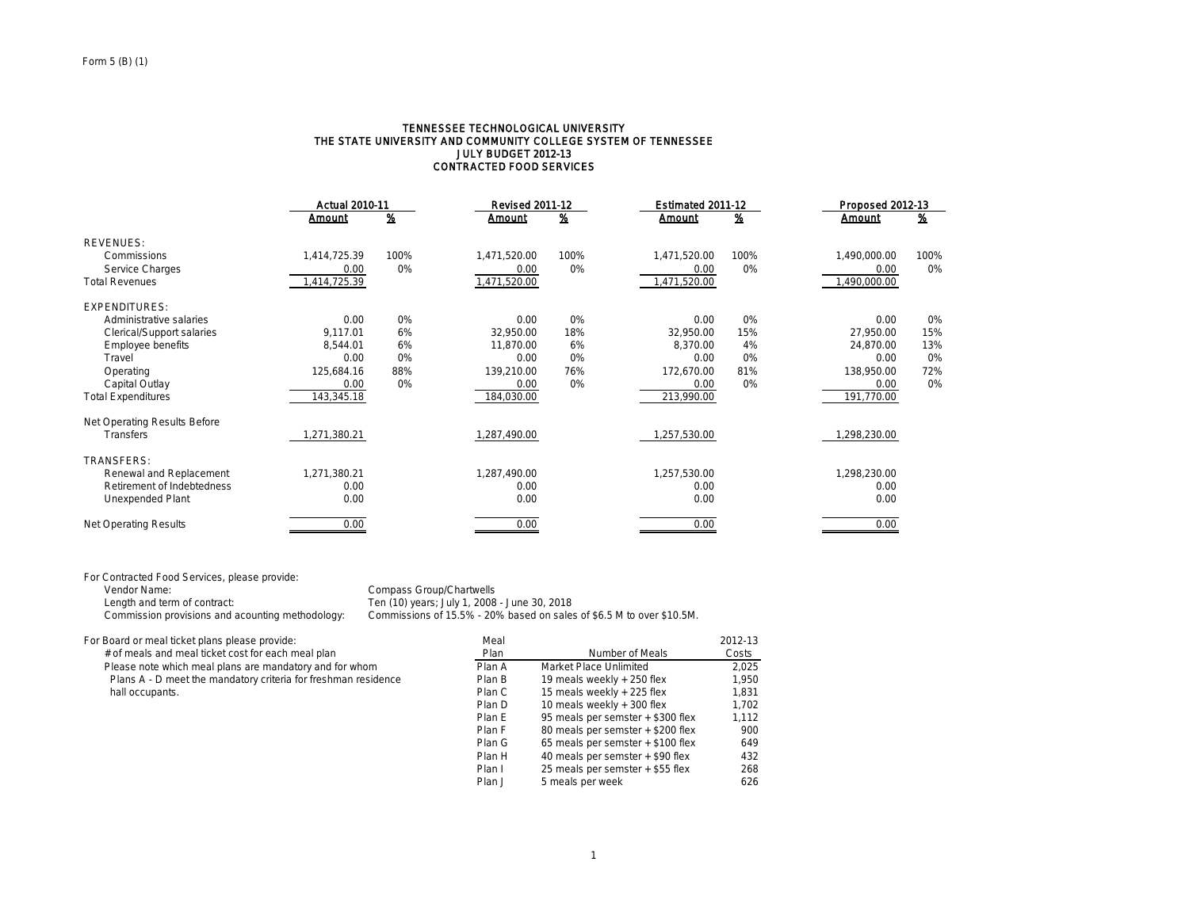Form 5 (B) (1)

# TENNESSEE TECHNOLOGICAL UNIVERSITY
## THE STATE UNIVERSITY AND COMMUNITY COLLEGE SYSTEM OF TENNESSEE
## JULY BUDGET 2012-13
## CONTRACTED FOOD SERVICES

| | Actual 2010-11 | | Revised 2011-12 | | Estimated 2011-12 | | Proposed 2012-13 | |
|---|---|---|---|---|---|---|---|---|
| | Amount | % | Amount | % | Amount | % | Amount | % |
| REVENUES: | | | | | | | | |
| Commissions | 1,414,725.39 | 100% | 1,471,520.00 | 100% | 1,471,520.00 | 100% | 1,490,000.00 | 100% |
| Service Charges | 0.00 | 0% | 0.00 | 0% | 0.00 | 0% | 0.00 | 0% |
| Total Revenues | 1,414,725.39 | | 1,471,520.00 | | 1,471,520.00 | | 1,490,000.00 | |
| EXPENDITURES: | | | | | | | | |
| Administrative salaries | 0.00 | 0% | 0.00 | 0% | 0.00 | 0% | 0.00 | 0% |
| Clerical/Support salaries | 9,117.01 | 6% | 32,950.00 | 18% | 32,950.00 | 15% | 27,950.00 | 15% |
| Employee benefits | 8,544.01 | 6% | 11,870.00 | 6% | 8,370.00 | 4% | 24,870.00 | 13% |
| Travel | 0.00 | 0% | 0.00 | 0% | 0.00 | 0% | 0.00 | 0% |
| Operating | 125,684.16 | 88% | 139,210.00 | 76% | 172,670.00 | 81% | 138,950.00 | 72% |
| Capital Outlay | 0.00 | 0% | 0.00 | 0% | 0.00 | 0% | 0.00 | 0% |
| Total Expenditures | 143,345.18 | | 184,030.00 | | 213,990.00 | | 191,770.00 | |
| Net Operating Results Before Transfers | 1,271,380.21 | | 1,287,490.00 | | 1,257,530.00 | | 1,298,230.00 | |
| TRANSFERS: | | | | | | | | |
| Renewal and Replacement | 1,271,380.21 | | 1,287,490.00 | | 1,257,530.00 | | 1,298,230.00 | |
| Retirement of Indebtedness | 0.00 | | 0.00 | | 0.00 | | 0.00 | |
| Unexpended Plant | 0.00 | | 0.00 | | 0.00 | | 0.00 | |
| Net Operating Results | 0.00 | | 0.00 | | 0.00 | | 0.00 | |

For Contracted Food Services, please provide:

- Vendor Name: Compass Group/Chartwells
- Length and term of contract: Ten (10) years; July 1, 2008 - June 30, 2018
- Commission provisions and acounting methodology: Commissions of 15.5% - 20% based on sales of $6.5 M to over $10.5M.

For Board or meal ticket plans please provide:
# of meals and meal ticket cost for each meal plan
Please note which meal plans are mandatory and for whom
Plans A - D meet the mandatory criteria for freshman residence hall occupants.

| Meal Plan | Number of Meals | 2012-13 Costs |
|---|---|---|
| Plan A | Market Place Unlimited | 2,025 |
| Plan B | 19 meals weekly + 250 flex | 1,950 |
| Plan C | 15 meals weekly + 225 flex | 1,831 |
| Plan D | 10 meals weekly + 300 flex | 1,702 |
| Plan E | 95 meals per semster + $300 flex | 1,112 |
| Plan F | 80 meals per semster + $200 flex | 900 |
| Plan G | 65 meals per semster + $100 flex | 649 |
| Plan H | 40 meals per semster + $90 flex | 432 |
| Plan I | 25 meals per semster + $55 flex | 268 |
| Plan J | 5 meals per week | 626 |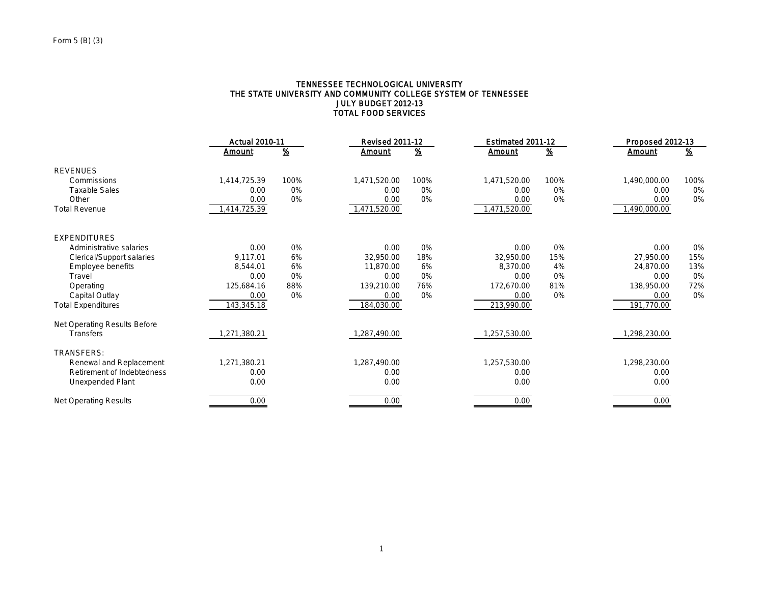Form 5 (B) (3)

# TENNESSEE TECHNOLOGICAL UNIVERSITY
## THE STATE UNIVERSITY AND COMMUNITY COLLEGE SYSTEM OF TENNESSEE
## JULY BUDGET 2012-13
## TOTAL FOOD SERVICES

| | Actual 2010-11 | | Revised 2011-12 | | Estimated 2011-12 | | Proposed 2012-13 | |
|---|---|---|---|---|---|---|---|---|
| | Amount | % | Amount | % | Amount | % | Amount | % |
| REVENUES | | | | | | | | |
| Commissions | 1,414,725.39 | 100% | 1,471,520.00 | 100% | 1,471,520.00 | 100% | 1,490,000.00 | 100% |
| Taxable Sales | 0.00 | 0% | 0.00 | 0% | 0.00 | 0% | 0.00 | 0% |
| Other | 0.00 | 0% | 0.00 | 0% | 0.00 | 0% | 0.00 | 0% |
| Total Revenue | 1,414,725.39 | | 1,471,520.00 | | 1,471,520.00 | | 1,490,000.00 | |
| EXPENDITURES | | | | | | | | |
| Administrative salaries | 0.00 | 0% | 0.00 | 0% | 0.00 | 0% | 0.00 | 0% |
| Clerical/Support salaries | 9,117.01 | 6% | 32,950.00 | 18% | 32,950.00 | 15% | 27,950.00 | 15% |
| Employee benefits | 8,544.01 | 6% | 11,870.00 | 6% | 8,370.00 | 4% | 24,870.00 | 13% |
| Travel | 0.00 | 0% | 0.00 | 0% | 0.00 | 0% | 0.00 | 0% |
| Operating | 125,684.16 | 88% | 139,210.00 | 76% | 172,670.00 | 81% | 138,950.00 | 72% |
| Capital Outlay | 0.00 | 0% | 0.00 | 0% | 0.00 | 0% | 0.00 | 0% |
| Total Expenditures | 143,345.18 | | 184,030.00 | | 213,990.00 | | 191,770.00 | |
| Net Operating Results Before Transfers | 1,271,380.21 | | 1,287,490.00 | | 1,257,530.00 | | 1,298,230.00 | |
| TRANSFERS: | | | | | | | | |
| Renewal and Replacement | 1,271,380.21 | | 1,287,490.00 | | 1,257,530.00 | | 1,298,230.00 | |
| Retirement of Indebtedness | 0.00 | | 0.00 | | 0.00 | | 0.00 | |
| Unexpended Plant | 0.00 | | 0.00 | | 0.00 | | 0.00 | |
| Net Operating Results | 0.00 | | 0.00 | | 0.00 | | 0.00 | |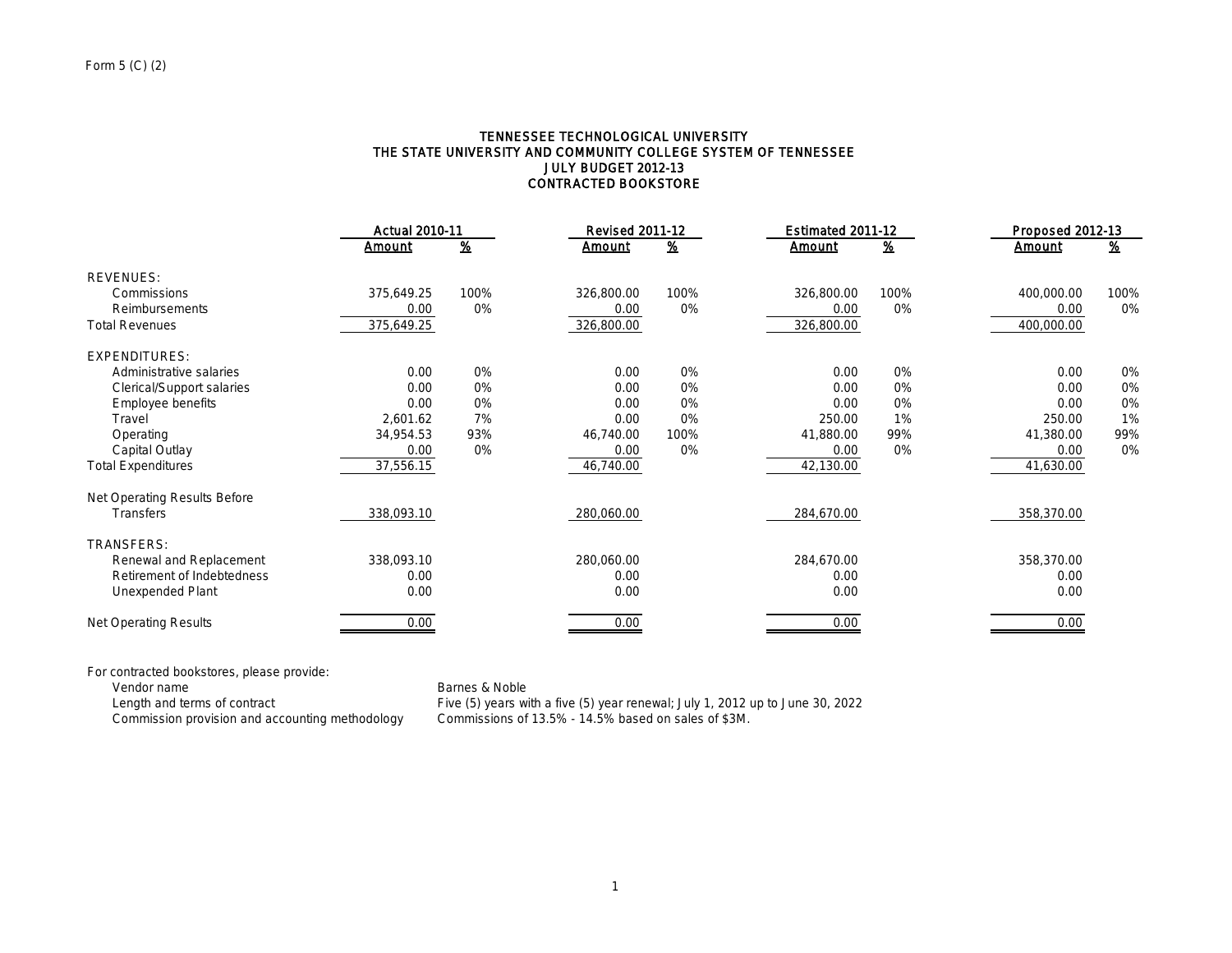Form 5 (C) (2)

# TENNESSEE TECHNOLOGICAL UNIVERSITY
## THE STATE UNIVERSITY AND COMMUNITY COLLEGE SYSTEM OF TENNESSEE
## JULY BUDGET 2012-13
## CONTRACTED BOOKSTORE

| | Actual 2010-11 | | Revised 2011-12 | | Estimated 2011-12 | | Proposed 2012-13 | |
|---|---|---|---|---|---|---|---|---|
| | Amount | % | Amount | % | Amount | % | Amount | % |
| REVENUES: | | | | | | | | |
| Commissions | 375,649.25 | 100% | 326,800.00 | 100% | 326,800.00 | 100% | 400,000.00 | 100% |
| Reimbursements | 0.00 | 0% | 0.00 | 0% | 0.00 | 0% | 0.00 | 0% |
| Total Revenues | 375,649.25 | | 326,800.00 | | 326,800.00 | | 400,000.00 | |
| EXPENDITURES: | | | | | | | | |
| Administrative salaries | 0.00 | 0% | 0.00 | 0% | 0.00 | 0% | 0.00 | 0% |
| Clerical/Support salaries | 0.00 | 0% | 0.00 | 0% | 0.00 | 0% | 0.00 | 0% |
| Employee benefits | 0.00 | 0% | 0.00 | 0% | 0.00 | 0% | 0.00 | 0% |
| Travel | 2,601.62 | 7% | 0.00 | 0% | 250.00 | 1% | 250.00 | 1% |
| Operating | 34,954.53 | 93% | 46,740.00 | 100% | 41,880.00 | 99% | 41,380.00 | 99% |
| Capital Outlay | 0.00 | 0% | 0.00 | 0% | 0.00 | 0% | 0.00 | 0% |
| Total Expenditures | 37,556.15 | | 46,740.00 | | 42,130.00 | | 41,630.00 | |
| Net Operating Results Before Transfers | 338,093.10 | | 280,060.00 | | 284,670.00 | | 358,370.00 | |
| TRANSFERS: | | | | | | | | |
| Renewal and Replacement | 338,093.10 | | 280,060.00 | | 284,670.00 | | 358,370.00 | |
| Retirement of Indebtedness | 0.00 | | 0.00 | | 0.00 | | 0.00 | |
| Unexpended Plant | 0.00 | | 0.00 | | 0.00 | | 0.00 | |
| Net Operating Results | 0.00 | | 0.00 | | 0.00 | | 0.00 | |

For contracted bookstores, please provide:

| | |
|---|---|
| Vendor name | Barnes & Noble |
| Length and terms of contract | Five (5) years with a five (5) year renewal; July 1, 2012 up to June 30, 2022 |
| Commission provision and accounting methodology | Commissions of 13.5% - 14.5% based on sales of $3M. |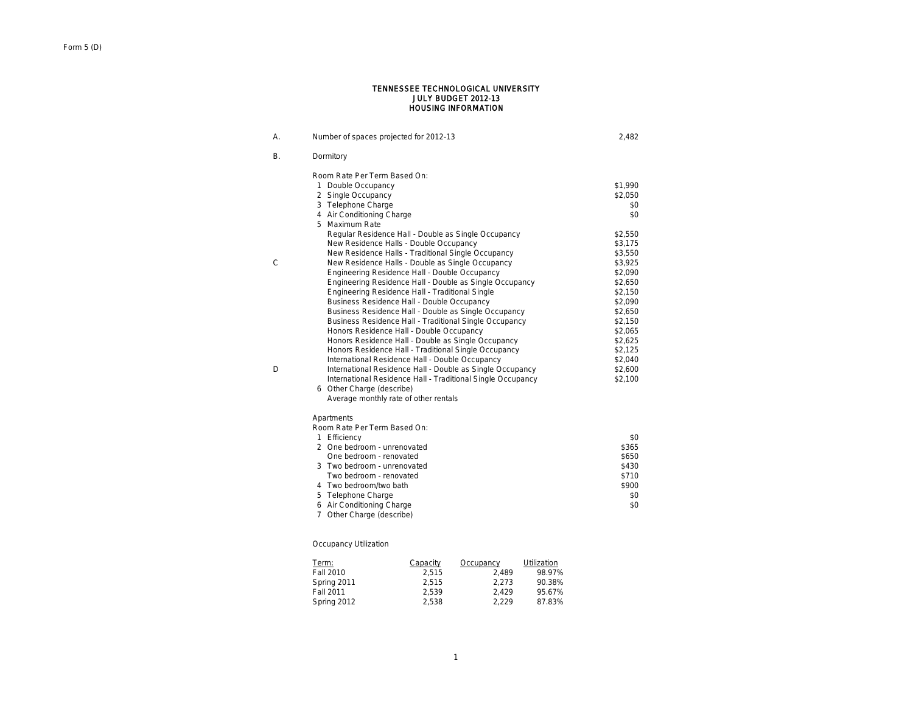Form 5 (D)

# TENNESSEE TECHNOLOGICAL UNIVERSITY
## JULY BUDGET 2012-13
## HOUSING INFORMATION

| | | |
|---|---|---|
| A. | Number of spaces projected for 2012-13 | 2,482 |
| B. | Dormitory | |
| | Room Rate Per Term Based On: | |
| | 1 Double Occupancy | $1,990 |
| | 2 Single Occupancy | $2,050 |
| | 3 Telephone Charge | $0 |
| | 4 Air Conditioning Charge | $0 |
| | 5 Maximum Rate | |
| | Regular Residence Hall - Double as Single Occupancy | $2,550 |
| | New Residence Halls - Double Occupancy | $3,175 |
| | New Residence Halls - Traditional Single Occupancy | $3,550 |
| C | New Residence Halls - Double as Single Occupancy | $3,925 |
| | Engineering Residence Hall - Double Occupancy | $2,090 |
| | Engineering Residence Hall - Double as Single Occupancy | $2,650 |
| | Engineering Residence Hall - Traditional Single | $2,150 |
| | Business Residence Hall - Double Occupancy | $2,090 |
| | Business Residence Hall - Double as Single Occupancy | $2,650 |
| | Business Residence Hall - Traditional Single Occupancy | $2,150 |
| | Honors Residence Hall - Double Occupancy | $2,065 |
| | Honors Residence Hall - Double as Single Occupancy | $2,625 |
| | Honors Residence Hall - Traditional Single Occupancy | $2,125 |
| | International Residence Hall - Double Occupancy | $2,040 |
| D | International Residence Hall - Double as Single Occupancy | $2,600 |
| | International Residence Hall - Traditional Single Occupancy | $2,100 |
| | 6 Other Charge (describe) | |
| | Average monthly rate of other rentals | |
| | Apartments | |
| | Room Rate Per Term Based On: | |
| | 1 Efficiency | $0 |
| | 2 One bedroom - unrenovated | $365 |
| | One bedroom - renovated | $650 |
| | 3 Two bedroom - unrenovated | $430 |
| | Two bedroom - renovated | $710 |
| | 4 Two bedroom/two bath | $900 |
| | 5 Telephone Charge | $0 |
| | 6 Air Conditioning Charge | $0 |
| | 7 Other Charge (describe) | |

Occupancy Utilization

| Term: | Capacity | Occupancy | Utilization |
|---|---|---|---|
| Fall 2010 | 2,515 | 2,489 | 98.97% |
| Spring 2011 | 2,515 | 2,273 | 90.38% |
| Fall 2011 | 2,539 | 2,429 | 95.67% |
| Spring 2012 | 2,538 | 2,229 | 87.83% |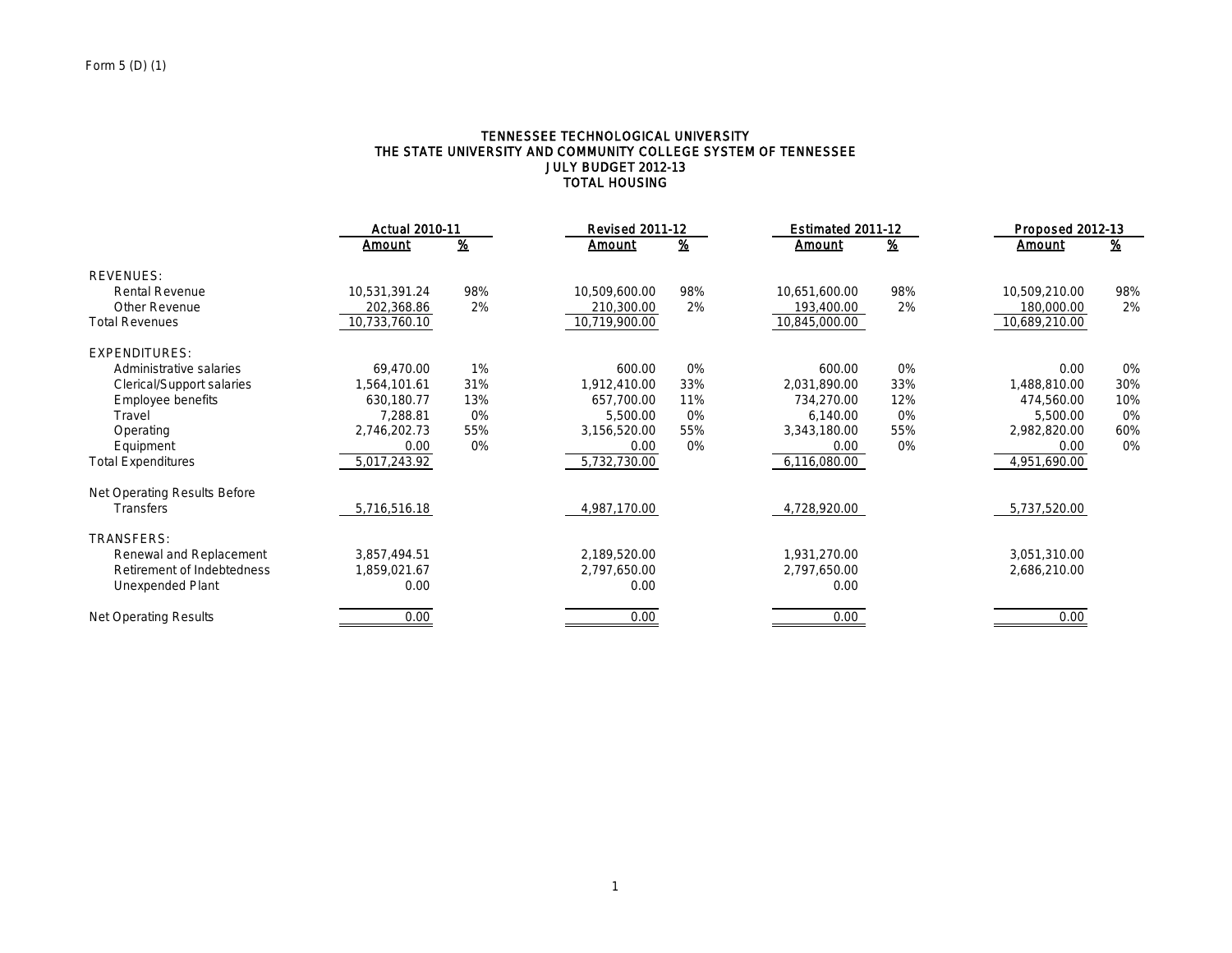Form 5 (D) (1)

# TENNESSEE TECHNOLOGICAL UNIVERSITY
## THE STATE UNIVERSITY AND COMMUNITY COLLEGE SYSTEM OF TENNESSEE
## JULY BUDGET 2012-13
## TOTAL HOUSING

| | Actual 2010-11 | | Revised 2011-12 | | Estimated 2011-12 | | Proposed 2012-13 | |
|---|---|---|---|---|---|---|---|---|
| | Amount | % | Amount | % | Amount | % | Amount | % |
| REVENUES: | | | | | | | | |
| Rental Revenue | 10,531,391.24 | 98% | 10,509,600.00 | 98% | 10,651,600.00 | 98% | 10,509,210.00 | 98% |
| Other Revenue | 202,368.86 | 2% | 210,300.00 | 2% | 193,400.00 | 2% | 180,000.00 | 2% |
| Total Revenues | 10,733,760.10 | | 10,719,900.00 | | 10,845,000.00 | | 10,689,210.00 | |
| EXPENDITURES: | | | | | | | | |
| Administrative salaries | 69,470.00 | 1% | 600.00 | 0% | 600.00 | 0% | 0.00 | 0% |
| Clerical/Support salaries | 1,564,101.61 | 31% | 1,912,410.00 | 33% | 2,031,890.00 | 33% | 1,488,810.00 | 30% |
| Employee benefits | 630,180.77 | 13% | 657,700.00 | 11% | 734,270.00 | 12% | 474,560.00 | 10% |
| Travel | 7,288.81 | 0% | 5,500.00 | 0% | 6,140.00 | 0% | 5,500.00 | 0% |
| Operating | 2,746,202.73 | 55% | 3,156,520.00 | 55% | 3,343,180.00 | 55% | 2,982,820.00 | 60% |
| Equipment | 0.00 | 0% | 0.00 | 0% | 0.00 | 0% | 0.00 | 0% |
| Total Expenditures | 5,017,243.92 | | 5,732,730.00 | | 6,116,080.00 | | 4,951,690.00 | |
| Net Operating Results Before Transfers | 5,716,516.18 | | 4,987,170.00 | | 4,728,920.00 | | 5,737,520.00 | |
| TRANSFERS: | | | | | | | | |
| Renewal and Replacement | 3,857,494.51 | | 2,189,520.00 | | 1,931,270.00 | | 3,051,310.00 | |
| Retirement of Indebtedness | 1,859,021.67 | | 2,797,650.00 | | 2,797,650.00 | | 2,686,210.00 | |
| Unexpended Plant | 0.00 | | 0.00 | | 0.00 | | | |
| Net Operating Results | 0.00 | | 0.00 | | 0.00 | | 0.00 | |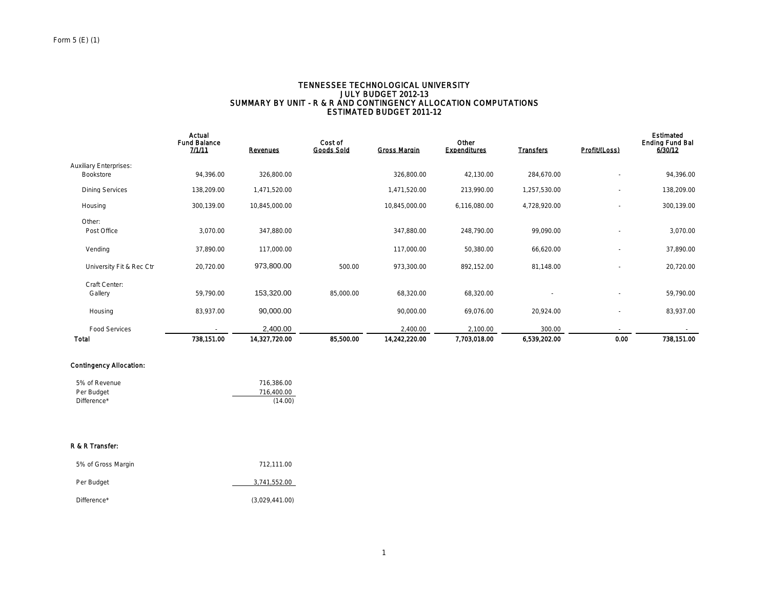Form 5 (E) (1)

# TENNESSEE TECHNOLOGICAL UNIVERSITY
## JULY BUDGET 2012-13
## SUMMARY BY UNIT - R & R AND CONTINGENCY ALLOCATION COMPUTATIONS
## ESTIMATED BUDGET 2011-12

| | Actual Fund Balance 7/1/11 | Revenues | Cost of Goods Sold | Gross Margin | Other Expenditures | Transfers | Profit/(Loss) | Estimated Ending Fund Bal 6/30/12 |
|---|---|---|---|---|---|---|---|---|
| Auxiliary Enterprises: | | | | | | | | |
| Bookstore | 94,396.00 | 326,800.00 | | 326,800.00 | 42,130.00 | 284,670.00 | - | 94,396.00 |
| Dining Services | 138,209.00 | 1,471,520.00 | | 1,471,520.00 | 213,990.00 | 1,257,530.00 | - | 138,209.00 |
| Housing | 300,139.00 | 10,845,000.00 | | 10,845,000.00 | 6,116,080.00 | 4,728,920.00 | - | 300,139.00 |
| Other: | | | | | | | | |
| Post Office | 3,070.00 | 347,880.00 | | 347,880.00 | 248,790.00 | 99,090.00 | - | 3,070.00 |
| Vending | 37,890.00 | 117,000.00 | | 117,000.00 | 50,380.00 | 66,620.00 | - | 37,890.00 |
| University Fit & Rec Ctr | 20,720.00 | 973,800.00 | 500.00 | 973,300.00 | 892,152.00 | 81,148.00 | - | 20,720.00 |
| Craft Center: | | | | | | | | |
| Gallery | 59,790.00 | 153,320.00 | 85,000.00 | 68,320.00 | 68,320.00 | - | - | 59,790.00 |
| Housing | 83,937.00 | 90,000.00 | | 90,000.00 | 69,076.00 | 20,924.00 | - | 83,937.00 |
| Food Services | - | 2,400.00 | | 2,400.00 | 2,100.00 | 300.00 | - | - |
| **Total** | **738,151.00** | **14,327,720.00** | **85,500.00** | **14,242,220.00** | **7,703,018.00** | **6,539,202.00** | **0.00** | **738,151.00** |

**Contingency Allocation:**

| | |
|---|---|
| 5% of Revenue | 716,386.00 |
| Per Budget | 716,400.00 |
| Difference* | (14.00) |

**R & R Transfer:**

| | |
|---|---|
| 5% of Gross Margin | 712,111.00 |
| Per Budget | 3,741,552.00 |
| Difference* | (3,029,441.00) |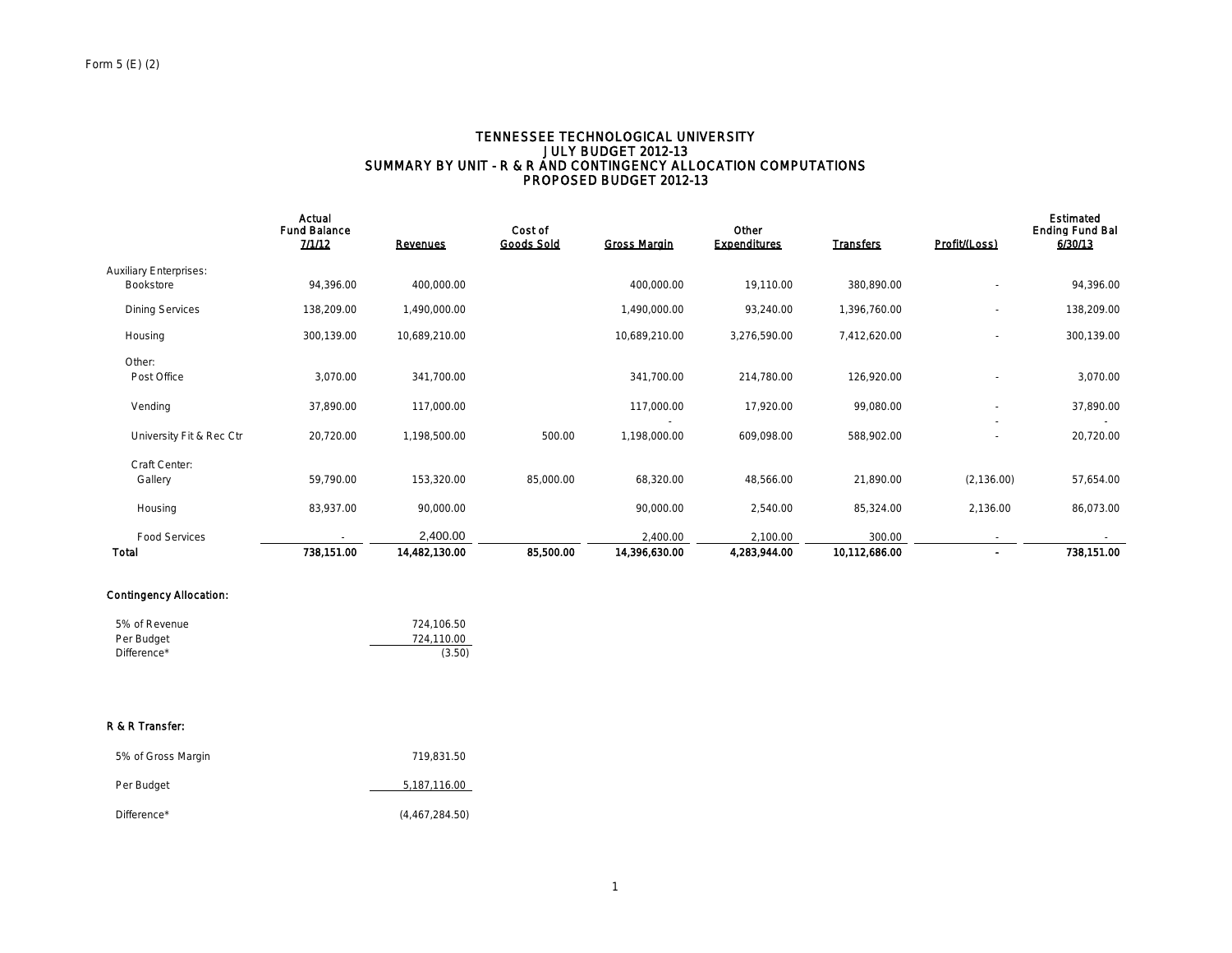Form 5 (E) (2)

# TENNESSEE TECHNOLOGICAL UNIVERSITY
## JULY BUDGET 2012-13
## SUMMARY BY UNIT - R & R AND CONTINGENCY ALLOCATION COMPUTATIONS
## PROPOSED BUDGET 2012-13

| | Actual Fund Balance 7/1/12 | Revenues | Cost of Goods Sold | Gross Margin | Other Expenditures | Transfers | Profit/(Loss) | Estimated Ending Fund Bal 6/30/13 |
|---|---|---|---|---|---|---|---|---|
| Auxiliary Enterprises: | | | | | | | | |
| Bookstore | 94,396.00 | 400,000.00 | | 400,000.00 | 19,110.00 | 380,890.00 | - | 94,396.00 |
| Dining Services | 138,209.00 | 1,490,000.00 | | 1,490,000.00 | 93,240.00 | 1,396,760.00 | - | 138,209.00 |
| Housing | 300,139.00 | 10,689,210.00 | | 10,689,210.00 | 3,276,590.00 | 7,412,620.00 | - | 300,139.00 |
| Other: | | | | | | | | |
| Post Office | 3,070.00 | 341,700.00 | | 341,700.00 | 214,780.00 | 126,920.00 | - | 3,070.00 |
| Vending | 37,890.00 | 117,000.00 | | 117,000.00 | 17,920.00 | 99,080.00 | - | 37,890.00 |
| | | | | - | | | - | - |
| University Fit & Rec Ctr | 20,720.00 | 1,198,500.00 | 500.00 | 1,198,000.00 | 609,098.00 | 588,902.00 | - | 20,720.00 |
| Craft Center: | | | | | | | | |
| Gallery | 59,790.00 | 153,320.00 | 85,000.00 | 68,320.00 | 48,566.00 | 21,890.00 | (2,136.00) | 57,654.00 |
| Housing | 83,937.00 | 90,000.00 | | 90,000.00 | 2,540.00 | 85,324.00 | 2,136.00 | 86,073.00 |
| Food Services | - | 2,400.00 | | 2,400.00 | 2,100.00 | 300.00 | - | - |
| **Total** | **738,151.00** | **14,482,130.00** | **85,500.00** | **14,396,630.00** | **4,283,944.00** | **10,112,686.00** | **-** | **738,151.00** |

**Contingency Allocation:**

| | |
|---|---|
| 5% of Revenue | 724,106.50 |
| Per Budget | 724,110.00 |
| Difference* | (3.50) |

**R & R Transfer:**

| | |
|---|---|
| 5% of Gross Margin | 719,831.50 |
| Per Budget | 5,187,116.00 |
| Difference* | (4,467,284.50) |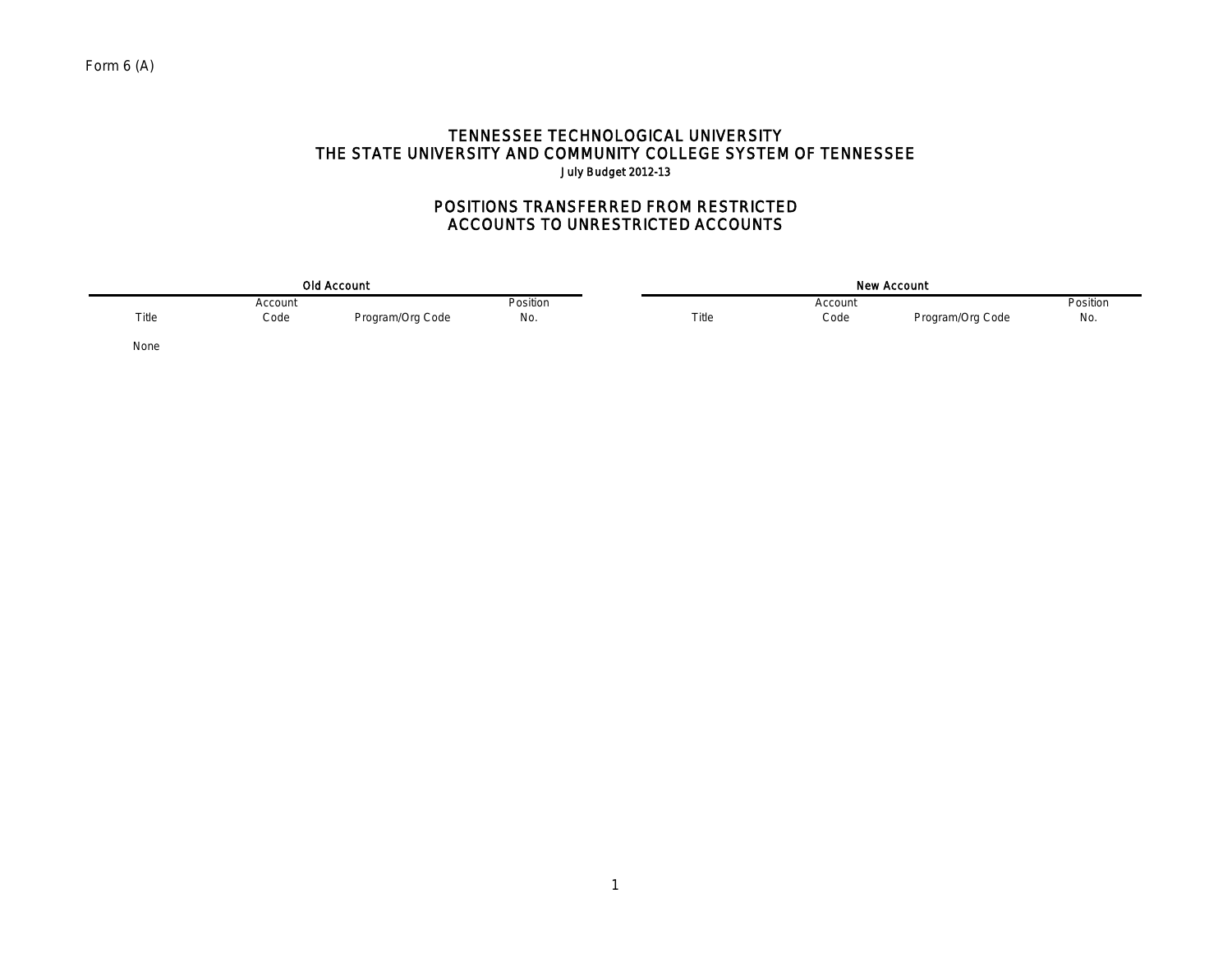Form 6 (A)

# TENNESSEE TECHNOLOGICAL UNIVERSITY
# THE STATE UNIVERSITY AND COMMUNITY COLLEGE SYSTEM OF TENNESSEE

**July Budget 2012-13**

## POSITIONS TRANSFERRED FROM RESTRICTED ACCOUNTS TO UNRESTRICTED ACCOUNTS

| Old Account | | | | New Account | | | |
|---|---|---|---|---|---|---|---|
| Title | Account Code | Program/Org Code | Position No. | Title | Account Code | Program/Org Code | Position No. |
| None | | | | | | | |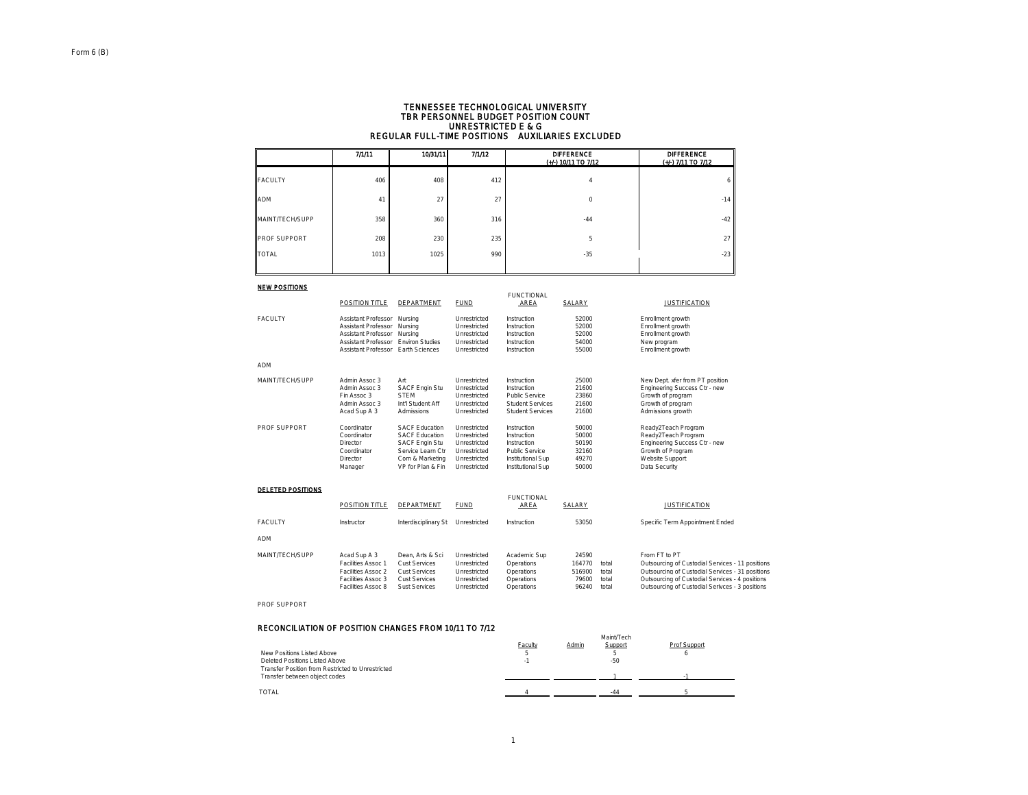Form 6 (B)

# TENNESSEE TECHNOLOGICAL UNIVERSITY
## TBR PERSONNEL BUDGET POSITION COUNT
## UNRESTRICTED E & G
## REGULAR FULL-TIME POSITIONS AUXILIARIES EXCLUDED

| | 7/1/11 | 10/31/11 | 7/1/12 | DIFFERENCE (+/-) 10/11 TO 7/12 | DIFFERENCE (+/-) 7/11 TO 7/12 |
|---|---|---|---|---|---|
| FACULTY | 406 | 408 | 412 | 4 | 6 |
| ADM | 41 | 27 | 27 | 0 | -14 |
| MAINT/TECH/SUPP | 358 | 360 | 316 | -44 | -42 |
| PROF SUPPORT | 208 | 230 | 235 | 5 | 27 |
| TOTAL | 1013 | 1025 | 990 | -35 | -23 |

**NEW POSITIONS**

| | POSITION TITLE | DEPARTMENT | FUND | FUNCTIONAL AREA | SALARY | | JUSTIFICATION |
|---|---|---|---|---|---|---|---|
| FACULTY | Assistant Professor | Nursing | Unrestricted | Instruction | 52000 | | Enrollment growth |
| | Assistant Professor | Nursing | Unrestricted | Instruction | 52000 | | Enrollment growth |
| | Assistant Professor | Nursing | Unrestricted | Instruction | 52000 | | Enrollment growth |
| | Assistant Professor | Environ Studies | Unrestricted | Instruction | 54000 | | New program |
| | Assistant Professor | Earth Sciences | Unrestricted | Instruction | 55000 | | Enrollment growth |
| ADM | | | | | | | |
| MAINT/TECH/SUPP | Admin Assoc 3 | Art | Unrestricted | Instruction | 25000 | | New Dept. xfer from PT position |
| | Admin Assoc 3 | SACF Engin Stu | Unrestricted | Instruction | 21600 | | Engineering Success Ctr - new |
| | Fin Assoc 3 | STEM | Unrestricted | Public Service | 23860 | | Growth of program |
| | Admin Assoc 3 | Int'l Student Aff | Unrestricted | Student Services | 21600 | | Growth of program |
| | Acad Sup A 3 | Admissions | Unrestricted | Student Services | 21600 | | Admissions growth |
| PROF SUPPORT | Coordinator | SACF Education | Unrestricted | Instruction | 50000 | | Ready2Teach Program |
| | Coordinator | SACF Education | Unrestricted | Instruction | 50000 | | Ready2Teach Program |
| | Director | SACF Engin Stu | Unrestricted | Instruction | 50190 | | Engineering Success Ctr - new |
| | Coordinator | Service Learn Ctr | Unrestricted | Public Service | 32160 | | Growth of Program |
| | Director | Com & Marketing | Unrestricted | Institutional Sup | 49270 | | Website Support |
| | Manager | VP for Plan & Fin | Unrestricted | Institutional Sup | 50000 | | Data Security |

**DELETED POSITIONS**

| | POSITION TITLE | DEPARTMENT | FUND | FUNCTIONAL AREA | SALARY | | JUSTIFICATION |
|---|---|---|---|---|---|---|---|
| FACULTY | Instructor | Interdisciplinary St | Unrestricted | Instruction | 53050 | | Specific Term Appointment Ended |
| ADM | | | | | | | |
| MAINT/TECH/SUPP | Acad Sup A 3 | Dean, Arts & Sci | Unrestricted | Academic Sup | 24590 | | From FT to PT |
| | Facilities Assoc 1 | Cust Services | Unrestricted | Operations | 164770 | total | Outsourcing of Custodial Services - 11 positions |
| | Facilities Assoc 2 | Cust Services | Unrestricted | Operations | 516900 | total | Outsourcing of Custodial Services - 31 positions |
| | Facilities Assoc 3 | Cust Services | Unrestricted | Operations | 79600 | total | Outsourcing of Custodial Services - 4 positions |
| | Facilities Assoc 8 | Sust Services | Unrestricted | Operations | 96240 | total | Outsourcing of Custodial Serivces - 3 positions |
| PROF SUPPORT | | | | | | | |

### RECONCILIATION OF POSITION CHANGES FROM 10/11 TO 7/12

| | Faculty | Admin | Maint/Tech Support | Prof Support |
|---|---|---|---|---|
| New Positions Listed Above | 5 | | 5 | 6 |
| Deleted Positions Listed Above | -1 | | -50 | |
| Transfer Position from Restricted to Unrestricted | | | | |
| Transfer between object codes | | | 1 | -1 |
| TOTAL | 4 | | -44 | 5 |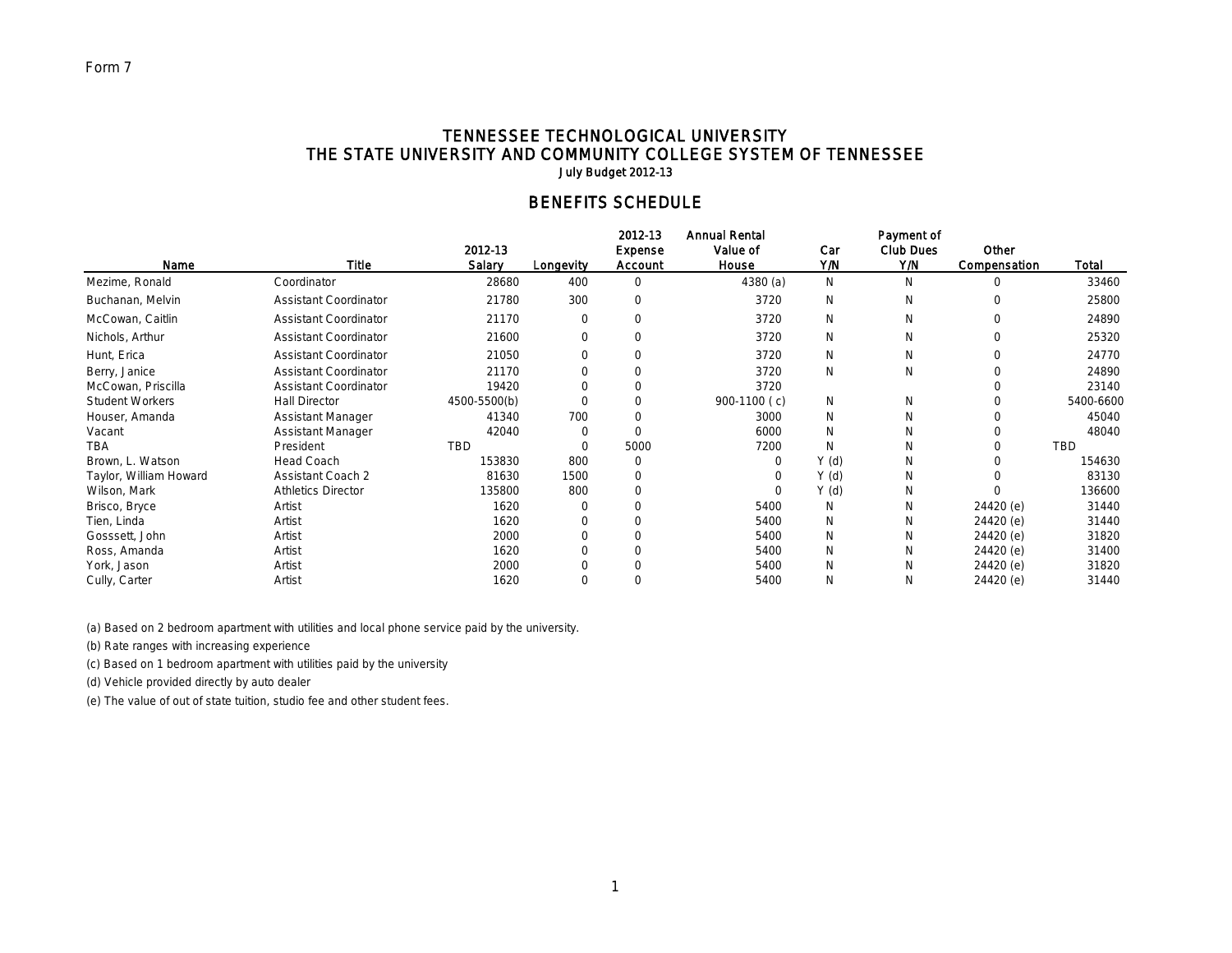Form 7

# TENNESSEE TECHNOLOGICAL UNIVERSITY
# THE STATE UNIVERSITY AND COMMUNITY COLLEGE SYSTEM OF TENNESSEE
### July Budget 2012-13

## BENEFITS SCHEDULE

| Name | Title | 2012-13 Salary | Longevity | 2012-13 Expense Account | Annual Rental Value of House | Car Y/N | Payment of Club Dues Y/N | Other Compensation | Total |
|---|---|---|---|---|---|---|---|---|---|
| Mezime, Ronald | Coordinator | 28680 | 400 | 0 | 4380 (a) | N | N | 0 | 33460 |
| Buchanan, Melvin | Assistant Coordinator | 21780 | 300 | 0 | 3720 | N | N | 0 | 25800 |
| McCowan, Caitlin | Assistant Coordinator | 21170 | 0 | 0 | 3720 | N | N | 0 | 24890 |
| Nichols, Arthur | Assistant Coordinator | 21600 | 0 | 0 | 3720 | N | N | 0 | 25320 |
| Hunt, Erica | Assistant Coordinator | 21050 | 0 | 0 | 3720 | N | N | 0 | 24770 |
| Berry, Janice | Assistant Coordinator | 21170 | 0 | 0 | 3720 | N | N | 0 | 24890 |
| McCowan, Priscilla | Assistant Coordinator | 19420 | 0 | 0 | 3720 | | | 0 | 23140 |
| Student Workers | Hall Director | 4500-5500(b) | 0 | 0 | 900-1100 ( c) | N | N | 0 | 5400-6600 |
| Houser, Amanda | Assistant Manager | 41340 | 700 | 0 | 3000 | N | N | 0 | 45040 |
| Vacant | Assistant Manager | 42040 | 0 | 0 | 6000 | N | N | 0 | 48040 |
| TBA | President | TBD | 0 | 5000 | 7200 | N | N | 0 | TBD |
| Brown, L. Watson | Head Coach | 153830 | 800 | 0 | 0 | Y (d) | N | 0 | 154630 |
| Taylor, William Howard | Assistant Coach 2 | 81630 | 1500 | 0 | 0 | Y (d) | N | 0 | 83130 |
| Wilson, Mark | Athletics Director | 135800 | 800 | 0 | 0 | Y (d) | N | 0 | 136600 |
| Brisco, Bryce | Artist | 1620 | 0 | 0 | 5400 | N | N | 24420 (e) | 31440 |
| Tien, Linda | Artist | 1620 | 0 | 0 | 5400 | N | N | 24420 (e) | 31440 |
| Gosssett, John | Artist | 2000 | 0 | 0 | 5400 | N | N | 24420 (e) | 31820 |
| Ross, Amanda | Artist | 1620 | 0 | 0 | 5400 | N | N | 24420 (e) | 31400 |
| York, Jason | Artist | 2000 | 0 | 0 | 5400 | N | N | 24420 (e) | 31820 |
| Cully, Carter | Artist | 1620 | 0 | 0 | 5400 | N | N | 24420 (e) | 31440 |

(a) Based on 2 bedroom apartment with utilities and local phone service paid by the university.

(b) Rate ranges with increasing experience

(c) Based on 1 bedroom apartment with utilities paid by the university

(d) Vehicle provided directly by auto dealer

(e) The value of out of state tuition, studio fee and other student fees.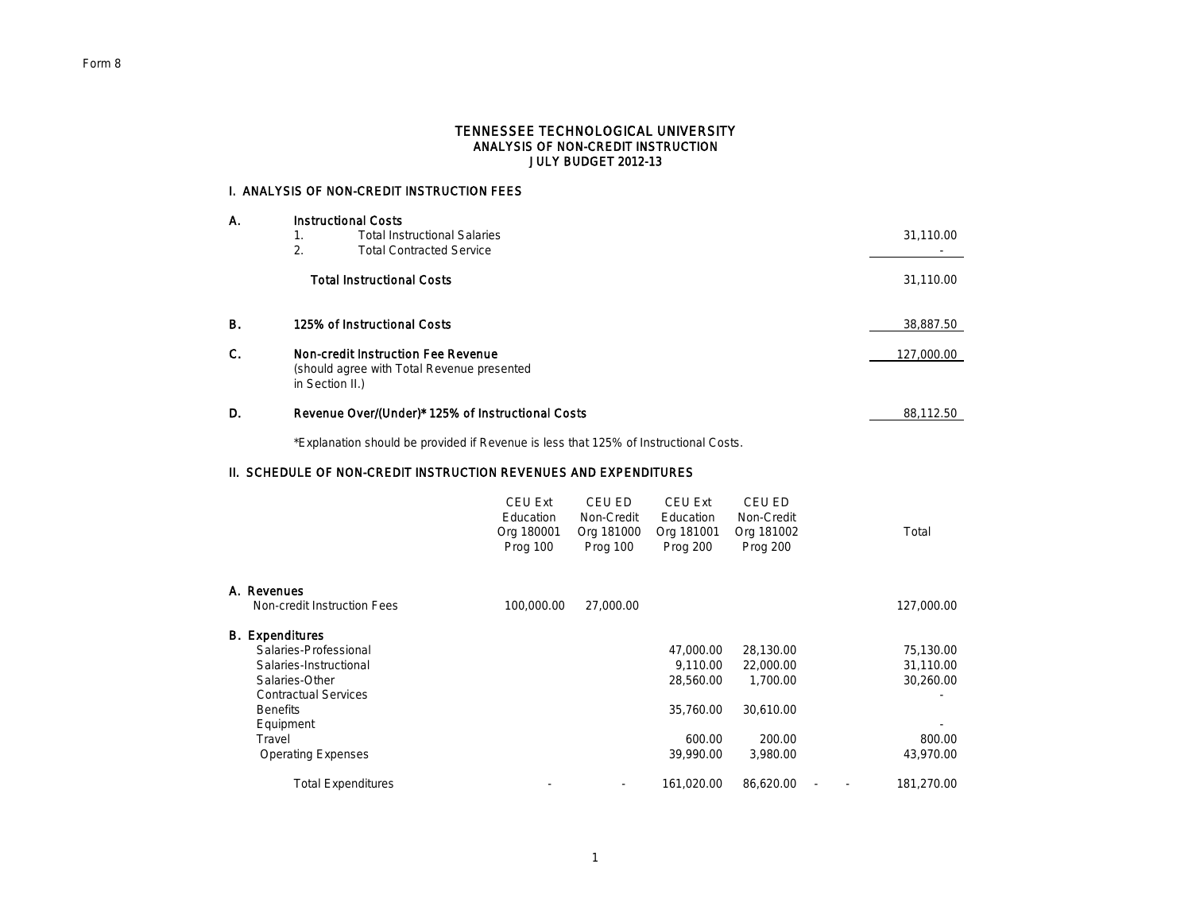Form 8

# TENNESSEE TECHNOLOGICAL UNIVERSITY
## ANALYSIS OF NON-CREDIT INSTRUCTION
## JULY BUDGET 2012-13

### I. ANALYSIS OF NON-CREDIT INSTRUCTION FEES

| | | |
|---|---|---|
| **A.** | **Instructional Costs** | |
| | 1. Total Instructional Salaries | 31,110.00 |
| | 2. Total Contracted Service | - |
| | **Total Instructional Costs** | 31,110.00 |
| **B.** | **125% of Instructional Costs** | 38,887.50 |
| **C.** | **Non-credit Instruction Fee Revenue** (should agree with Total Revenue presented in Section II.) | 127,000.00 |
| **D.** | **Revenue Over/(Under)* 125% of Instructional Costs** | 88,112.50 |

*Explanation should be provided if Revenue is less that 125% of Instructional Costs.

### II. SCHEDULE OF NON-CREDIT INSTRUCTION REVENUES AND EXPENDITURES

| | CEU Ext Education Org 180001 Prog 100 | CEU ED Non-Credit Org 181000 Prog 100 | CEU Ext Education Org 181001 Prog 200 | CEU ED Non-Credit Org 181002 Prog 200 | | | Total |
|---|---|---|---|---|---|---|---|
| **A. Revenues** | | | | | | | |
| Non-credit Instruction Fees | 100,000.00 | 27,000.00 | | | | | 127,000.00 |
| **B. Expenditures** | | | | | | | |
| Salaries-Professional | | | 47,000.00 | 28,130.00 | | | 75,130.00 |
| Salaries-Instructional | | | 9,110.00 | 22,000.00 | | | 31,110.00 |
| Salaries-Other | | | 28,560.00 | 1,700.00 | | | 30,260.00 |
| Contractual Services | | | | | | | - |
| Benefits | | | 35,760.00 | 30,610.00 | | | |
| Equipment | | | | | | | - |
| Travel | | | 600.00 | 200.00 | | | 800.00 |
| Operating Expenses | | | 39,990.00 | 3,980.00 | | | 43,970.00 |
| Total Expenditures | - | - | 161,020.00 | 86,620.00 | - | - | 181,270.00 |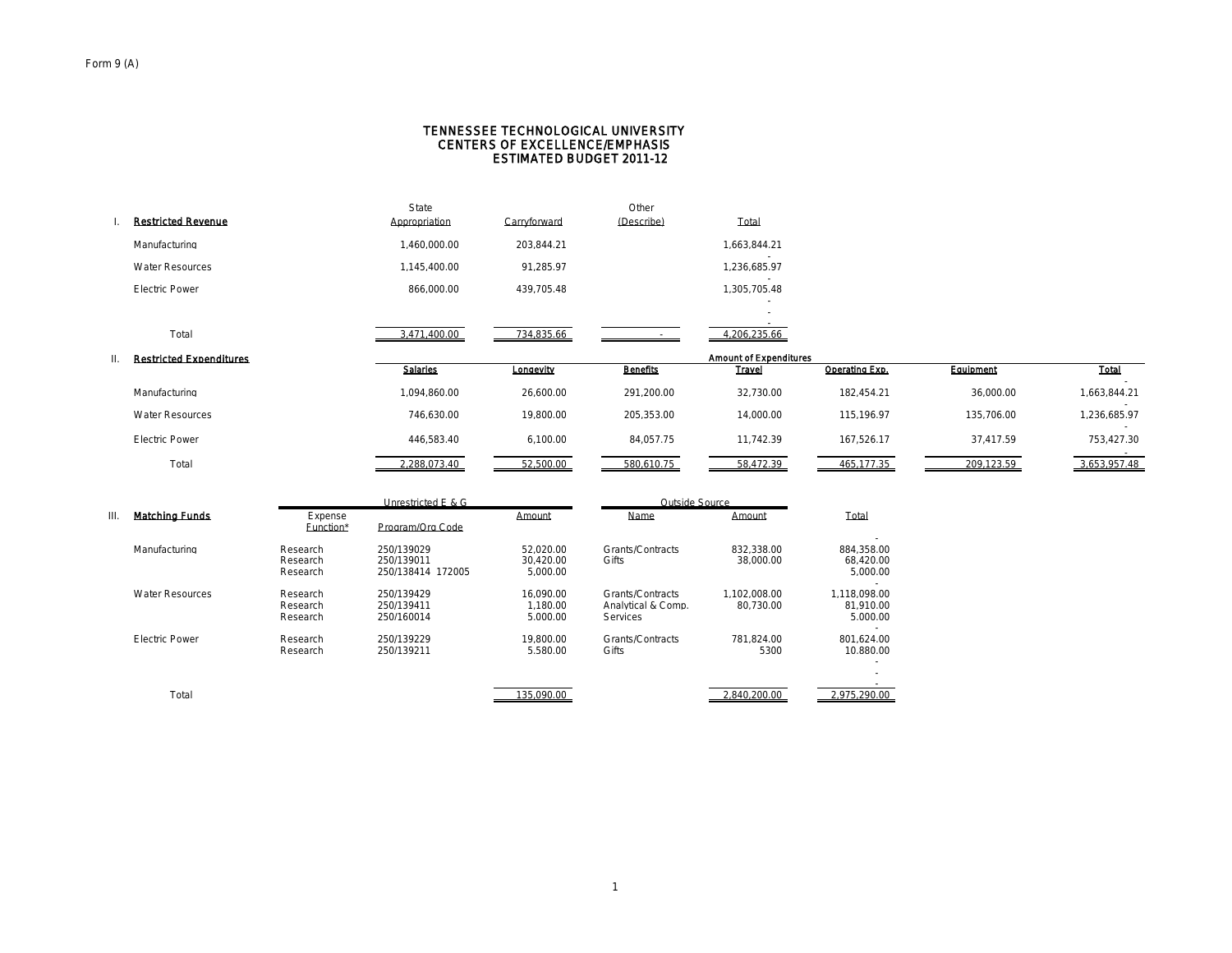Form 9 (A)

# TENNESSEE TECHNOLOGICAL UNIVERSITY
## CENTERS OF EXCELLENCE/EMPHASIS
## ESTIMATED BUDGET 2011-12

**I. Restricted Revenue**

| | State Appropriation | Carryforward | Other (Describe) | Total |
|---|---|---|---|---|
| Manufacturing | 1,460,000.00 | 203,844.21 | | 1,663,844.21 |
| Water Resources | 1,145,400.00 | 91,285.97 | | 1,236,685.97 |
| Electric Power | 866,000.00 | 439,705.48 | | 1,305,705.48 |
| Total | 3,471,400.00 | 734,835.66 | - | 4,206,235.66 |

**II. Restricted Expenditures**

| | Amount of Expenditures | | | | | | |
|---|---|---|---|---|---|---|---|
| | Salaries | Longevity | Benefits | Travel | Operating Exp. | Equipment | Total |
| Manufacturing | 1,094,860.00 | 26,600.00 | 291,200.00 | 32,730.00 | 182,454.21 | 36,000.00 | 1,663,844.21 |
| Water Resources | 746,630.00 | 19,800.00 | 205,353.00 | 14,000.00 | 115,196.97 | 135,706.00 | 1,236,685.97 |
| Electric Power | 446,583.40 | 6,100.00 | 84,057.75 | 11,742.39 | 167,526.17 | 37,417.59 | 753,427.30 |
| Total | 2,288,073.40 | 52,500.00 | 580,610.75 | 58,472.39 | 465,177.35 | 209,123.59 | 3,653,957.48 |

**III. Matching Funds**

| | Unrestricted E & G | | | Outside Source | | |
|---|---|---|---|---|---|---|
| | Expense Function* | Program/Org Code | Amount | Name | Amount | Total |
| Manufacturing | Research | 250/139029 | 52,020.00 | Grants/Contracts | 832,338.00 | 884,358.00 |
| | Research | 250/139011 | 30,420.00 | Gifts | 38,000.00 | 68,420.00 |
| | Research | 250/138414 172005 | 5,000.00 | | | 5,000.00 |
| Water Resources | Research | 250/139429 | 16,090.00 | Grants/Contracts | 1,102,008.00 | 1,118,098.00 |
| | Research | 250/139411 | 1,180.00 | Analytical & Comp. | 80,730.00 | 81,910.00 |
| | Research | 250/160014 | 5,000.00 | Services | | 5,000.00 |
| Electric Power | Research | 250/139229 | 19,800.00 | Grants/Contracts | 781,824.00 | 801,624.00 |
| | Research | 250/139211 | 5,580.00 | Gifts | 5300 | 10,880.00 |
| Total | | | 135,090.00 | | 2,840,200.00 | 2,975,290.00 |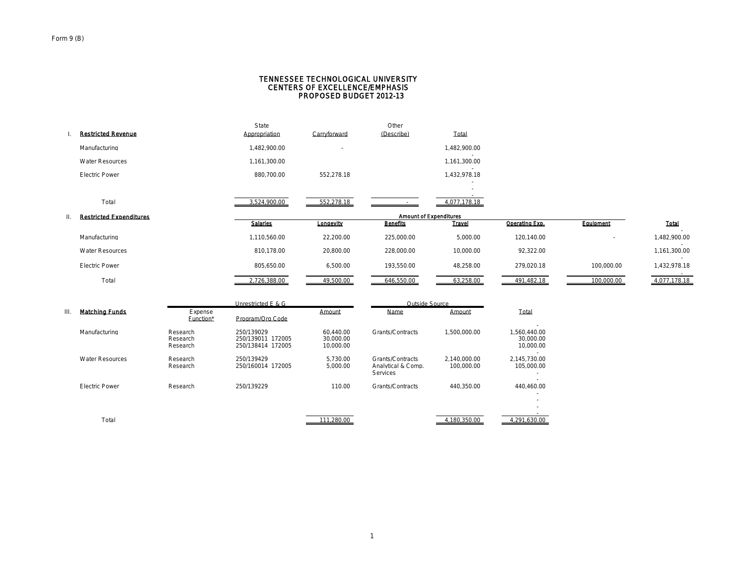Form 9 (B)

# TENNESSEE TECHNOLOGICAL UNIVERSITY
## CENTERS OF EXCELLENCE/EMPHASIS
## PROPOSED BUDGET 2012-13

| I. Restricted Revenue | State Appropriation | Carryforward | Other (Describe) | Total |
|---|---|---|---|---|
| Manufacturing | 1,482,900.00 | - | | 1,482,900.00 |
| Water Resources | 1,161,300.00 | | | 1,161,300.00 |
| Electric Power | 880,700.00 | 552,278.18 | | 1,432,978.18 |
| Total | 3,524,900.00 | 552,278.18 | - | 4,077,178.18 |

| II. Restricted Expenditures | Amount of Expenditures | | | | | | |
|---|---|---|---|---|---|---|---|
| | Salaries | Longevity | Benefits | Travel | Operating Exp. | Equipment | Total |
| Manufacturing | 1,110,560.00 | 22,200.00 | 225,000.00 | 5,000.00 | 120,140.00 | - | 1,482,900.00 |
| Water Resources | 810,178.00 | 20,800.00 | 228,000.00 | 10,000.00 | 92,322.00 | | 1,161,300.00 |
| Electric Power | 805,650.00 | 6,500.00 | 193,550.00 | 48,258.00 | 279,020.18 | 100,000.00 | 1,432,978.18 |
| Total | 2,726,388.00 | 49,500.00 | 646,550.00 | 63,258.00 | 491,482.18 | 100,000.00 | 4,077,178.18 |

| III. Matching Funds | Unrestricted E & G | | | Outside Source | | |
|---|---|---|---|---|---|---|
| | Expense Function* | Program/Org Code | Amount | Name | Amount | Total |
| Manufacturing | Research | 250/139029 | 60,440.00 | Grants/Contracts | 1,500,000.00 | 1,560,440.00 |
| | Research | 250/139011 172005 | 30,000.00 | | | 30,000.00 |
| | Research | 250/138414 172005 | 10,000.00 | | | 10,000.00 |
| Water Resources | Research | 250/139429 | 5,730.00 | Grants/Contracts | 2,140,000.00 | 2,145,730.00 |
| | Research | 250/160014 172005 | 5,000.00 | Analytical & Comp. Services | 100,000.00 | 105,000.00 |
| Electric Power | Research | 250/139229 | 110.00 | Grants/Contracts | 440,350.00 | 440,460.00 |
| Total | | | 111,280.00 | | 4,180,350.00 | 4,291,630.00 |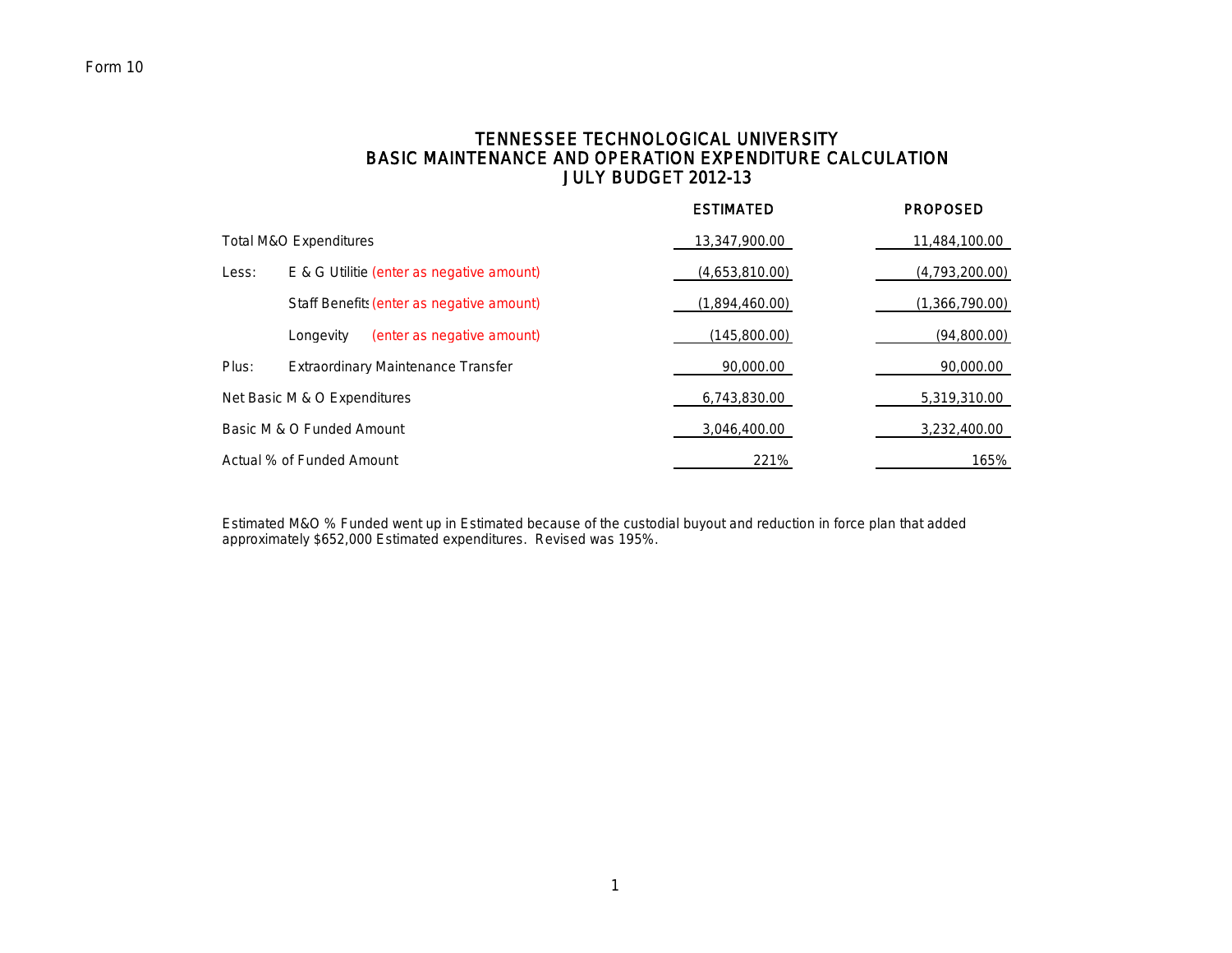Form 10

# TENNESSEE TECHNOLOGICAL UNIVERSITY
## BASIC MAINTENANCE AND OPERATION EXPENDITURE CALCULATION
## JULY BUDGET 2012-13

| | | ESTIMATED | PROPOSED |
|---|---|---|---|
| Total M&O Expenditures | | 13,347,900.00 | 11,484,100.00 |
| Less: | E & G Utilitie (enter as negative amount) | (4,653,810.00) | (4,793,200.00) |
| | Staff Benefits (enter as negative amount) | (1,894,460.00) | (1,366,790.00) |
| | Longevity (enter as negative amount) | (145,800.00) | (94,800.00) |
| Plus: | Extraordinary Maintenance Transfer | 90,000.00 | 90,000.00 |
| Net Basic M & O Expenditures | | 6,743,830.00 | 5,319,310.00 |
| Basic M & O Funded Amount | | 3,046,400.00 | 3,232,400.00 |
| Actual % of Funded Amount | | 221% | 165% |

Estimated M&O % Funded went up in Estimated because of the custodial buyout and reduction in force plan that added approximately $652,000 Estimated expenditures. Revised was 195%.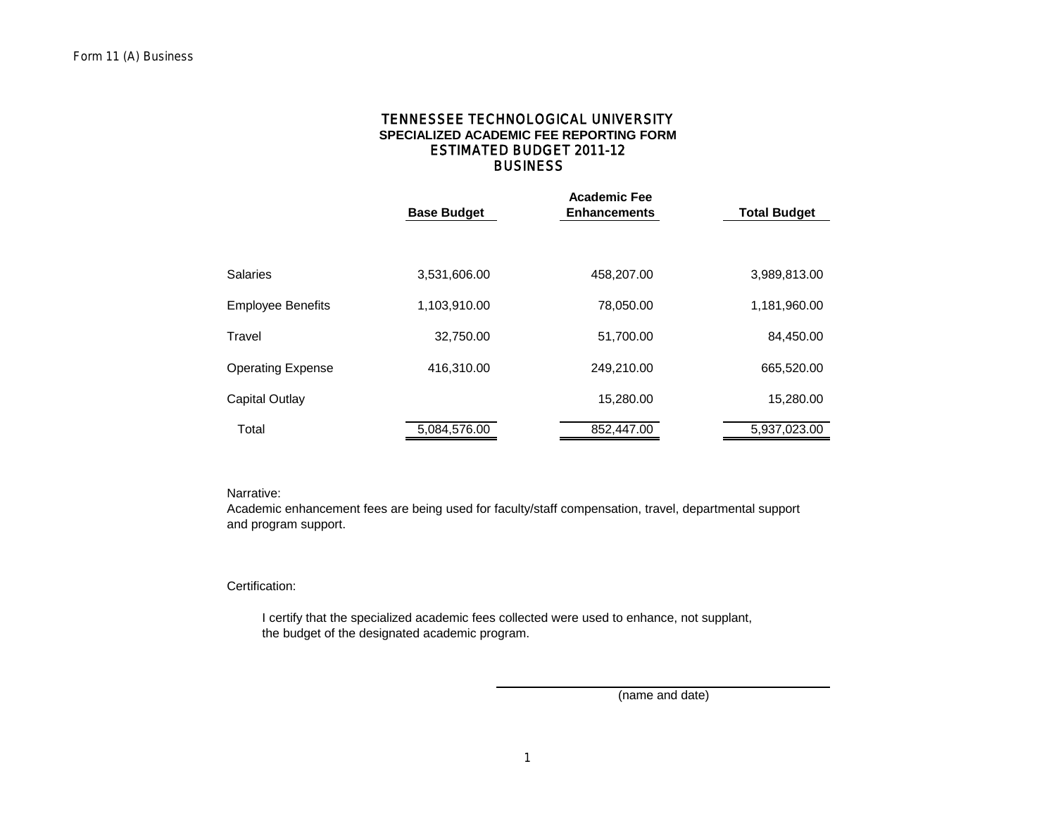Form 11 (A) Business

# TENNESSEE TECHNOLOGICAL UNIVERSITY
## SPECIALIZED ACADEMIC FEE REPORTING FORM
## ESTIMATED BUDGET 2011-12
## BUSINESS

| | Base Budget | Academic Fee Enhancements | Total Budget |
|---|---|---|---|
| Salaries | 3,531,606.00 | 458,207.00 | 3,989,813.00 |
| Employee Benefits | 1,103,910.00 | 78,050.00 | 1,181,960.00 |
| Travel | 32,750.00 | 51,700.00 | 84,450.00 |
| Operating Expense | 416,310.00 | 249,210.00 | 665,520.00 |
| Capital Outlay | | 15,280.00 | 15,280.00 |
| Total | 5,084,576.00 | 852,447.00 | 5,937,023.00 |

Narrative:
Academic enhancement fees are being used for faculty/staff compensation, travel, departmental support and program support.

Certification:

I certify that the specialized academic fees collected were used to enhance, not supplant, the budget of the designated academic program.

\_\_\_\_\_\_\_\_\_\_\_\_\_\_\_\_\_\_\_\_\_\_\_\_\_\_\_\_\_\_\_\_\_\_\_\_\_\_\_\_

(name and date)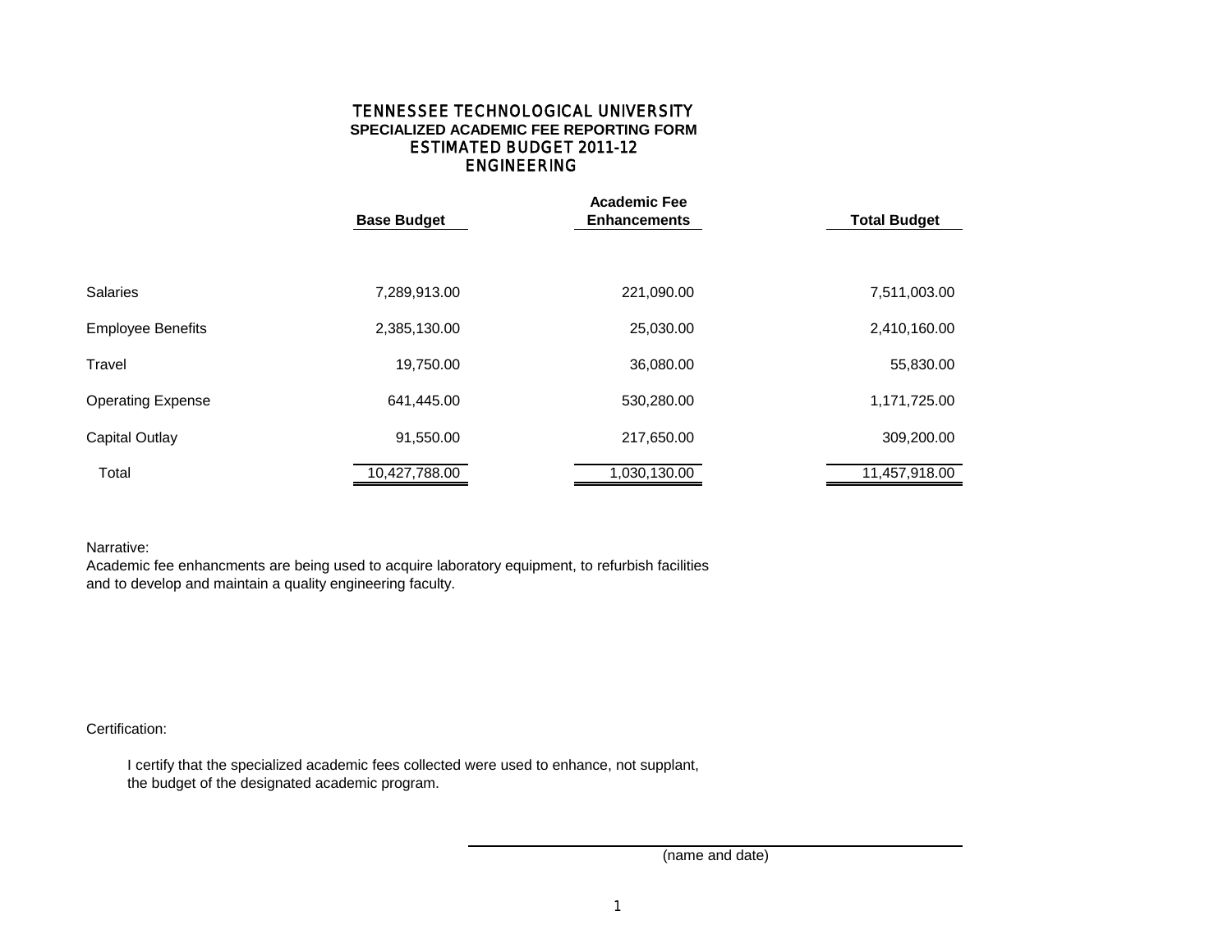# TENNESSEE TECHNOLOGICAL UNIVERSITY
## SPECIALIZED ACADEMIC FEE REPORTING FORM
## ESTIMATED BUDGET 2011-12
## ENGINEERING

| | Base Budget | Academic Fee Enhancements | Total Budget |
|---|---|---|---|
| Salaries | 7,289,913.00 | 221,090.00 | 7,511,003.00 |
| Employee Benefits | 2,385,130.00 | 25,030.00 | 2,410,160.00 |
| Travel | 19,750.00 | 36,080.00 | 55,830.00 |
| Operating Expense | 641,445.00 | 530,280.00 | 1,171,725.00 |
| Capital Outlay | 91,550.00 | 217,650.00 | 309,200.00 |
| Total | 10,427,788.00 | 1,030,130.00 | 11,457,918.00 |

Narrative:
Academic fee enhancments are being used to acquire laboratory equipment, to refurbish facilities and to develop and maintain a quality engineering faculty.

Certification:

I certify that the specialized academic fees collected were used to enhance, not supplant, the budget of the designated academic program.

(name and date)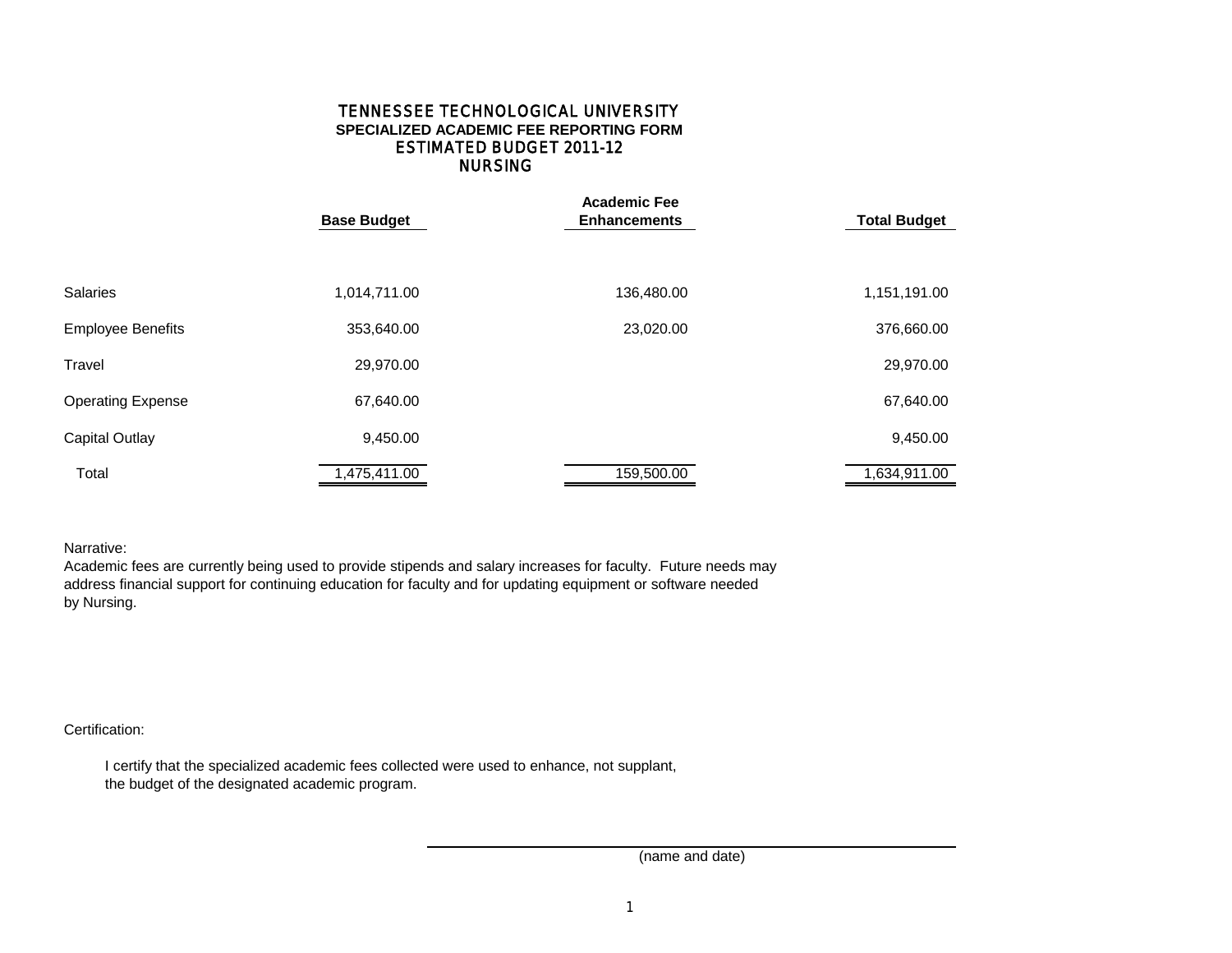# TENNESSEE TECHNOLOGICAL UNIVERSITY
## SPECIALIZED ACADEMIC FEE REPORTING FORM
## ESTIMATED BUDGET 2011-12
## NURSING

| | Base Budget | Academic Fee Enhancements | Total Budget |
|---|---|---|---|
| Salaries | 1,014,711.00 | 136,480.00 | 1,151,191.00 |
| Employee Benefits | 353,640.00 | 23,020.00 | 376,660.00 |
| Travel | 29,970.00 | | 29,970.00 |
| Operating Expense | 67,640.00 | | 67,640.00 |
| Capital Outlay | 9,450.00 | | 9,450.00 |
| Total | 1,475,411.00 | 159,500.00 | 1,634,911.00 |

Narrative:
Academic fees are currently being used to provide stipends and salary increases for faculty. Future needs may address financial support for continuing education for faculty and for updating equipment or software needed by Nursing.

Certification:

I certify that the specialized academic fees collected were used to enhance, not supplant, the budget of the designated academic program.

(name and date)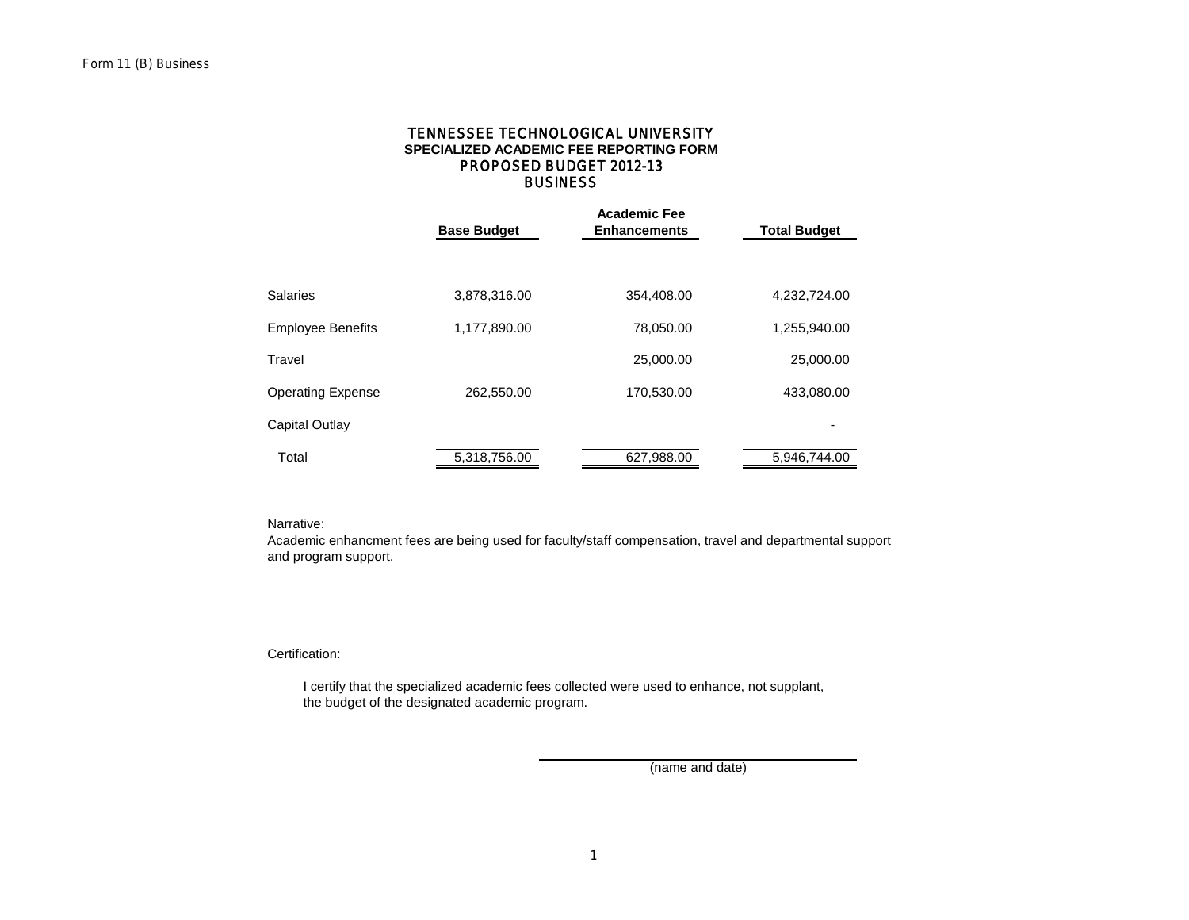Form 11 (B) Business

# TENNESSEE TECHNOLOGICAL UNIVERSITY
## SPECIALIZED ACADEMIC FEE REPORTING FORM
## PROPOSED BUDGET 2012-13
## BUSINESS

| | Base Budget | Academic Fee Enhancements | Total Budget |
|---|---|---|---|
| Salaries | 3,878,316.00 | 354,408.00 | 4,232,724.00 |
| Employee Benefits | 1,177,890.00 | 78,050.00 | 1,255,940.00 |
| Travel | | 25,000.00 | 25,000.00 |
| Operating Expense | 262,550.00 | 170,530.00 | 433,080.00 |
| Capital Outlay | | | - |
| Total | 5,318,756.00 | 627,988.00 | 5,946,744.00 |

Narrative:
Academic enhancment fees are being used for faculty/staff compensation, travel and departmental support and program support.

Certification:

I certify that the specialized academic fees collected were used to enhance, not supplant, the budget of the designated academic program.

\_\_\_\_\_\_\_\_\_\_\_\_\_\_\_\_\_\_\_\_\_\_\_\_\_\_\_\_\_\_\_\_\_\_\_\_
(name and date)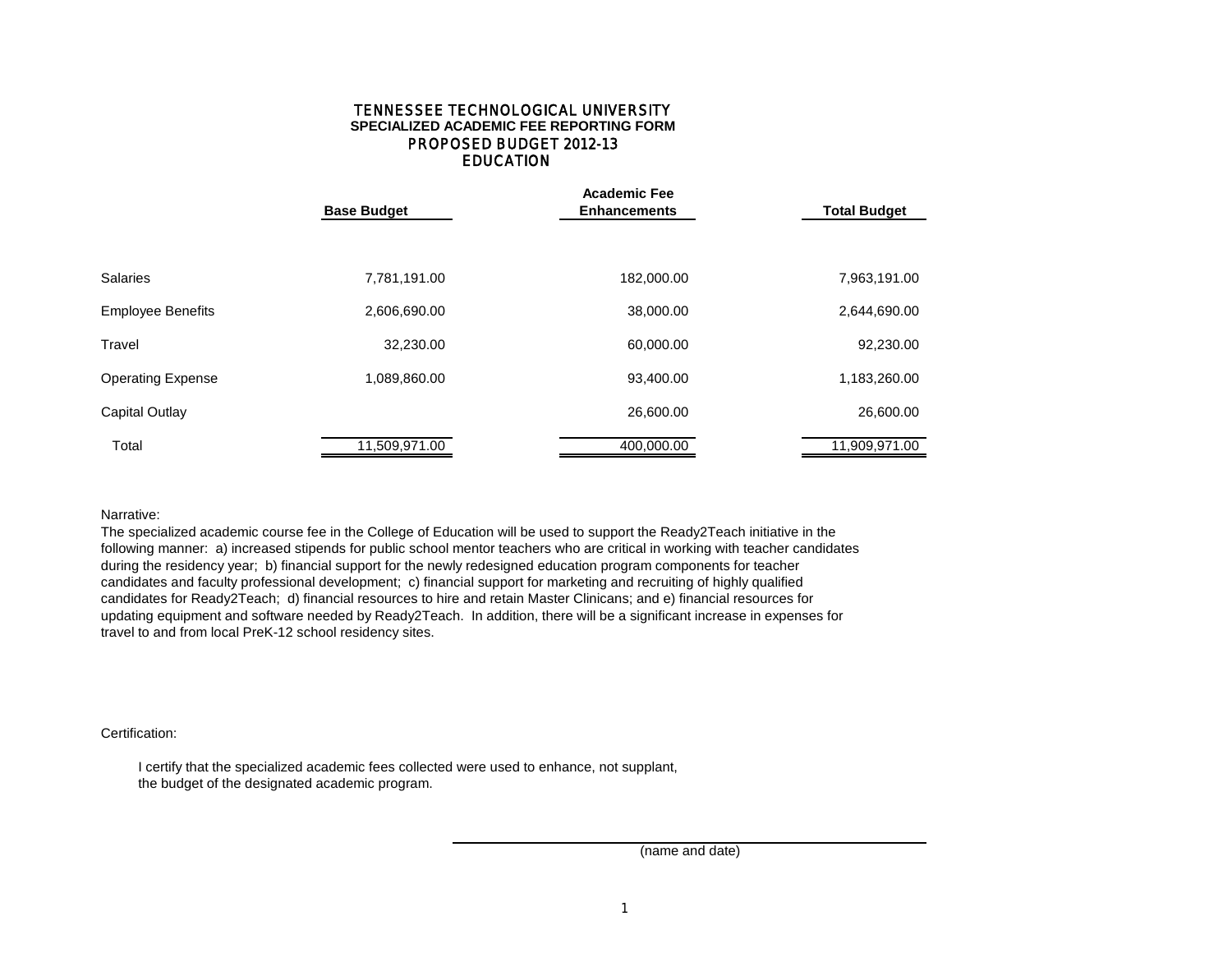# TENNESSEE TECHNOLOGICAL UNIVERSITY

## SPECIALIZED ACADEMIC FEE REPORTING FORM

## PROPOSED BUDGET 2012-13

## EDUCATION

| | Base Budget | Academic Fee Enhancements | Total Budget |
|---|---|---|---|
| Salaries | 7,781,191.00 | 182,000.00 | 7,963,191.00 |
| Employee Benefits | 2,606,690.00 | 38,000.00 | 2,644,690.00 |
| Travel | 32,230.00 | 60,000.00 | 92,230.00 |
| Operating Expense | 1,089,860.00 | 93,400.00 | 1,183,260.00 |
| Capital Outlay | | 26,600.00 | 26,600.00 |
| Total | 11,509,971.00 | 400,000.00 | 11,909,971.00 |

Narrative:

The specialized academic course fee in the College of Education will be used to support the Ready2Teach initiative in the following manner: a) increased stipends for public school mentor teachers who are critical in working with teacher candidates during the residency year; b) financial support for the newly redesigned education program components for teacher candidates and faculty professional development; c) financial support for marketing and recruiting of highly qualified candidates for Ready2Teach; d) financial resources to hire and retain Master Clinicans; and e) financial resources for updating equipment and software needed by Ready2Teach. In addition, there will be a significant increase in expenses for travel to and from local PreK-12 school residency sites.

Certification:

I certify that the specialized academic fees collected were used to enhance, not supplant, the budget of the designated academic program.

(name and date)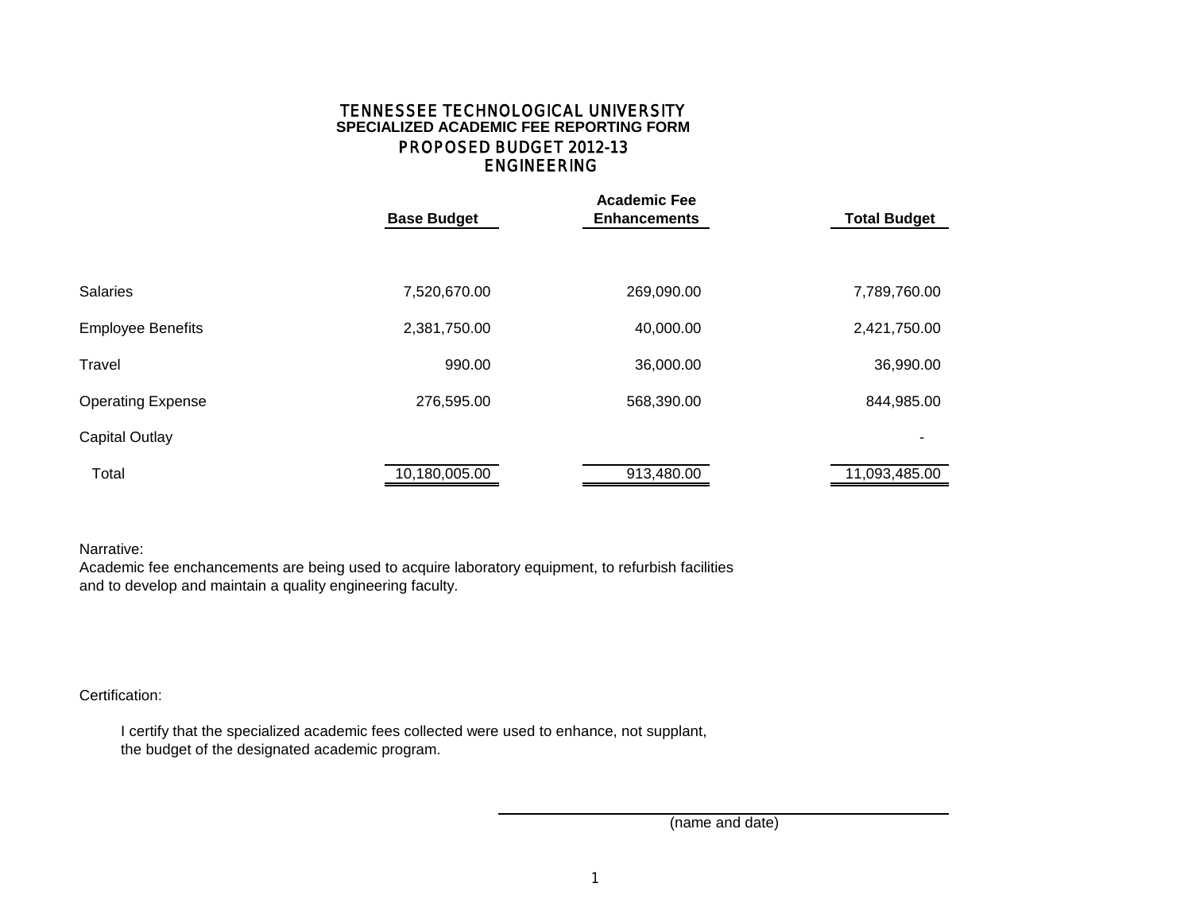# TENNESSEE TECHNOLOGICAL UNIVERSITY
## SPECIALIZED ACADEMIC FEE REPORTING FORM
## PROPOSED BUDGET 2012-13
## ENGINEERING

| | Base Budget | Academic Fee Enhancements | Total Budget |
|---|---|---|---|
| Salaries | 7,520,670.00 | 269,090.00 | 7,789,760.00 |
| Employee Benefits | 2,381,750.00 | 40,000.00 | 2,421,750.00 |
| Travel | 990.00 | 36,000.00 | 36,990.00 |
| Operating Expense | 276,595.00 | 568,390.00 | 844,985.00 |
| Capital Outlay | | | - |
| Total | 10,180,005.00 | 913,480.00 | 11,093,485.00 |

Narrative:
Academic fee enchancements are being used to acquire laboratory equipment, to refurbish facilities and to develop and maintain a quality engineering faculty.

Certification:

I certify that the specialized academic fees collected were used to enhance, not supplant, the budget of the designated academic program.

(name and date)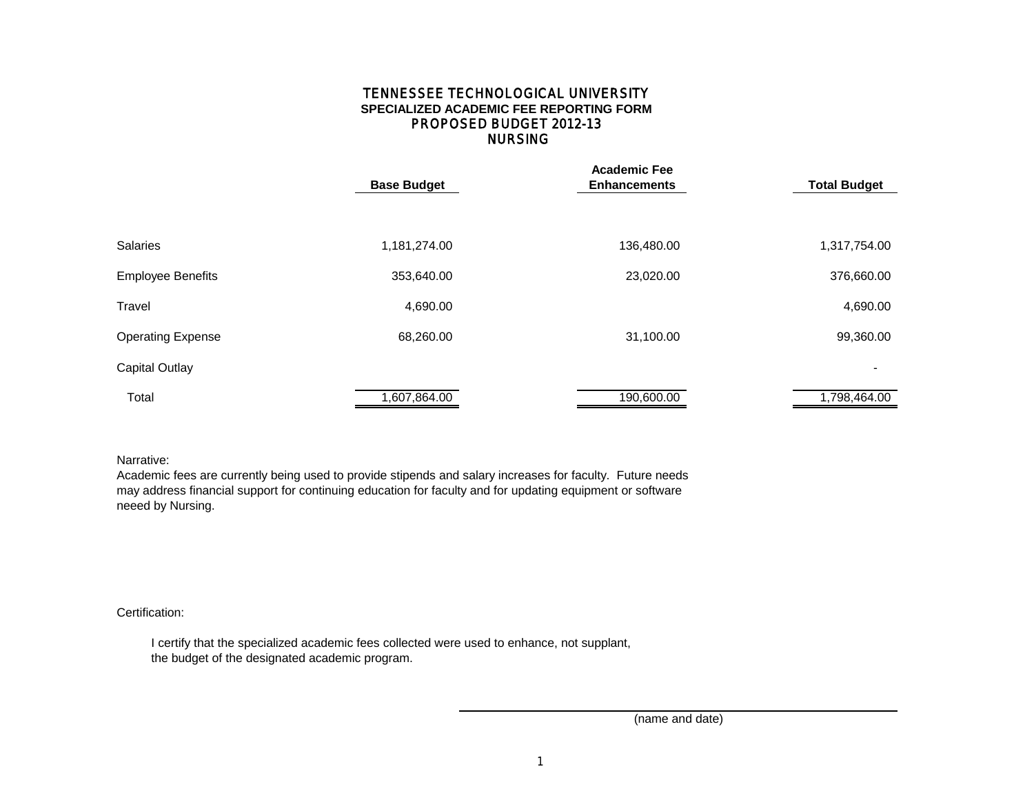# TENNESSEE TECHNOLOGICAL UNIVERSITY
## SPECIALIZED ACADEMIC FEE REPORTING FORM
## PROPOSED BUDGET 2012-13
## NURSING

| | Base Budget | Academic Fee Enhancements | Total Budget |
|---|---|---|---|
| Salaries | 1,181,274.00 | 136,480.00 | 1,317,754.00 |
| Employee Benefits | 353,640.00 | 23,020.00 | 376,660.00 |
| Travel | 4,690.00 | | 4,690.00 |
| Operating Expense | 68,260.00 | 31,100.00 | 99,360.00 |
| Capital Outlay | | | - |
| Total | 1,607,864.00 | 190,600.00 | 1,798,464.00 |

Narrative:
Academic fees are currently being used to provide stipends and salary increases for faculty. Future needs may address financial support for continuing education for faculty and for updating equipment or software neeed by Nursing.

Certification:

I certify that the specialized academic fees collected were used to enhance, not supplant, the budget of the designated academic program.

(name and date)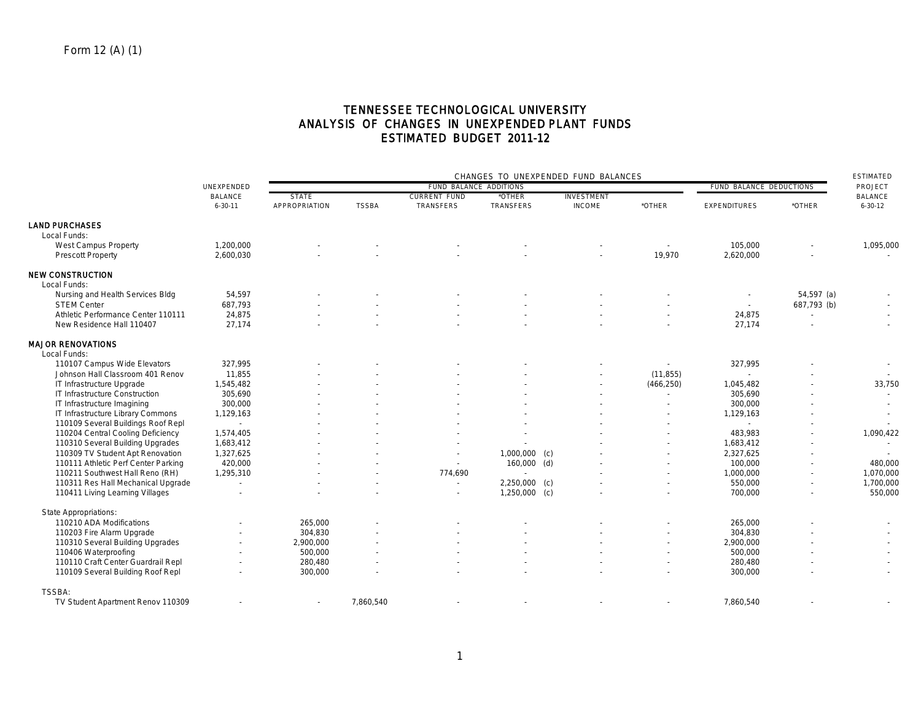Form 12 (A) (1)

# TENNESSEE TECHNOLOGICAL UNIVERSITY
## ANALYSIS OF CHANGES IN UNEXPENDED PLANT FUNDS
## ESTIMATED BUDGET 2011-12

| | UNEXPENDED BALANCE 6-30-11 | CHANGES TO UNEXPENDED FUND BALANCES | | | | | | | | ESTIMATED PROJECT BALANCE 6-30-12 |
|---|---|---|---|---|---|---|---|---|---|---|
| | | FUND BALANCE ADDITIONS | | | | | | FUND BALANCE DEDUCTIONS | | |
| | | STATE APPROPRIATION | TSSBA | CURRENT FUND TRANSFERS | *OTHER TRANSFERS | INVESTMENT INCOME | *OTHER | EXPENDITURES | *OTHER | |
| **LAND PURCHASES** | | | | | | | | | | |
| Local Funds: | | | | | | | | | | |
| West Campus Property | 1,200,000 | - | - | - | - | - | - | 105,000 | - | 1,095,000 |
| Prescott Property | 2,600,030 | - | - | - | - | - | 19,970 | 2,620,000 | - | - |
| **NEW CONSTRUCTION** | | | | | | | | | | |
| Local Funds: | | | | | | | | | | |
| Nursing and Health Services Bldg | 54,597 | - | - | - | - | - | - | - | 54,597 (a) | - |
| STEM Center | 687,793 | - | - | - | - | - | - | - | 687,793 (b) | - |
| Athletic Performance Center 110111 | 24,875 | - | - | - | - | - | - | 24,875 | - | - |
| New Residence Hall 110407 | 27,174 | - | - | - | - | - | - | 27,174 | - | - |
| **MAJOR RENOVATIONS** | | | | | | | | | | |
| Local Funds: | | | | | | | | | | |
| 110107 Campus Wide Elevators | 327,995 | - | - | - | - | - | - | 327,995 | - | - |
| Johnson Hall Classroom 401 Renov | 11,855 | - | - | - | - | - | (11,855) | - | - | - |
| IT Infrastructure Upgrade | 1,545,482 | - | - | - | - | - | (466,250) | 1,045,482 | - | 33,750 |
| IT Infrastructure Construction | 305,690 | - | - | - | - | - | - | 305,690 | - | - |
| IT Infrastructure Imagining | 300,000 | - | - | - | - | - | - | 300,000 | - | - |
| IT Infrastructure Library Commons | 1,129,163 | - | - | - | - | - | - | 1,129,163 | - | - |
| 110109 Several Buildings Roof Repl | - | - | - | - | - | - | - | - | - | - |
| 110204 Central Cooling Deficiency | 1,574,405 | - | - | - | - | - | - | 483,983 | - | 1,090,422 |
| 110310 Several Building Upgrades | 1,683,412 | - | - | - | - | - | - | 1,683,412 | - | - |
| 110309 TV Student Apt Renovation | 1,327,625 | - | - | - | 1,000,000 (c) | - | - | 2,327,625 | - | - |
| 110111 Athletic Perf Center Parking | 420,000 | - | - | - | 160,000 (d) | - | - | 100,000 | - | 480,000 |
| 110211 Southwest Hall Reno (RH) | 1,295,310 | - | - | 774,690 | - | - | - | 1,000,000 | - | 1,070,000 |
| 110311 Res Hall Mechanical Upgrade | - | - | - | - | 2,250,000 (c) | - | - | 550,000 | - | 1,700,000 |
| 110411 Living Learning Villages | - | - | - | - | 1,250,000 (c) | - | - | 700,000 | - | 550,000 |
| State Appropriations: | | | | | | | | | | |
| 110210 ADA Modifications | - | 265,000 | - | - | - | - | - | 265,000 | - | - |
| 110203 Fire Alarm Upgrade | - | 304,830 | - | - | - | - | - | 304,830 | - | - |
| 110310 Several Building Upgrades | - | 2,900,000 | - | - | - | - | - | 2,900,000 | - | - |
| 110406 Waterproofing | - | 500,000 | - | - | - | - | - | 500,000 | - | - |
| 110110 Craft Center Guardrail Repl | - | 280,480 | - | - | - | - | - | 280,480 | - | - |
| 110109 Several Building Roof Repl | - | 300,000 | - | - | - | - | - | 300,000 | - | - |
| TSSBA: | | | | | | | | | | |
| TV Student Apartment Renov 110309 | - | - | 7,860,540 | - | - | - | - | 7,860,540 | - | - |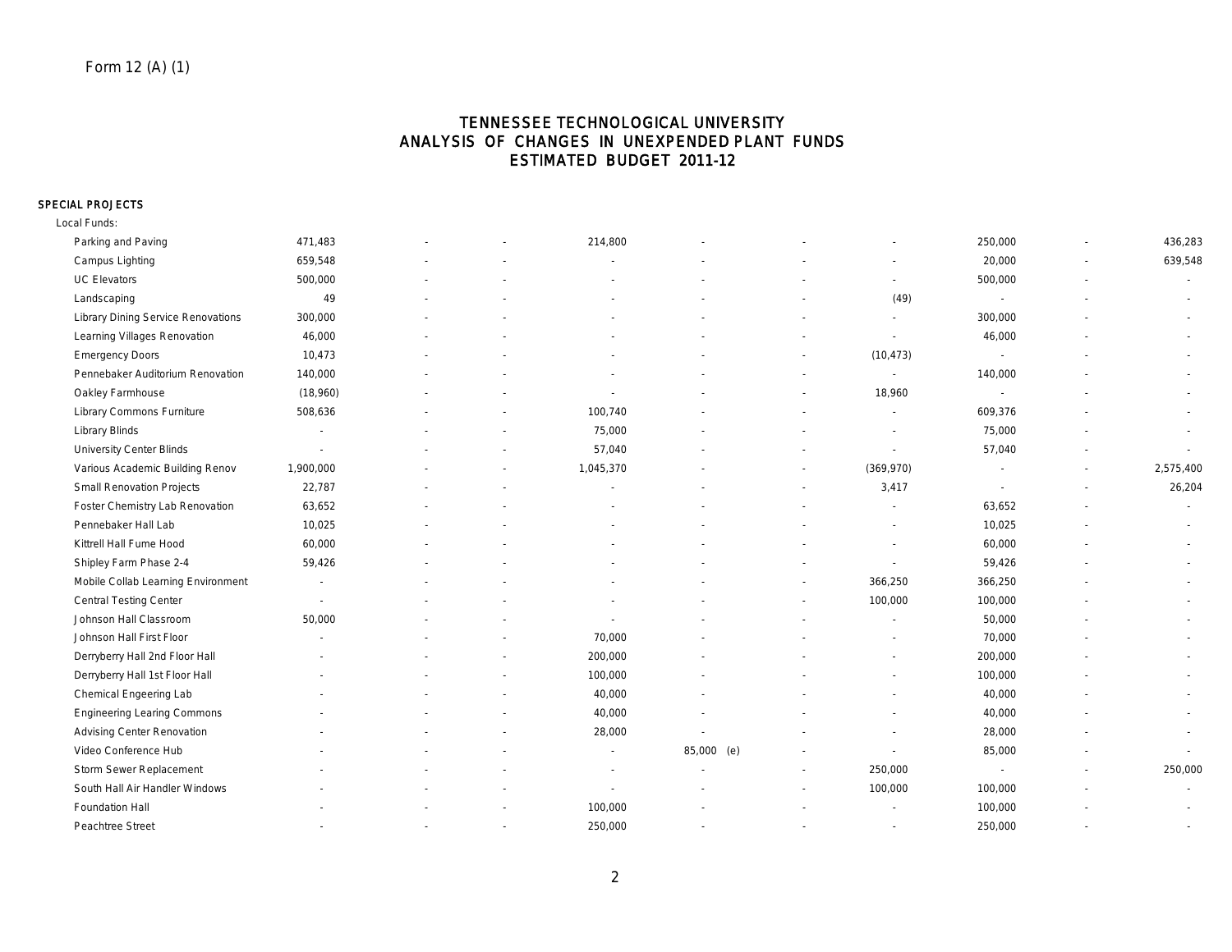Form 12 (A) (1)

# TENNESSEE TECHNOLOGICAL UNIVERSITY
## ANALYSIS OF CHANGES IN UNEXPENDED PLANT FUNDS
## ESTIMATED BUDGET 2011-12

**SPECIAL PROJECTS**

| | | | | | | | | | | |
|---|---|---|---|---|---|---|---|---|---|---|
| Local Funds: | | | | | | | | | | |
| Parking and Paving | 471,483 | - | - | 214,800 | - | - | - | 250,000 | - | 436,283 |
| Campus Lighting | 659,548 | - | - | - | - | - | - | 20,000 | - | 639,548 |
| UC Elevators | 500,000 | - | - | - | - | - | - | 500,000 | - | - |
| Landscaping | 49 | - | - | - | - | - | (49) | - | - | - |
| Library Dining Service Renovations | 300,000 | - | - | - | - | - | - | 300,000 | - | - |
| Learning Villages Renovation | 46,000 | - | - | - | - | - | - | 46,000 | - | - |
| Emergency Doors | 10,473 | - | - | - | - | - | (10,473) | - | - | - |
| Pennebaker Auditorium Renovation | 140,000 | - | - | - | - | - | - | 140,000 | - | - |
| Oakley Farmhouse | (18,960) | - | - | - | - | - | 18,960 | - | - | - |
| Library Commons Furniture | 508,636 | - | - | 100,740 | - | - | - | 609,376 | - | - |
| Library Blinds | - | - | - | 75,000 | - | - | - | 75,000 | - | - |
| University Center Blinds | - | - | - | 57,040 | - | - | - | 57,040 | - | - |
| Various Academic Building Renov | 1,900,000 | - | - | 1,045,370 | - | - | (369,970) | - | - | 2,575,400 |
| Small Renovation Projects | 22,787 | - | - | - | - | - | 3,417 | - | - | 26,204 |
| Foster Chemistry Lab Renovation | 63,652 | - | - | - | - | - | - | 63,652 | - | - |
| Pennebaker Hall Lab | 10,025 | - | - | - | - | - | - | 10,025 | - | - |
| Kittrell Hall Fume Hood | 60,000 | - | - | - | - | - | - | 60,000 | - | - |
| Shipley Farm Phase 2-4 | 59,426 | - | - | - | - | - | - | 59,426 | - | - |
| Mobile Collab Learning Environment | - | - | - | - | - | - | 366,250 | 366,250 | - | - |
| Central Testing Center | - | - | - | - | - | - | 100,000 | 100,000 | - | - |
| Johnson Hall Classroom | 50,000 | - | - | - | - | - | - | 50,000 | - | - |
| Johnson Hall First Floor | - | - | - | 70,000 | - | - | - | 70,000 | - | - |
| Derryberry Hall 2nd Floor Hall | - | - | - | 200,000 | - | - | - | 200,000 | - | - |
| Derryberry Hall 1st Floor Hall | - | - | - | 100,000 | - | - | - | 100,000 | - | - |
| Chemical Engeering Lab | - | - | - | 40,000 | - | - | - | 40,000 | - | - |
| Engineering Learing Commons | - | - | - | 40,000 | - | - | - | 40,000 | - | - |
| Advising Center Renovation | - | - | - | 28,000 | - | - | - | 28,000 | - | - |
| Video Conference Hub | - | - | - | - | 85,000 (e) | - | - | 85,000 | - | - |
| Storm Sewer Replacement | - | - | - | - | - | - | 250,000 | - | - | 250,000 |
| South Hall Air Handler Windows | - | - | - | - | - | - | 100,000 | 100,000 | - | - |
| Foundation Hall | - | - | - | 100,000 | - | - | - | 100,000 | - | - |
| Peachtree Street | - | - | - | 250,000 | - | - | - | 250,000 | - | - |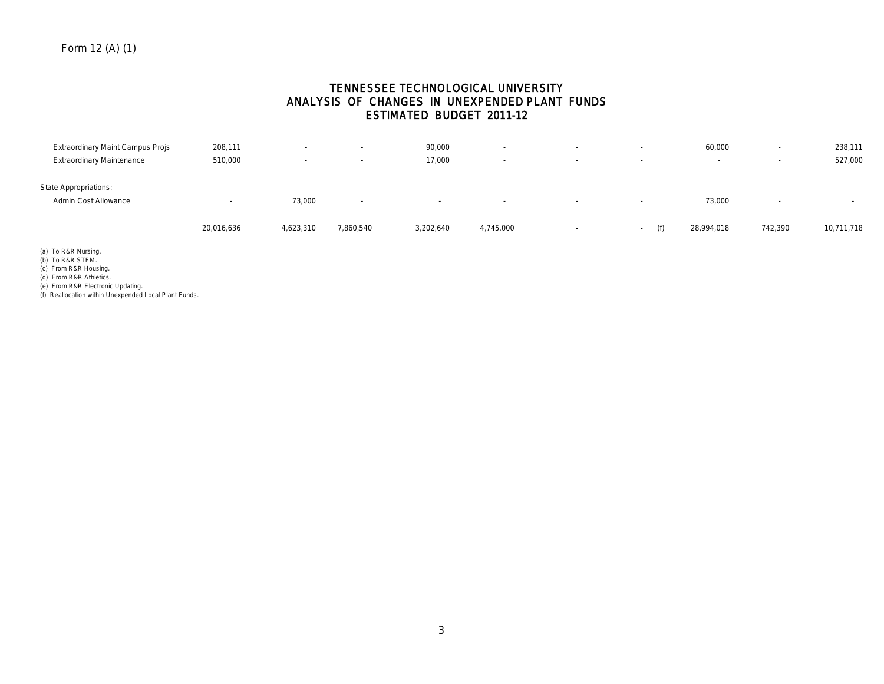Form 12 (A) (1)

# TENNESSEE TECHNOLOGICAL UNIVERSITY
## ANALYSIS OF CHANGES IN UNEXPENDED PLANT FUNDS
## ESTIMATED BUDGET 2011-12

| | | | | | | | | | | |
|---|---|---|---|---|---|---|---|---|---|---|
| Extraordinary Maint Campus Projs | 208,111 | - | - | 90,000 | - | - | - | 60,000 | - | 238,111 |
| Extraordinary Maintenance | 510,000 | - | - | 17,000 | - | - | - | - | - | 527,000 |
| State Appropriations: | | | | | | | | | | |
| Admin Cost Allowance | - | 73,000 | - | - | - | - | - | 73,000 | - | - |
| | 20,016,636 | 4,623,310 | 7,860,540 | 3,202,640 | 4,745,000 | - | - (f) | 28,994,018 | 742,390 | 10,711,718 |

(a) To R&R Nursing.
(b) To R&R STEM.
(c) From R&R Housing.
(d) From R&R Athletics.
(e) From R&R Electronic Updating.
(f) Reallocation within Unexpended Local Plant Funds.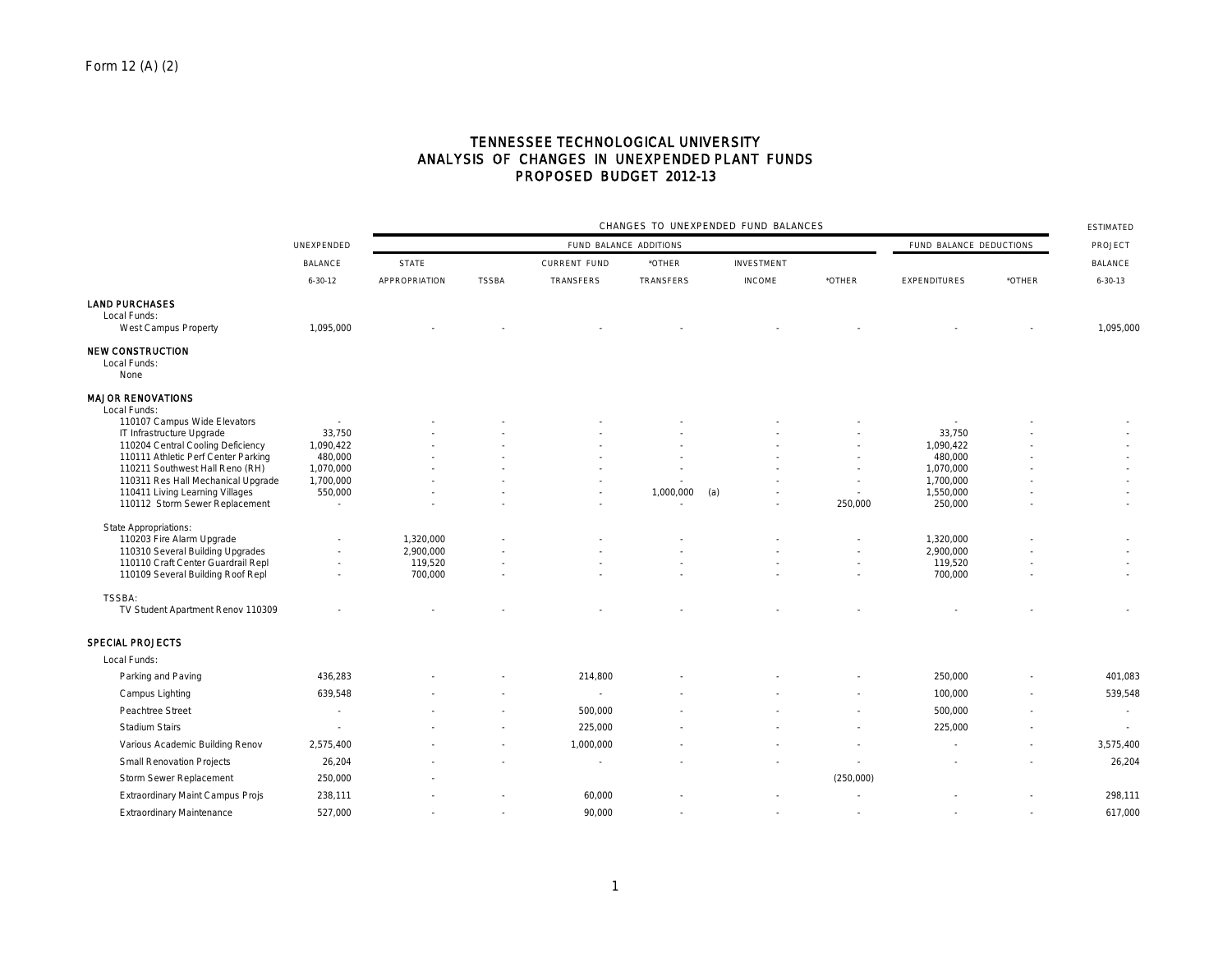Form 12 (A) (2)

# TENNESSEE TECHNOLOGICAL UNIVERSITY
## ANALYSIS OF CHANGES IN UNEXPENDED PLANT FUNDS
## PROPOSED BUDGET 2012-13

| | UNEXPENDED BALANCE 6-30-12 | CHANGES TO UNEXPENDED FUND BALANCES: FUND BALANCE ADDITIONS | | | | | | FUND BALANCE DEDUCTIONS | | ESTIMATED PROJECT BALANCE 6-30-13 |
|---|---|---|---|---|---|---|---|---|---|---|
| | | STATE APPROPRIATION | TSSBA | CURRENT FUND TRANSFERS | *OTHER TRANSFERS | INVESTMENT INCOME | *OTHER | EXPENDITURES | *OTHER | |
| **LAND PURCHASES** | | | | | | | | | | |
| Local Funds: | | | | | | | | | | |
| West Campus Property | 1,095,000 | - | - | - | - | - | - | - | - | 1,095,000 |
| **NEW CONSTRUCTION** | | | | | | | | | | |
| Local Funds: | | | | | | | | | | |
| None | | | | | | | | | | |
| **MAJOR RENOVATIONS** | | | | | | | | | | |
| Local Funds: | | | | | | | | | | |
| 110107 Campus Wide Elevators | - | - | - | - | - | - | - | - | - | - |
| IT Infrastructure Upgrade | 33,750 | - | - | - | - | - | - | 33,750 | - | - |
| 110204 Central Cooling Deficiency | 1,090,422 | - | - | - | - | - | - | 1,090,422 | - | - |
| 110111 Athletic Perf Center Parking | 480,000 | - | - | - | - | - | - | 480,000 | - | - |
| 110211 Southwest Hall Reno (RH) | 1,070,000 | - | - | - | - | - | - | 1,070,000 | - | - |
| 110311 Res Hall Mechanical Upgrade | 1,700,000 | - | - | - | - | - | - | 1,700,000 | - | - |
| 110411 Living Learning Villages | 550,000 | - | - | - | 1,000,000 (a) | - | - | 1,550,000 | - | - |
| 110112 Storm Sewer Replacement | - | - | - | - | - | - | 250,000 | 250,000 | - | - |
| State Appropriations: | | | | | | | | | | |
| 110203 Fire Alarm Upgrade | - | 1,320,000 | - | - | - | - | - | 1,320,000 | - | - |
| 110310 Several Building Upgrades | - | 2,900,000 | - | - | - | - | - | 2,900,000 | - | - |
| 110110 Craft Center Guardrail Repl | - | 119,520 | - | - | - | - | - | 119,520 | - | - |
| 110109 Several Building Roof Repl | - | 700,000 | - | - | - | - | - | 700,000 | - | - |
| TSSBA: | | | | | | | | | | |
| TV Student Apartment Renov 110309 | - | - | - | - | - | - | - | - | - | - |
| **SPECIAL PROJECTS** | | | | | | | | | | |
| Local Funds: | | | | | | | | | | |
| Parking and Paving | 436,283 | - | - | 214,800 | - | - | - | 250,000 | - | 401,083 |
| Campus Lighting | 639,548 | - | - | - | - | - | - | 100,000 | - | 539,548 |
| Peachtree Street | - | - | - | 500,000 | - | - | - | 500,000 | - | - |
| Stadium Stairs | - | - | - | 225,000 | - | - | - | 225,000 | - | - |
| Various Academic Building Renov | 2,575,400 | - | - | 1,000,000 | - | - | - | - | - | 3,575,400 |
| Small Renovation Projects | 26,204 | - | - | - | - | - | - | - | - | 26,204 |
| Storm Sewer Replacement | 250,000 | - | | | | | (250,000) | | | |
| Extraordinary Maint Campus Projs | 238,111 | - | - | 60,000 | - | - | - | - | - | 298,111 |
| Extraordinary Maintenance | 527,000 | - | - | 90,000 | - | - | - | - | - | 617,000 |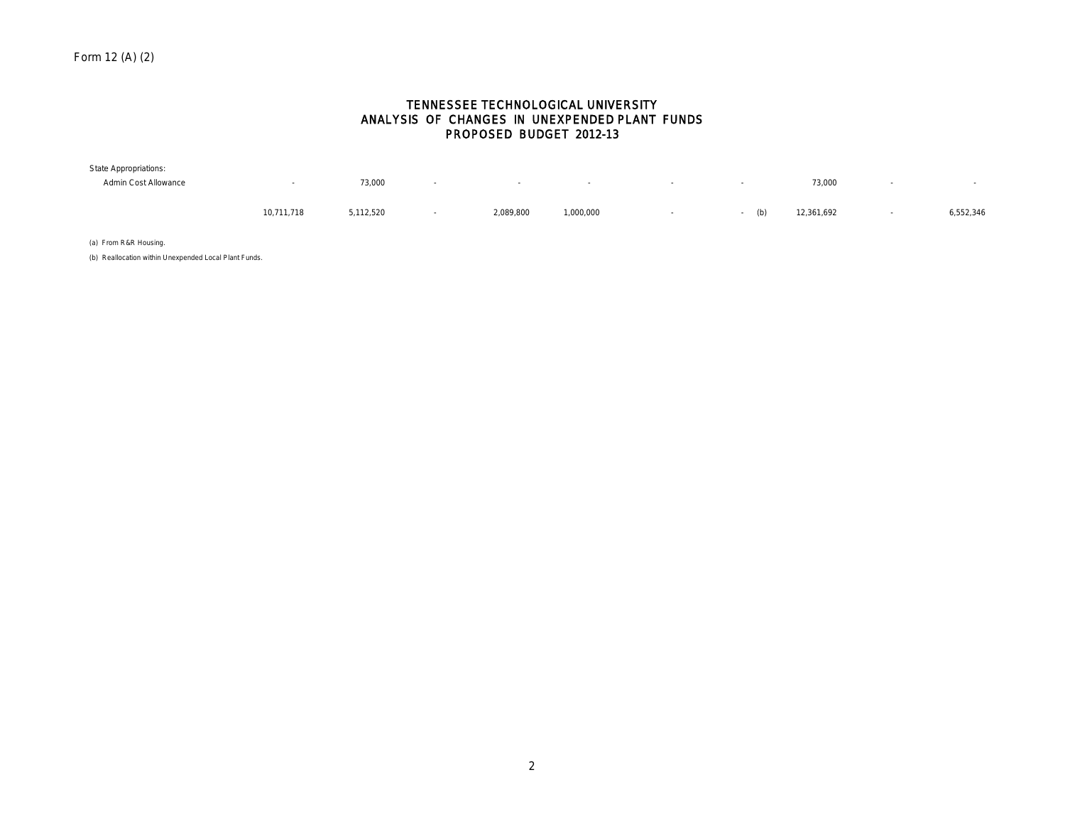Form 12 (A) (2)

# TENNESSEE TECHNOLOGICAL UNIVERSITY
## ANALYSIS OF CHANGES IN UNEXPENDED PLANT FUNDS
## PROPOSED BUDGET 2012-13

| | | | | | | | | | | |
|---|---|---|---|---|---|---|---|---|---|---|
| State Appropriations: | | | | | | | | | | |
| Admin Cost Allowance | - | 73,000 | - | - | - | - | - | 73,000 | - | - |
| | 10,711,718 | 5,112,520 | - | 2,089,800 | 1,000,000 | - | - (b) | 12,361,692 | - | 6,552,346 |

(a) From R&R Housing.

(b) Reallocation within Unexpended Local Plant Funds.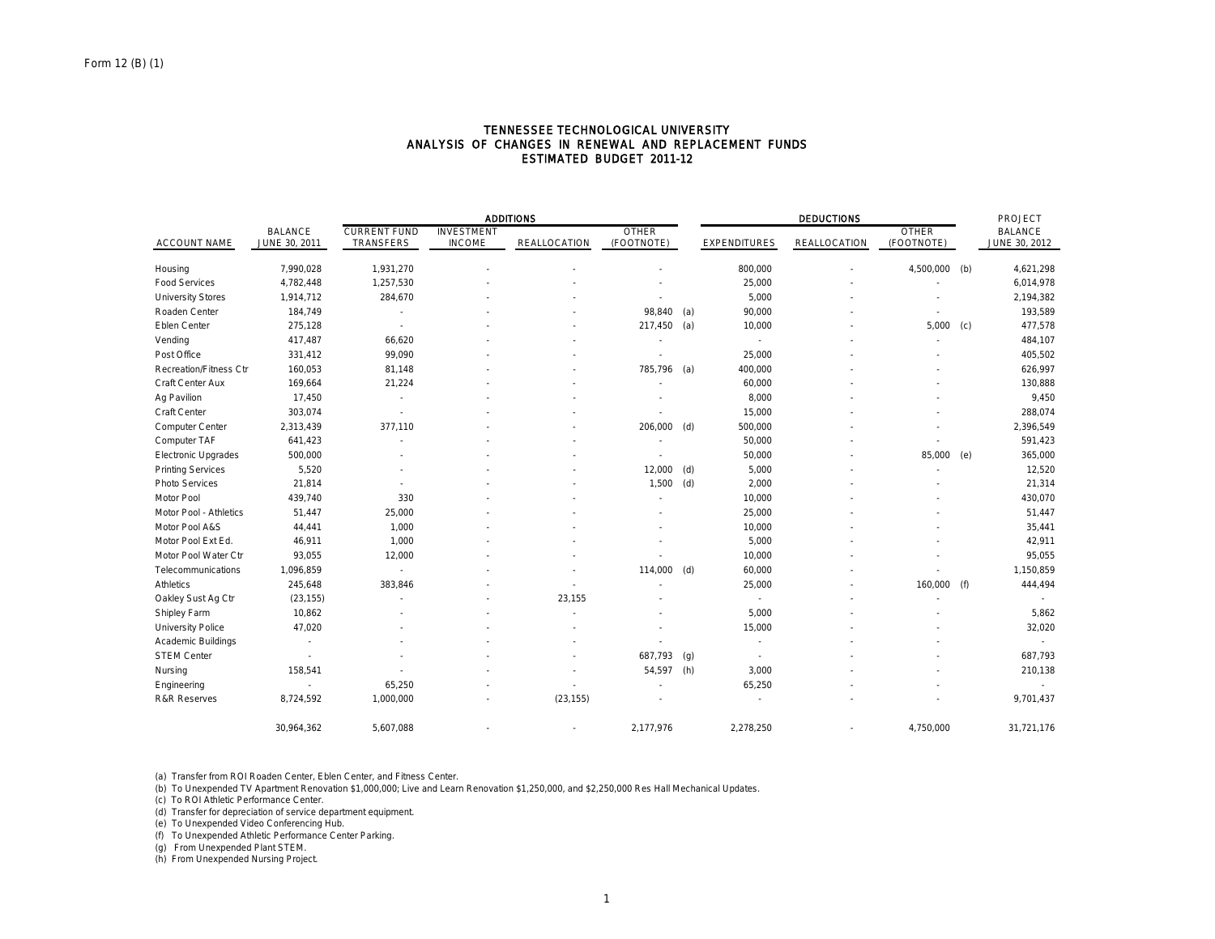Form 12 (B) (1)

# TENNESSEE TECHNOLOGICAL UNIVERSITY
## ANALYSIS OF CHANGES IN RENEWAL AND REPLACEMENT FUNDS
## ESTIMATED BUDGET 2011-12

| | | ADDITIONS | | | | | DEDUCTIONS | | | | PROJECT |
|---|---|---|---|---|---|---|---|---|---|---|---|
| ACCOUNT NAME | BALANCE JUNE 30, 2011 | CURRENT FUND TRANSFERS | INVESTMENT INCOME | REALLOCATION | OTHER (FOOTNOTE) | | EXPENDITURES | REALLOCATION | OTHER (FOOTNOTE) | | BALANCE JUNE 30, 2012 |
| Housing | 7,990,028 | 1,931,270 | - | - | - | | 800,000 | - | 4,500,000 | (b) | 4,621,298 |
| Food Services | 4,782,448 | 1,257,530 | - | - | - | | 25,000 | - | - | | 6,014,978 |
| University Stores | 1,914,712 | 284,670 | - | - | - | | 5,000 | - | - | | 2,194,382 |
| Roaden Center | 184,749 | - | - | - | 98,840 | (a) | 90,000 | - | - | | 193,589 |
| Eblen Center | 275,128 | - | - | - | 217,450 | (a) | 10,000 | - | 5,000 | (c) | 477,578 |
| Vending | 417,487 | 66,620 | - | - | - | | - | - | - | | 484,107 |
| Post Office | 331,412 | 99,090 | - | - | - | | 25,000 | - | - | | 405,502 |
| Recreation/Fitness Ctr | 160,053 | 81,148 | - | - | 785,796 | (a) | 400,000 | - | - | | 626,997 |
| Craft Center Aux | 169,664 | 21,224 | - | - | - | | 60,000 | - | - | | 130,888 |
| Ag Pavilion | 17,450 | - | - | - | - | | 8,000 | - | - | | 9,450 |
| Craft Center | 303,074 | - | - | - | - | | 15,000 | - | - | | 288,074 |
| Computer Center | 2,313,439 | 377,110 | - | - | 206,000 | (d) | 500,000 | - | - | | 2,396,549 |
| Computer TAF | 641,423 | - | - | - | - | | 50,000 | - | - | | 591,423 |
| Electronic Upgrades | 500,000 | - | - | - | - | | 50,000 | - | 85,000 | (e) | 365,000 |
| Printing Services | 5,520 | - | - | - | 12,000 | (d) | 5,000 | - | - | | 12,520 |
| Photo Services | 21,814 | - | - | - | 1,500 | (d) | 2,000 | - | - | | 21,314 |
| Motor Pool | 439,740 | 330 | - | - | - | | 10,000 | - | - | | 430,070 |
| Motor Pool - Athletics | 51,447 | 25,000 | - | - | - | | 25,000 | - | - | | 51,447 |
| Motor Pool A&S | 44,441 | 1,000 | - | - | - | | 10,000 | - | - | | 35,441 |
| Motor Pool Ext Ed. | 46,911 | 1,000 | - | - | - | | 5,000 | - | - | | 42,911 |
| Motor Pool Water Ctr | 93,055 | 12,000 | - | - | - | | 10,000 | - | - | | 95,055 |
| Telecommunications | 1,096,859 | - | - | - | 114,000 | (d) | 60,000 | - | - | | 1,150,859 |
| Athletics | 245,648 | 383,846 | - | - | - | | 25,000 | - | 160,000 | (f) | 444,494 |
| Oakley Sust Ag Ctr | (23,155) | - | - | 23,155 | - | | - | - | - | | - |
| Shipley Farm | 10,862 | - | - | - | - | | 5,000 | - | - | | 5,862 |
| University Police | 47,020 | - | - | - | - | | 15,000 | - | - | | 32,020 |
| Academic Buildings | - | - | - | - | - | | - | - | - | | - |
| STEM Center | - | - | - | - | 687,793 | (g) | - | - | - | | 687,793 |
| Nursing | 158,541 | - | - | - | 54,597 | (h) | 3,000 | - | - | | 210,138 |
| Engineering | - | 65,250 | - | - | - | | 65,250 | - | - | | - |
| R&R Reserves | 8,724,592 | 1,000,000 | - | (23,155) | - | | - | - | - | | 9,701,437 |
| | 30,964,362 | 5,607,088 | - | - | 2,177,976 | | 2,278,250 | - | 4,750,000 | | 31,721,176 |

(a) Transfer from ROI Roaden Center, Eblen Center, and Fitness Center.
(b) To Unexpended TV Apartment Renovation $1,000,000; Live and Learn Renovation $1,250,000, and $2,250,000 Res Hall Mechanical Updates.
(c) To ROI Athletic Performance Center.
(d) Transfer for depreciation of service department equipment.
(e) To Unexpended Video Conferencing Hub.
(f) To Unexpended Athletic Performance Center Parking.
(g) From Unexpended Plant STEM.
(h) From Unexpended Nursing Project.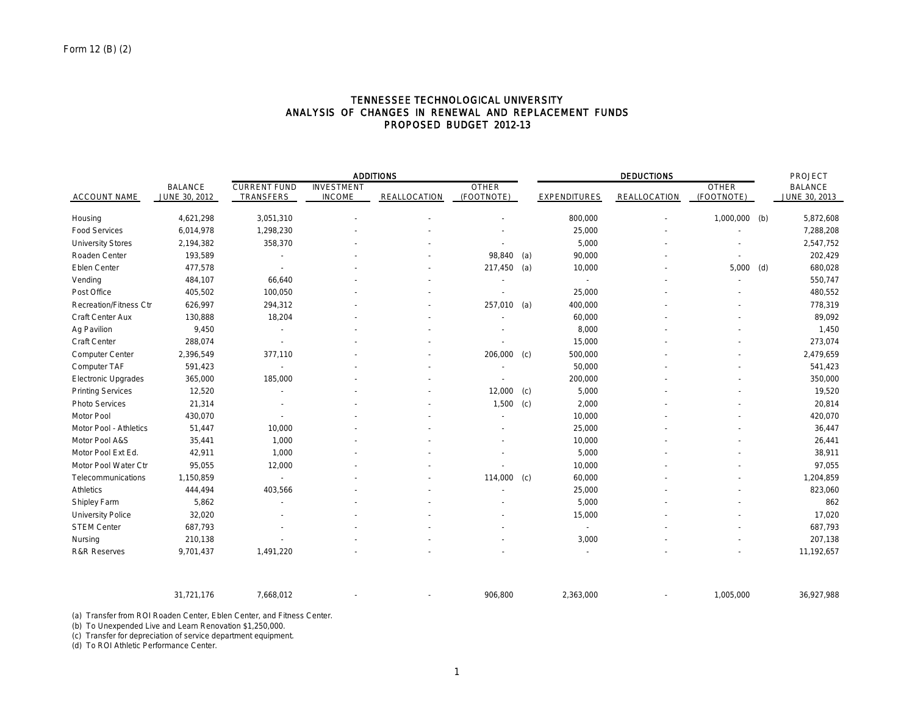Form 12 (B) (2)

# TENNESSEE TECHNOLOGICAL UNIVERSITY
## ANALYSIS OF CHANGES IN RENEWAL AND REPLACEMENT FUNDS
## PROPOSED BUDGET 2012-13

| | | ADDITIONS | | | | | DEDUCTIONS | | | | PROJECT |
|---|---|---|---|---|---|---|---|---|---|---|---|
| ACCOUNT NAME | BALANCE JUNE 30, 2012 | CURRENT FUND TRANSFERS | INVESTMENT INCOME | REALLOCATION | OTHER (FOOTNOTE) | | EXPENDITURES | REALLOCATION | OTHER (FOOTNOTE) | | BALANCE JUNE 30, 2013 |
| Housing | 4,621,298 | 3,051,310 | - | - | - | | 800,000 | - | 1,000,000 | (b) | 5,872,608 |
| Food Services | 6,014,978 | 1,298,230 | - | - | - | | 25,000 | - | - | | 7,288,208 |
| University Stores | 2,194,382 | 358,370 | - | - | - | | 5,000 | - | - | | 2,547,752 |
| Roaden Center | 193,589 | - | - | - | 98,840 | (a) | 90,000 | - | - | | 202,429 |
| Eblen Center | 477,578 | - | - | - | 217,450 | (a) | 10,000 | - | 5,000 | (d) | 680,028 |
| Vending | 484,107 | 66,640 | - | - | - | | - | - | - | | 550,747 |
| Post Office | 405,502 | 100,050 | - | - | - | | 25,000 | - | - | | 480,552 |
| Recreation/Fitness Ctr | 626,997 | 294,312 | - | - | 257,010 | (a) | 400,000 | - | - | | 778,319 |
| Craft Center Aux | 130,888 | 18,204 | - | - | - | | 60,000 | - | - | | 89,092 |
| Ag Pavilion | 9,450 | - | - | - | - | | 8,000 | - | - | | 1,450 |
| Craft Center | 288,074 | - | - | - | - | | 15,000 | - | - | | 273,074 |
| Computer Center | 2,396,549 | 377,110 | - | - | 206,000 | (c) | 500,000 | - | - | | 2,479,659 |
| Computer TAF | 591,423 | - | - | - | - | | 50,000 | - | - | | 541,423 |
| Electronic Upgrades | 365,000 | 185,000 | - | - | - | | 200,000 | - | - | | 350,000 |
| Printing Services | 12,520 | - | - | - | 12,000 | (c) | 5,000 | - | - | | 19,520 |
| Photo Services | 21,314 | - | - | - | 1,500 | (c) | 2,000 | - | - | | 20,814 |
| Motor Pool | 430,070 | - | - | - | - | | 10,000 | - | - | | 420,070 |
| Motor Pool - Athletics | 51,447 | 10,000 | - | - | - | | 25,000 | - | - | | 36,447 |
| Motor Pool A&S | 35,441 | 1,000 | - | - | - | | 10,000 | - | - | | 26,441 |
| Motor Pool Ext Ed. | 42,911 | 1,000 | - | - | - | | 5,000 | - | - | | 38,911 |
| Motor Pool Water Ctr | 95,055 | 12,000 | - | - | - | | 10,000 | - | - | | 97,055 |
| Telecommunications | 1,150,859 | - | - | - | 114,000 | (c) | 60,000 | - | - | | 1,204,859 |
| Athletics | 444,494 | 403,566 | - | - | - | | 25,000 | - | - | | 823,060 |
| Shipley Farm | 5,862 | - | - | - | - | | 5,000 | - | - | | 862 |
| University Police | 32,020 | - | - | - | - | | 15,000 | - | - | | 17,020 |
| STEM Center | 687,793 | - | - | - | - | | - | - | - | | 687,793 |
| Nursing | 210,138 | - | - | - | - | | 3,000 | - | - | | 207,138 |
| R&R Reserves | 9,701,437 | 1,491,220 | - | - | - | | - | - | - | | 11,192,657 |
| | 31,721,176 | 7,668,012 | - | - | 906,800 | | 2,363,000 | - | 1,005,000 | | 36,927,988 |

(a) Transfer from ROI Roaden Center, Eblen Center, and Fitness Center.
(b) To Unexpended Live and Learn Renovation $1,250,000.
(c) Transfer for depreciation of service department equipment.
(d) To ROI Athletic Performance Center.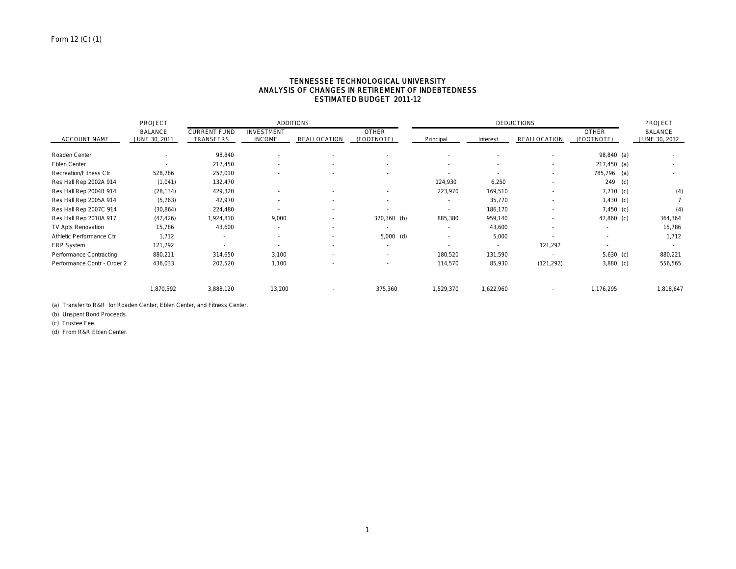Form 12 (C) (1)

# TENNESSEE TECHNOLOGICAL UNIVERSITY
## ANALYSIS OF CHANGES IN RETIREMENT OF INDEBTEDNESS
## ESTIMATED BUDGET 2011-12

| | PROJECT | ADDITIONS | | | | DEDUCTIONS | | | | PROJECT |
|---|---|---|---|---|---|---|---|---|---|---|
| ACCOUNT NAME | BALANCE JUNE 30, 2011 | CURRENT FUND TRANSFERS | INVESTMENT INCOME | REALLOCATION | OTHER (FOOTNOTE) | Principal | Interest | REALLOCATION | OTHER (FOOTNOTE) | BALANCE JUNE 30, 2012 |
| Roaden Center | - | 98,840 | - | - | - | - | - | - | 98,840 (a) | - |
| Eblen Center | - | 217,450 | - | - | - | - | - | - | 217,450 (a) | - |
| Recreation/Fitness Ctr | 528,786 | 257,010 | - | - | - | - | - | - | 785,796 (a) | - |
| Res Hall Rep 2002A 914 | (1,041) | 132,470 | | | | 124,930 | 6,250 | - | 249 (c) | |
| Res Hall Rep 2004B 914 | (28,134) | 429,320 | - | - | - | 223,970 | 169,510 | - | 7,710 (c) | (4) |
| Res Hall Rep 2005A 914 | (5,763) | 42,970 | - | - | - | - | 35,770 | - | 1,430 (c) | 7 |
| Res Hall Rep 2007C 914 | (30,864) | 224,480 | - | - | - | - | 186,170 | - | 7,450 (c) | (4) |
| Res Hall Rep 2010A 917 | (47,426) | 1,924,810 | 9,000 | - | 370,360 (b) | 885,380 | 959,140 | - | 47,860 (c) | 364,364 |
| TV Apts Renovation | 15,786 | 43,600 | - | - | - | - | 43,600 | - | - | 15,786 |
| Athletic Performance Ctr | 1,712 | - | - | - | 5,000 (d) | - | 5,000 | - | - | 1,712 |
| ERP System | 121,292 | - | - | - | - | - | - | 121,292 | - | - |
| Performance Contracting | 880,211 | 314,650 | 3,100 | - | - | 180,520 | 131,590 | - | 5,630 (c) | 880,221 |
| Performance Contr - Order 2 | 436,033 | 202,520 | 1,100 | - | - | 114,570 | 85,930 | (121,292) | 3,880 (c) | 556,565 |
| | 1,870,592 | 3,888,120 | 13,200 | - | 375,360 | 1,529,370 | 1,622,960 | - | 1,176,295 | 1,818,647 |

(a) Transfer to R&R for Roaden Center, Eblen Center, and Fitness Center.

(b) Unspent Bond Proceeds.

(c) Trustee Fee.

(d) From R&R Eblen Center.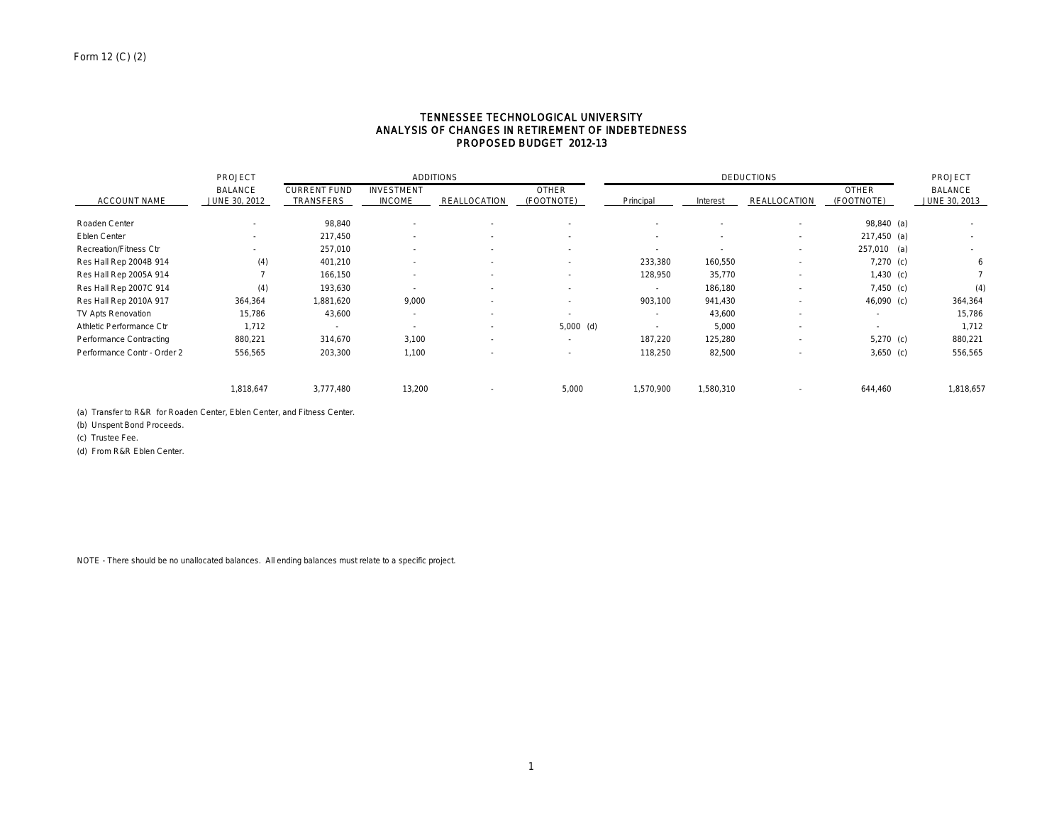Form 12 (C) (2)

# TENNESSEE TECHNOLOGICAL UNIVERSITY
## ANALYSIS OF CHANGES IN RETIREMENT OF INDEBTEDNESS
### PROPOSED BUDGET 2012-13

| ACCOUNT NAME | PROJECT BALANCE JUNE 30, 2012 | ADDITIONS CURRENT FUND TRANSFERS | INVESTMENT INCOME | REALLOCATION | OTHER (FOOTNOTE) | DEDUCTIONS Principal | Interest | REALLOCATION | OTHER (FOOTNOTE) | PROJECT BALANCE JUNE 30, 2013 |
|---|---|---|---|---|---|---|---|---|---|---|
| Roaden Center | - | 98,840 | - | - | - | - | - | - | 98,840 (a) | - |
| Eblen Center | - | 217,450 | - | - | - | - | - | - | 217,450 (a) | - |
| Recreation/Fitness Ctr | - | 257,010 | - | - | - | - | - | - | 257,010 (a) | - |
| Res Hall Rep 2004B 914 | (4) | 401,210 | - | - | - | 233,380 | 160,550 | - | 7,270 (c) | 6 |
| Res Hall Rep 2005A 914 | 7 | 166,150 | - | - | - | 128,950 | 35,770 | - | 1,430 (c) | 7 |
| Res Hall Rep 2007C 914 | (4) | 193,630 | - | - | - | - | 186,180 | - | 7,450 (c) | (4) |
| Res Hall Rep 2010A 917 | 364,364 | 1,881,620 | 9,000 | - | - | 903,100 | 941,430 | - | 46,090 (c) | 364,364 |
| TV Apts Renovation | 15,786 | 43,600 | - | - | - | - | 43,600 | - | - | 15,786 |
| Athletic Performance Ctr | 1,712 | - | - | - | 5,000 (d) | - | 5,000 | - | - | 1,712 |
| Performance Contracting | 880,221 | 314,670 | 3,100 | - | - | 187,220 | 125,280 | - | 5,270 (c) | 880,221 |
| Performance Contr - Order 2 | 556,565 | 203,300 | 1,100 | - | - | 118,250 | 82,500 | - | 3,650 (c) | 556,565 |
| | 1,818,647 | 3,777,480 | 13,200 | - | 5,000 | 1,570,900 | 1,580,310 | - | 644,460 | 1,818,657 |

(a) Transfer to R&R for Roaden Center, Eblen Center, and Fitness Center.

(b) Unspent Bond Proceeds.

(c) Trustee Fee.

(d) From R&R Eblen Center.

NOTE - There should be no unallocated balances. All ending balances must relate to a specific project.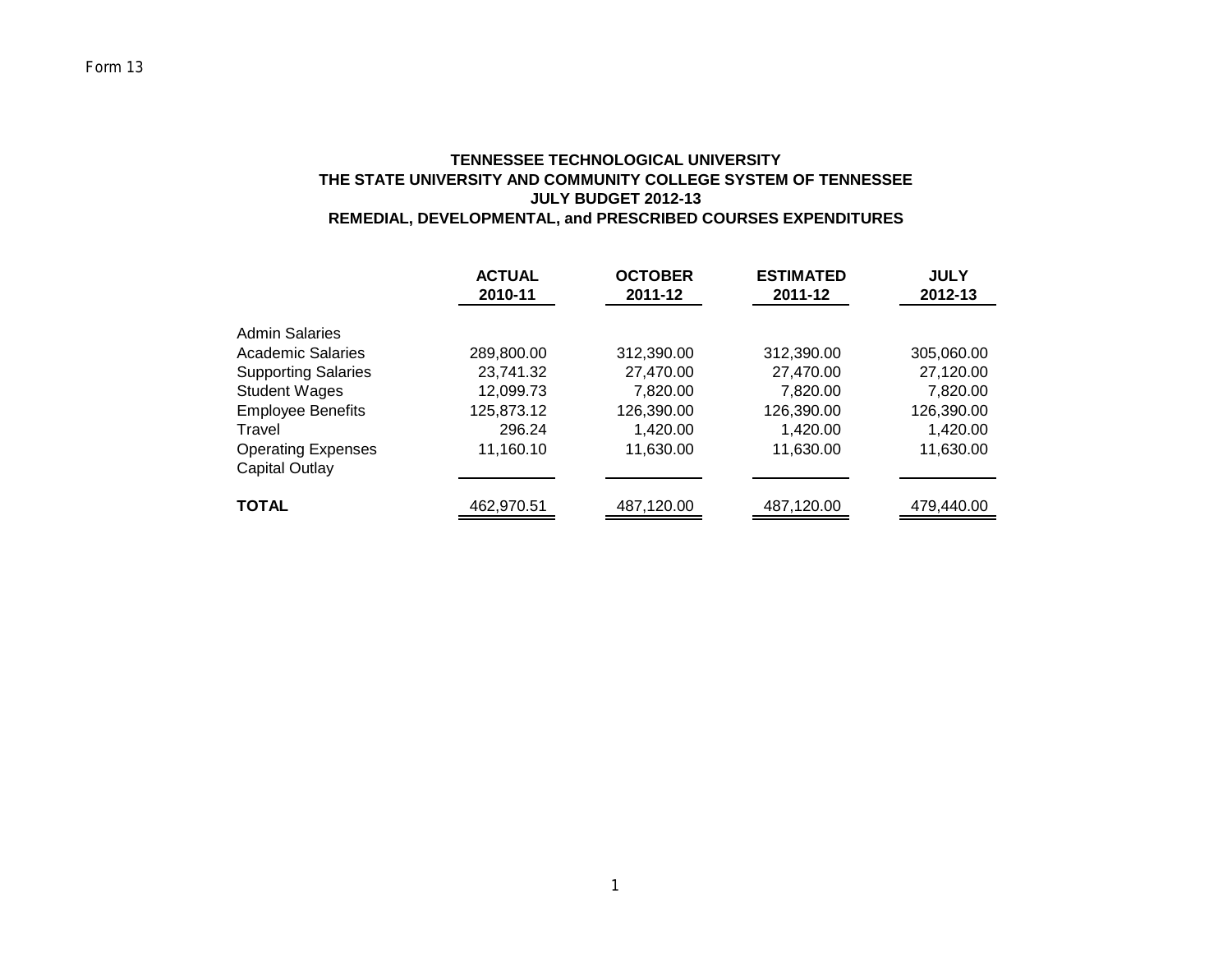Form 13

**TENNESSEE TECHNOLOGICAL UNIVERSITY**
**THE STATE UNIVERSITY AND COMMUNITY COLLEGE SYSTEM OF TENNESSEE**
**JULY BUDGET 2012-13**
**REMEDIAL, DEVELOPMENTAL, and PRESCRIBED COURSES EXPENDITURES**

| | ACTUAL 2010-11 | OCTOBER 2011-12 | ESTIMATED 2011-12 | JULY 2012-13 |
|---|---|---|---|---|
| Admin Salaries | | | | |
| Academic Salaries | 289,800.00 | 312,390.00 | 312,390.00 | 305,060.00 |
| Supporting Salaries | 23,741.32 | 27,470.00 | 27,470.00 | 27,120.00 |
| Student Wages | 12,099.73 | 7,820.00 | 7,820.00 | 7,820.00 |
| Employee Benefits | 125,873.12 | 126,390.00 | 126,390.00 | 126,390.00 |
| Travel | 296.24 | 1,420.00 | 1,420.00 | 1,420.00 |
| Operating Expenses | 11,160.10 | 11,630.00 | 11,630.00 | 11,630.00 |
| Capital Outlay | | | | |
| **TOTAL** | 462,970.51 | 487,120.00 | 487,120.00 | 479,440.00 |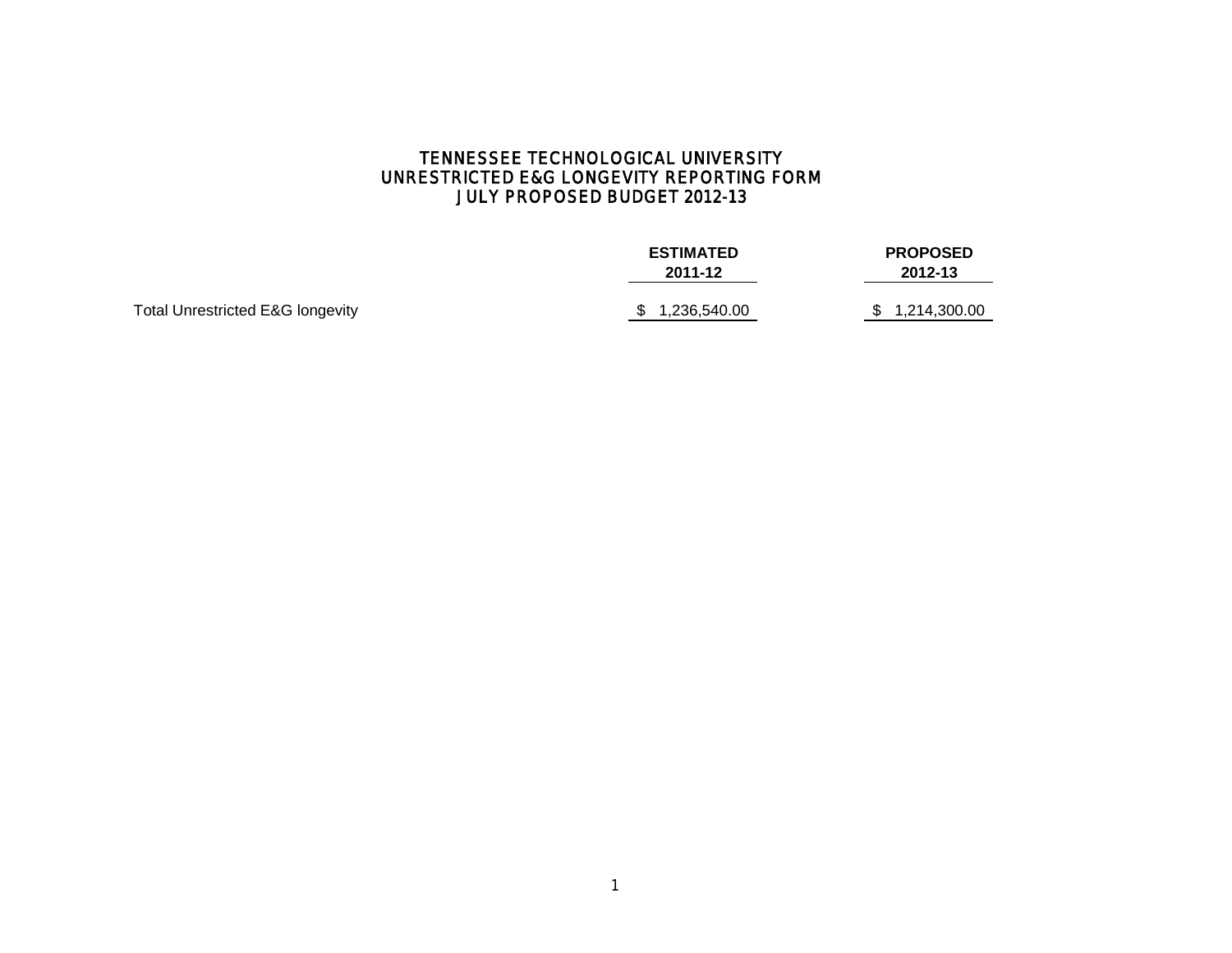# TENNESSEE TECHNOLOGICAL UNIVERSITY
## UNRESTRICTED E&G LONGEVITY REPORTING FORM
## JULY PROPOSED BUDGET 2012-13

| | ESTIMATED 2011-12 | PROPOSED 2012-13 |
|---|---|---|
| Total Unrestricted E&G longevity | $ 1,236,540.00 | $ 1,214,300.00 |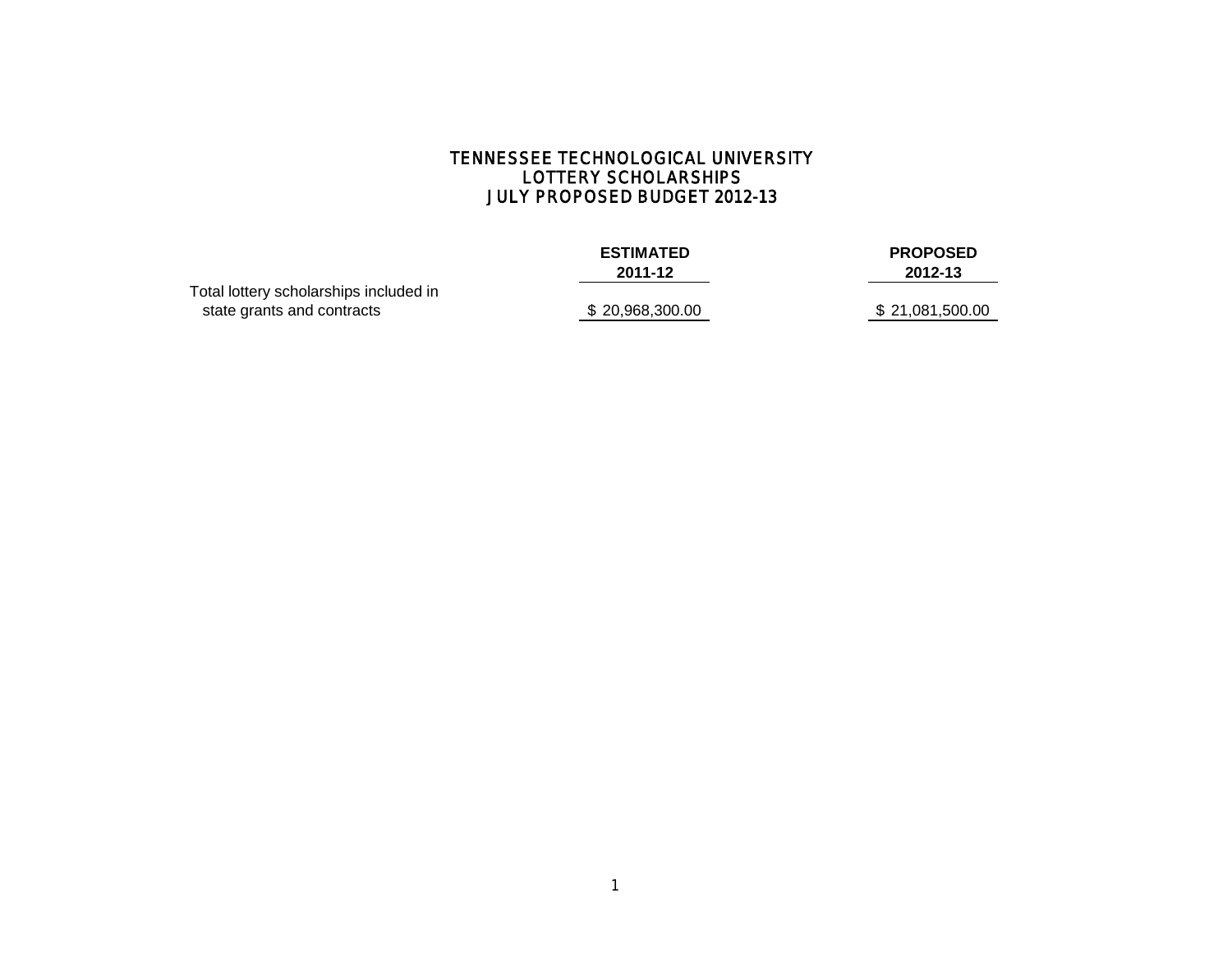# TENNESSEE TECHNOLOGICAL UNIVERSITY
## LOTTERY SCHOLARSHIPS
## JULY PROPOSED BUDGET 2012-13

| | **ESTIMATED 2011-12** | **PROPOSED 2012-13** |
|---|---|---|
| Total lottery scholarships included in state grants and contracts | $ 20,968,300.00 | $ 21,081,500.00 |